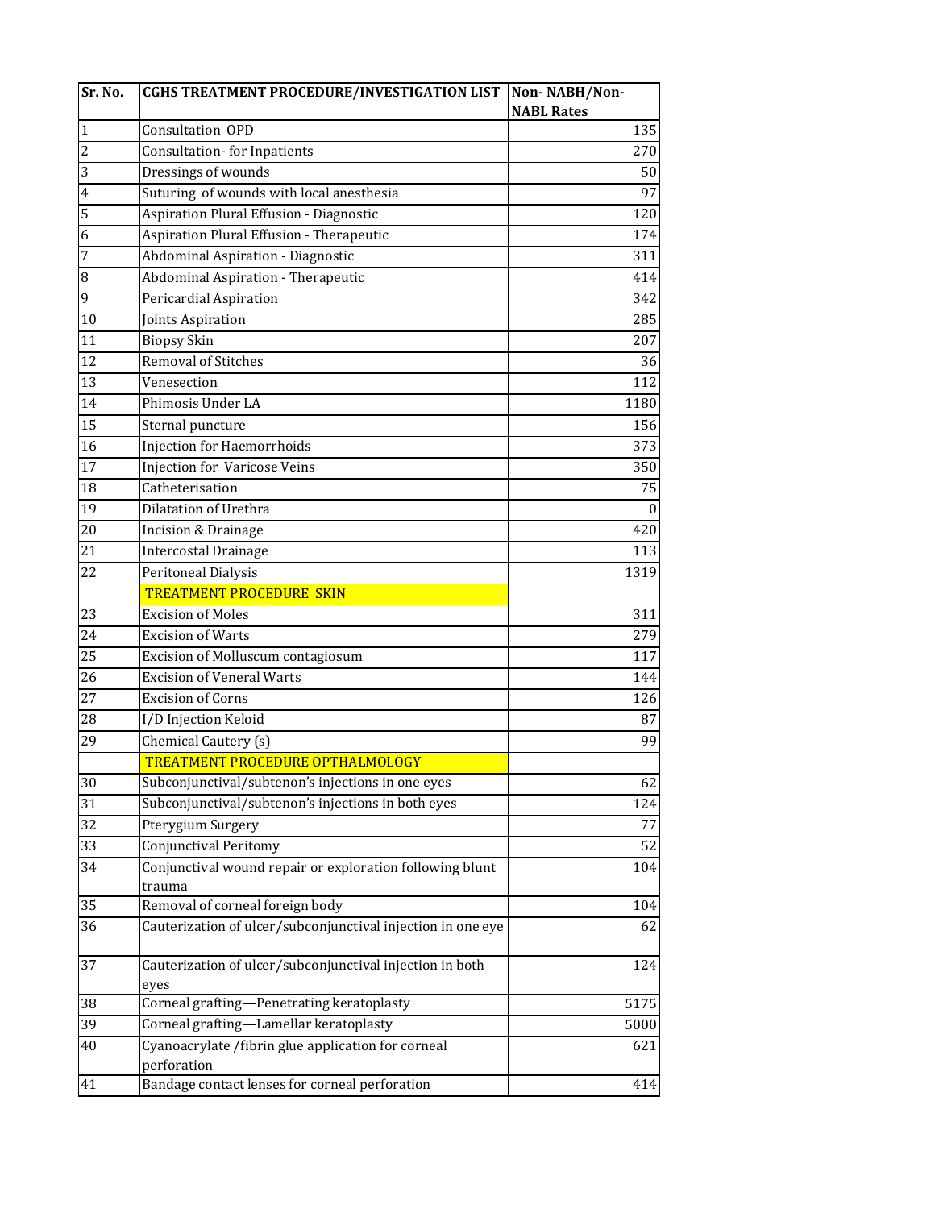| Sr. No. | CGHS TREATMENT PROCEDURE/INVESTIGATION LIST | Non- NABH/Non-NABL Rates |
|---|---|---|
| 1 | Consultation OPD | 135 |
| 2 | Consultation- for Inpatients | 270 |
| 3 | Dressings of wounds | 50 |
| 4 | Suturing of wounds with local anesthesia | 97 |
| 5 | Aspiration Plural Effusion - Diagnostic | 120 |
| 6 | Aspiration Plural Effusion - Therapeutic | 174 |
| 7 | Abdominal Aspiration - Diagnostic | 311 |
| 8 | Abdominal Aspiration - Therapeutic | 414 |
| 9 | Pericardial Aspiration | 342 |
| 10 | Joints Aspiration | 285 |
| 11 | Biopsy Skin | 207 |
| 12 | Removal of Stitches | 36 |
| 13 | Venesection | 112 |
| 14 | Phimosis Under LA | 1180 |
| 15 | Sternal puncture | 156 |
| 16 | Injection for Haemorrhoids | 373 |
| 17 | Injection for Varicose Veins | 350 |
| 18 | Catheterisation | 75 |
| 19 | Dilatation of Urethra | 0 |
| 20 | Incision & Drainage | 420 |
| 21 | Intercostal Drainage | 113 |
| 22 | Peritoneal Dialysis | 1319 |
| | TREATMENT PROCEDURE SKIN | |
| 23 | Excision of Moles | 311 |
| 24 | Excision of Warts | 279 |
| 25 | Excision of Molluscum contagiosum | 117 |
| 26 | Excision of Veneral Warts | 144 |
| 27 | Excision of Corns | 126 |
| 28 | I/D Injection Keloid | 87 |
| 29 | Chemical Cautery (s) | 99 |
| | TREATMENT PROCEDURE OPTHALMOLOGY | |
| 30 | Subconjunctival/subtenon's injections in one eyes | 62 |
| 31 | Subconjunctival/subtenon's injections in both eyes | 124 |
| 32 | Pterygium Surgery | 77 |
| 33 | Conjunctival Peritomy | 52 |
| 34 | Conjunctival wound repair or exploration following blunt trauma | 104 |
| 35 | Removal of corneal foreign body | 104 |
| 36 | Cauterization of ulcer/subconjunctival injection in one eye | 62 |
| 37 | Cauterization of ulcer/subconjunctival injection in both eyes | 124 |
| 38 | Corneal grafting—Penetrating keratoplasty | 5175 |
| 39 | Corneal grafting—Lamellar keratoplasty | 5000 |
| 40 | Cyanoacrylate /fibrin glue application for corneal perforation | 621 |
| 41 | Bandage contact lenses for corneal perforation | 414 |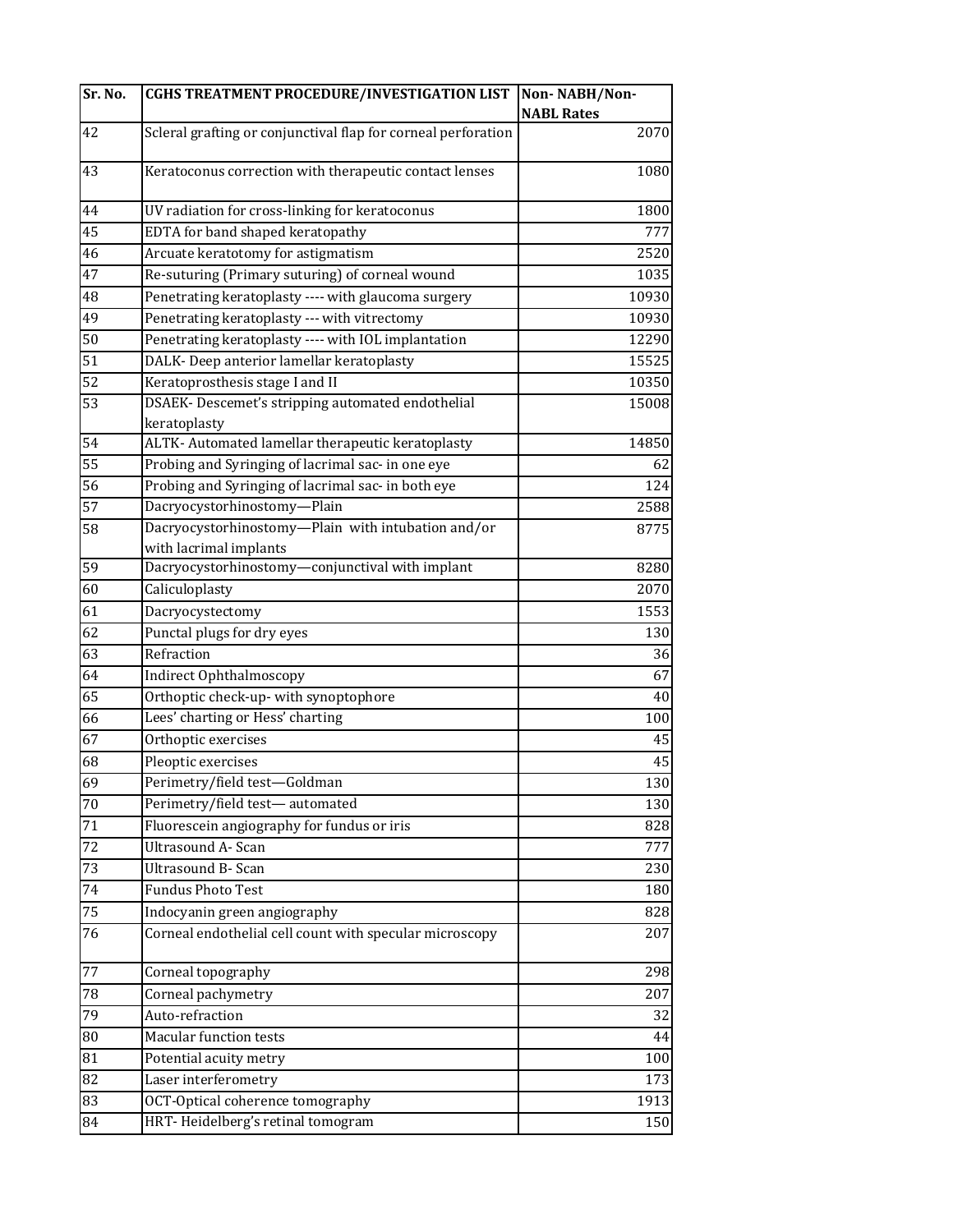| Sr. No. | CGHS TREATMENT PROCEDURE/INVESTIGATION LIST | Non- NABH/Non-NABL Rates |
|---|---|---|
| 42 | Scleral grafting or conjunctival flap for corneal perforation | 2070 |
| 43 | Keratoconus correction with therapeutic contact lenses | 1080 |
| 44 | UV radiation for cross-linking for keratoconus | 1800 |
| 45 | EDTA for band shaped keratopathy | 777 |
| 46 | Arcuate keratotomy for astigmatism | 2520 |
| 47 | Re-suturing (Primary suturing) of corneal wound | 1035 |
| 48 | Penetrating keratoplasty ---- with glaucoma surgery | 10930 |
| 49 | Penetrating keratoplasty --- with vitrectomy | 10930 |
| 50 | Penetrating keratoplasty ---- with IOL implantation | 12290 |
| 51 | DALK- Deep anterior lamellar keratoplasty | 15525 |
| 52 | Keratoprosthesis stage I and II | 10350 |
| 53 | DSAEK- Descemet's stripping automated endothelial keratoplasty | 15008 |
| 54 | ALTK- Automated lamellar therapeutic keratoplasty | 14850 |
| 55 | Probing and Syringing of lacrimal sac- in one eye | 62 |
| 56 | Probing and Syringing of lacrimal sac- in both eye | 124 |
| 57 | Dacryocystorhinostomy—Plain | 2588 |
| 58 | Dacryocystorhinostomy—Plain with intubation and/or with lacrimal implants | 8775 |
| 59 | Dacryocystorhinostomy—conjunctival with implant | 8280 |
| 60 | Caliculoplasty | 2070 |
| 61 | Dacryocystectomy | 1553 |
| 62 | Punctal plugs for dry eyes | 130 |
| 63 | Refraction | 36 |
| 64 | Indirect Ophthalmoscopy | 67 |
| 65 | Orthoptic check-up- with synoptophore | 40 |
| 66 | Lees' charting or Hess' charting | 100 |
| 67 | Orthoptic exercises | 45 |
| 68 | Pleoptic exercises | 45 |
| 69 | Perimetry/field test—Goldman | 130 |
| 70 | Perimetry/field test— automated | 130 |
| 71 | Fluorescein angiography for fundus or iris | 828 |
| 72 | Ultrasound A- Scan | 777 |
| 73 | Ultrasound B- Scan | 230 |
| 74 | Fundus Photo Test | 180 |
| 75 | Indocyanin green angiography | 828 |
| 76 | Corneal endothelial cell count with specular microscopy | 207 |
| 77 | Corneal topography | 298 |
| 78 | Corneal pachymetry | 207 |
| 79 | Auto-refraction | 32 |
| 80 | Macular function tests | 44 |
| 81 | Potential acuity metry | 100 |
| 82 | Laser interferometry | 173 |
| 83 | OCT-Optical coherence tomography | 1913 |
| 84 | HRT- Heidelberg's retinal tomogram | 150 |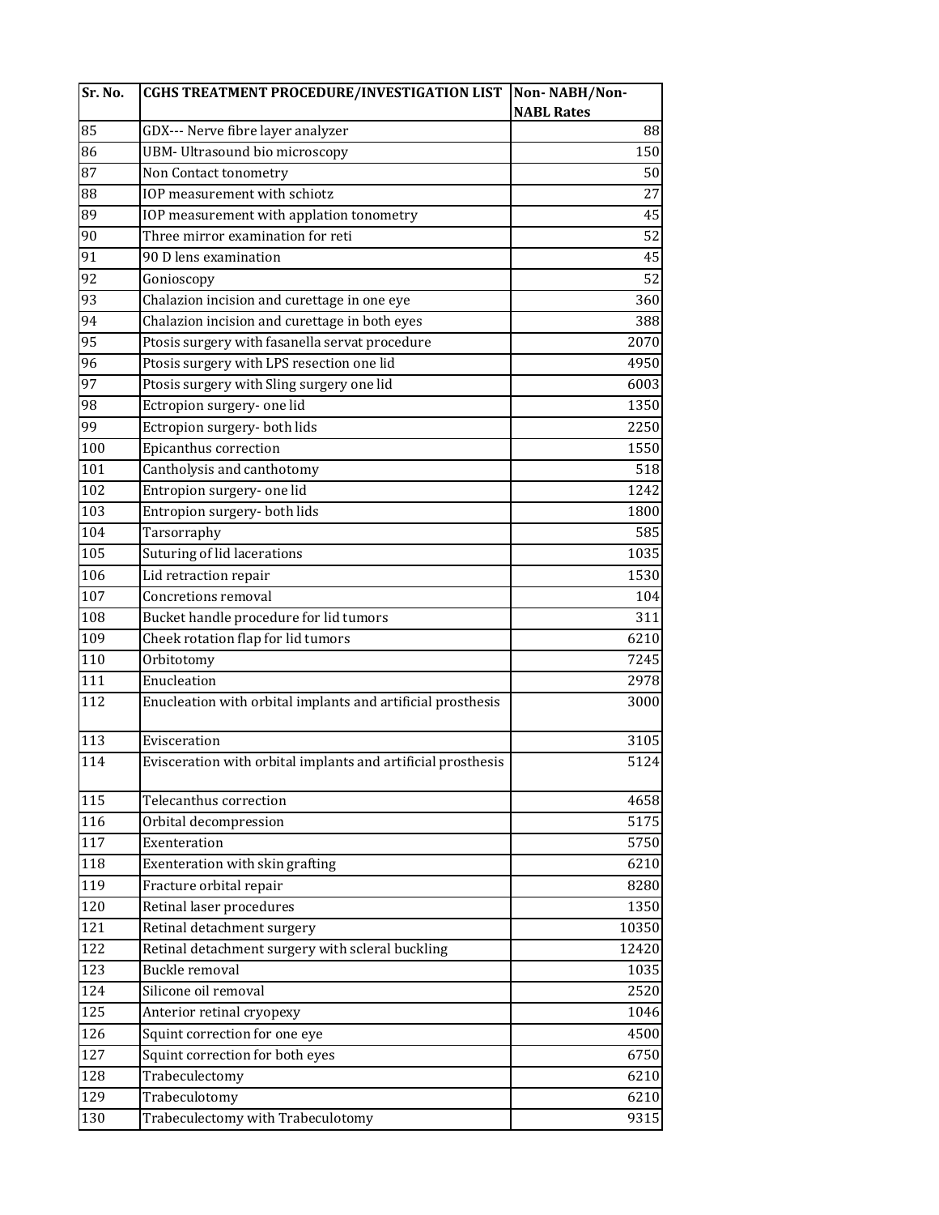| Sr. No. | CGHS TREATMENT PROCEDURE/INVESTIGATION LIST | Non- NABH/Non-NABL Rates |
|---|---|---|
| 85 | GDX--- Nerve fibre layer analyzer | 88 |
| 86 | UBM- Ultrasound bio microscopy | 150 |
| 87 | Non Contact tonometry | 50 |
| 88 | IOP measurement with schiotz | 27 |
| 89 | IOP measurement with applation tonometry | 45 |
| 90 | Three mirror examination for reti | 52 |
| 91 | 90 D lens examination | 45 |
| 92 | Gonioscopy | 52 |
| 93 | Chalazion incision and curettage in one eye | 360 |
| 94 | Chalazion incision and curettage in both eyes | 388 |
| 95 | Ptosis surgery with fasanella servat procedure | 2070 |
| 96 | Ptosis surgery with LPS resection one lid | 4950 |
| 97 | Ptosis surgery with Sling surgery one lid | 6003 |
| 98 | Ectropion surgery- one lid | 1350 |
| 99 | Ectropion surgery- both lids | 2250 |
| 100 | Epicanthus correction | 1550 |
| 101 | Cantholysis and canthotomy | 518 |
| 102 | Entropion surgery- one lid | 1242 |
| 103 | Entropion surgery- both lids | 1800 |
| 104 | Tarsorraphy | 585 |
| 105 | Suturing of lid lacerations | 1035 |
| 106 | Lid retraction repair | 1530 |
| 107 | Concretions removal | 104 |
| 108 | Bucket handle procedure for lid tumors | 311 |
| 109 | Cheek rotation flap for lid tumors | 6210 |
| 110 | Orbitotomy | 7245 |
| 111 | Enucleation | 2978 |
| 112 | Enucleation with orbital implants and artificial prosthesis | 3000 |
| 113 | Evisceration | 3105 |
| 114 | Evisceration with orbital implants and artificial prosthesis | 5124 |
| 115 | Telecanthus correction | 4658 |
| 116 | Orbital decompression | 5175 |
| 117 | Exenteration | 5750 |
| 118 | Exenteration with skin grafting | 6210 |
| 119 | Fracture orbital repair | 8280 |
| 120 | Retinal laser procedures | 1350 |
| 121 | Retinal detachment surgery | 10350 |
| 122 | Retinal detachment surgery with scleral buckling | 12420 |
| 123 | Buckle removal | 1035 |
| 124 | Silicone oil removal | 2520 |
| 125 | Anterior retinal cryopexy | 1046 |
| 126 | Squint correction for one eye | 4500 |
| 127 | Squint correction for both eyes | 6750 |
| 128 | Trabeculectomy | 6210 |
| 129 | Trabeculotomy | 6210 |
| 130 | Trabeculectomy with Trabeculotomy | 9315 |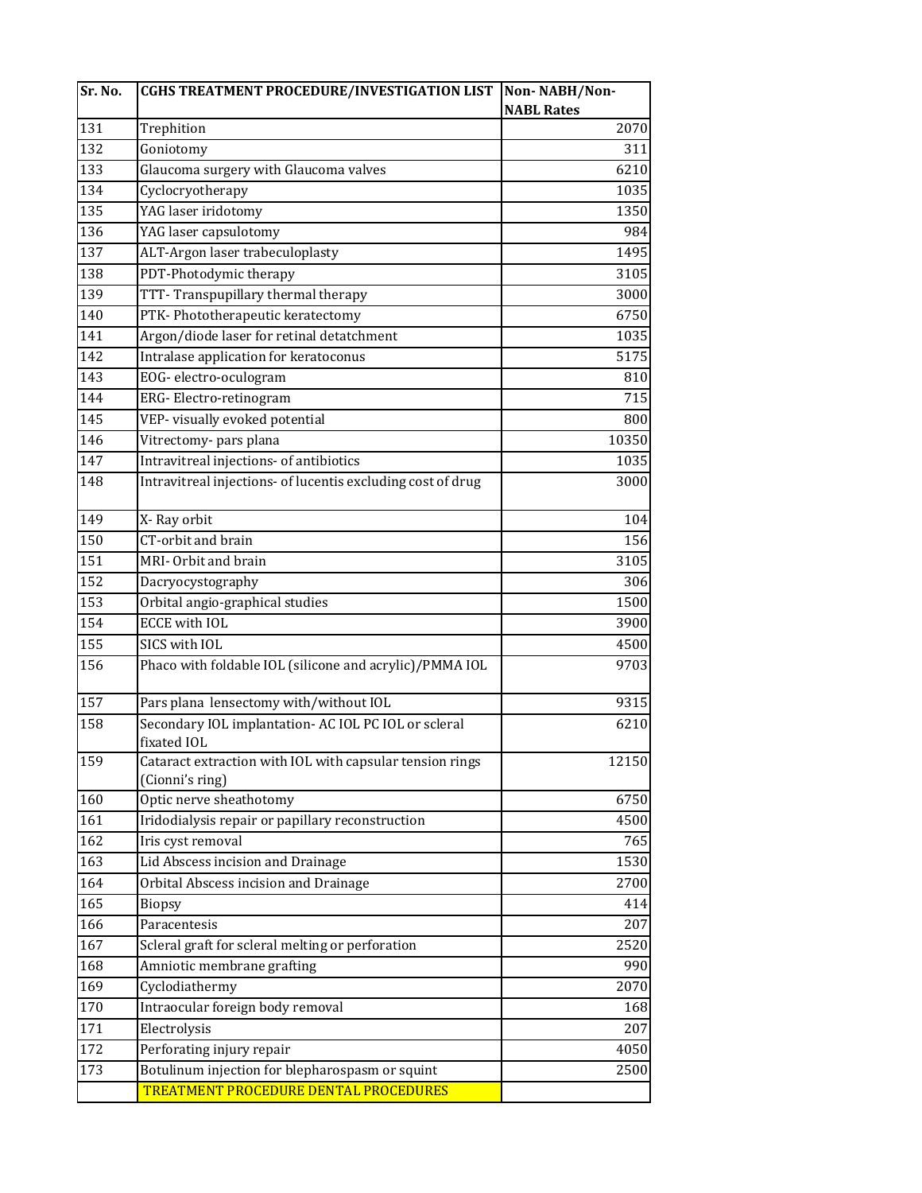| Sr. No. | CGHS TREATMENT PROCEDURE/INVESTIGATION LIST | Non- NABH/Non-NABL Rates |
|---|---|---|
| 131 | Trephition | 2070 |
| 132 | Goniotomy | 311 |
| 133 | Glaucoma surgery with Glaucoma valves | 6210 |
| 134 | Cyclocryotherapy | 1035 |
| 135 | YAG laser iridotomy | 1350 |
| 136 | YAG laser capsulotomy | 984 |
| 137 | ALT-Argon laser trabeculoplasty | 1495 |
| 138 | PDT-Photodymic therapy | 3105 |
| 139 | TTT- Transpupillary thermal therapy | 3000 |
| 140 | PTK- Phototherapeutic keratectomy | 6750 |
| 141 | Argon/diode laser for retinal detatchment | 1035 |
| 142 | Intralase application for keratoconus | 5175 |
| 143 | EOG- electro-oculogram | 810 |
| 144 | ERG- Electro-retinogram | 715 |
| 145 | VEP- visually evoked potential | 800 |
| 146 | Vitrectomy- pars plana | 10350 |
| 147 | Intravitreal injections- of antibiotics | 1035 |
| 148 | Intravitreal injections- of lucentis excluding cost of drug | 3000 |
| 149 | X- Ray orbit | 104 |
| 150 | CT-orbit and brain | 156 |
| 151 | MRI- Orbit and brain | 3105 |
| 152 | Dacryocystography | 306 |
| 153 | Orbital angio-graphical studies | 1500 |
| 154 | ECCE with IOL | 3900 |
| 155 | SICS with IOL | 4500 |
| 156 | Phaco with foldable IOL (silicone and acrylic)/PMMA IOL | 9703 |
| 157 | Pars plana lensectomy with/without IOL | 9315 |
| 158 | Secondary IOL implantation- AC IOL PC IOL or scleral fixated IOL | 6210 |
| 159 | Cataract extraction with IOL with capsular tension rings (Cionni's ring) | 12150 |
| 160 | Optic nerve sheathotomy | 6750 |
| 161 | Iridodialysis repair or papillary reconstruction | 4500 |
| 162 | Iris cyst removal | 765 |
| 163 | Lid Abscess incision and Drainage | 1530 |
| 164 | Orbital Abscess incision and Drainage | 2700 |
| 165 | Biopsy | 414 |
| 166 | Paracentesis | 207 |
| 167 | Scleral graft for scleral melting or perforation | 2520 |
| 168 | Amniotic membrane grafting | 990 |
| 169 | Cyclodiathermy | 2070 |
| 170 | Intraocular foreign body removal | 168 |
| 171 | Electrolysis | 207 |
| 172 | Perforating injury repair | 4050 |
| 173 | Botulinum injection for blepharospasm or squint | 2500 |
| | TREATMENT PROCEDURE DENTAL PROCEDURES | |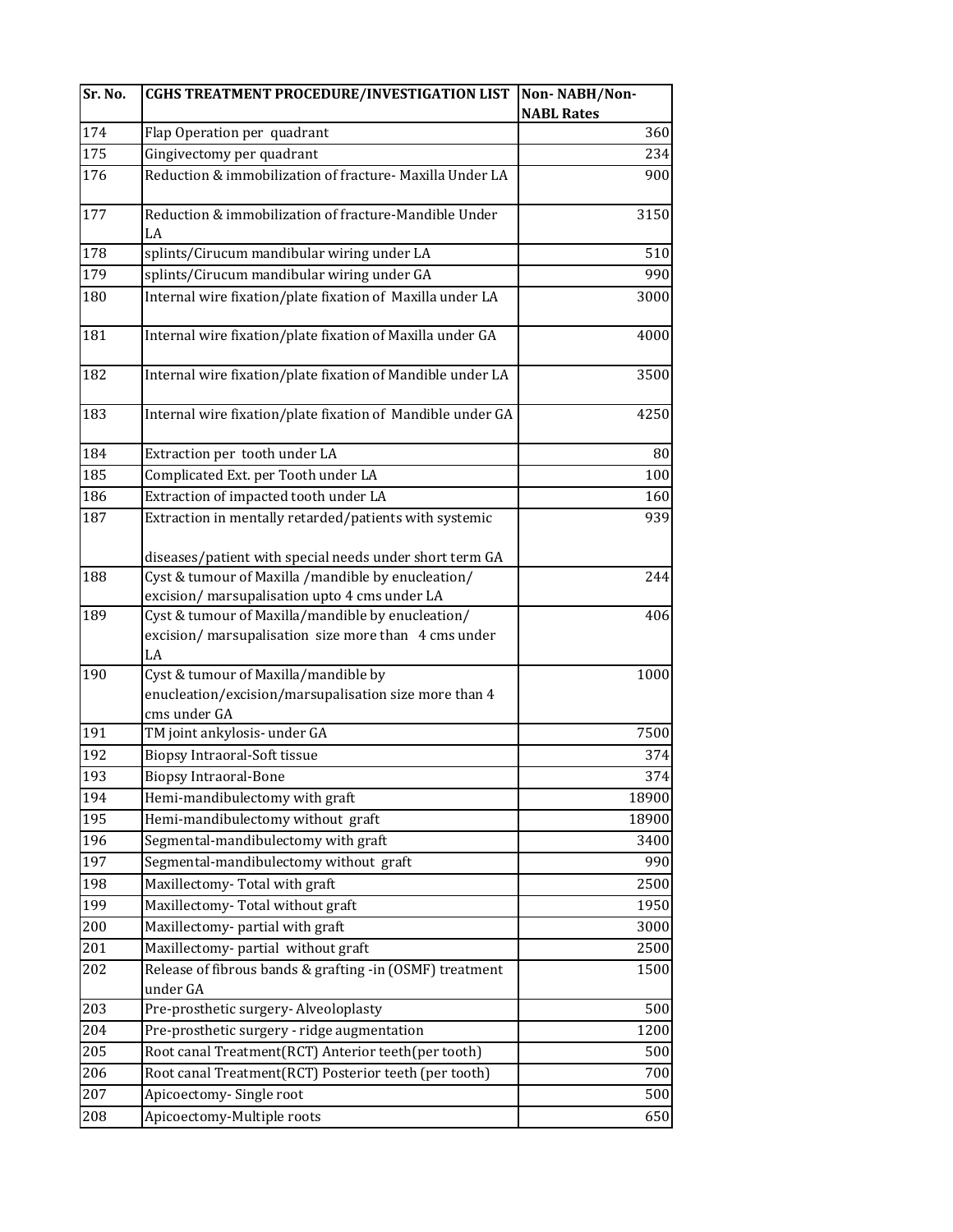| Sr. No. | CGHS TREATMENT PROCEDURE/INVESTIGATION LIST | Non- NABH/Non-NABL Rates |
|---|---|---|
| 174 | Flap Operation per quadrant | 360 |
| 175 | Gingivectomy per quadrant | 234 |
| 176 | Reduction & immobilization of fracture- Maxilla Under LA | 900 |
| 177 | Reduction & immobilization of fracture-Mandible Under LA | 3150 |
| 178 | splints/Cirucum mandibular wiring under LA | 510 |
| 179 | splints/Cirucum mandibular wiring under GA | 990 |
| 180 | Internal wire fixation/plate fixation of Maxilla under LA | 3000 |
| 181 | Internal wire fixation/plate fixation of Maxilla under GA | 4000 |
| 182 | Internal wire fixation/plate fixation of Mandible under LA | 3500 |
| 183 | Internal wire fixation/plate fixation of Mandible under GA | 4250 |
| 184 | Extraction per tooth under LA | 80 |
| 185 | Complicated Ext. per Tooth under LA | 100 |
| 186 | Extraction of impacted tooth under LA | 160 |
| 187 | Extraction in mentally retarded/patients with systemic diseases/patient with special needs under short term GA | 939 |
| 188 | Cyst & tumour of Maxilla /mandible by enucleation/ excision/ marsupalisation upto 4 cms under LA | 244 |
| 189 | Cyst & tumour of Maxilla/mandible by enucleation/ excision/ marsupalisation size more than 4 cms under LA | 406 |
| 190 | Cyst & tumour of Maxilla/mandible by enucleation/excision/marsupalisation size more than 4 cms under GA | 1000 |
| 191 | TM joint ankylosis- under GA | 7500 |
| 192 | Biopsy Intraoral-Soft tissue | 374 |
| 193 | Biopsy Intraoral-Bone | 374 |
| 194 | Hemi-mandibulectomy with graft | 18900 |
| 195 | Hemi-mandibulectomy without graft | 18900 |
| 196 | Segmental-mandibulectomy with graft | 3400 |
| 197 | Segmental-mandibulectomy without graft | 990 |
| 198 | Maxillectomy- Total with graft | 2500 |
| 199 | Maxillectomy- Total without graft | 1950 |
| 200 | Maxillectomy- partial with graft | 3000 |
| 201 | Maxillectomy- partial without graft | 2500 |
| 202 | Release of fibrous bands & grafting -in (OSMF) treatment under GA | 1500 |
| 203 | Pre-prosthetic surgery- Alveoloplasty | 500 |
| 204 | Pre-prosthetic surgery - ridge augmentation | 1200 |
| 205 | Root canal Treatment(RCT) Anterior teeth(per tooth) | 500 |
| 206 | Root canal Treatment(RCT) Posterior teeth (per tooth) | 700 |
| 207 | Apicoectomy- Single root | 500 |
| 208 | Apicoectomy-Multiple roots | 650 |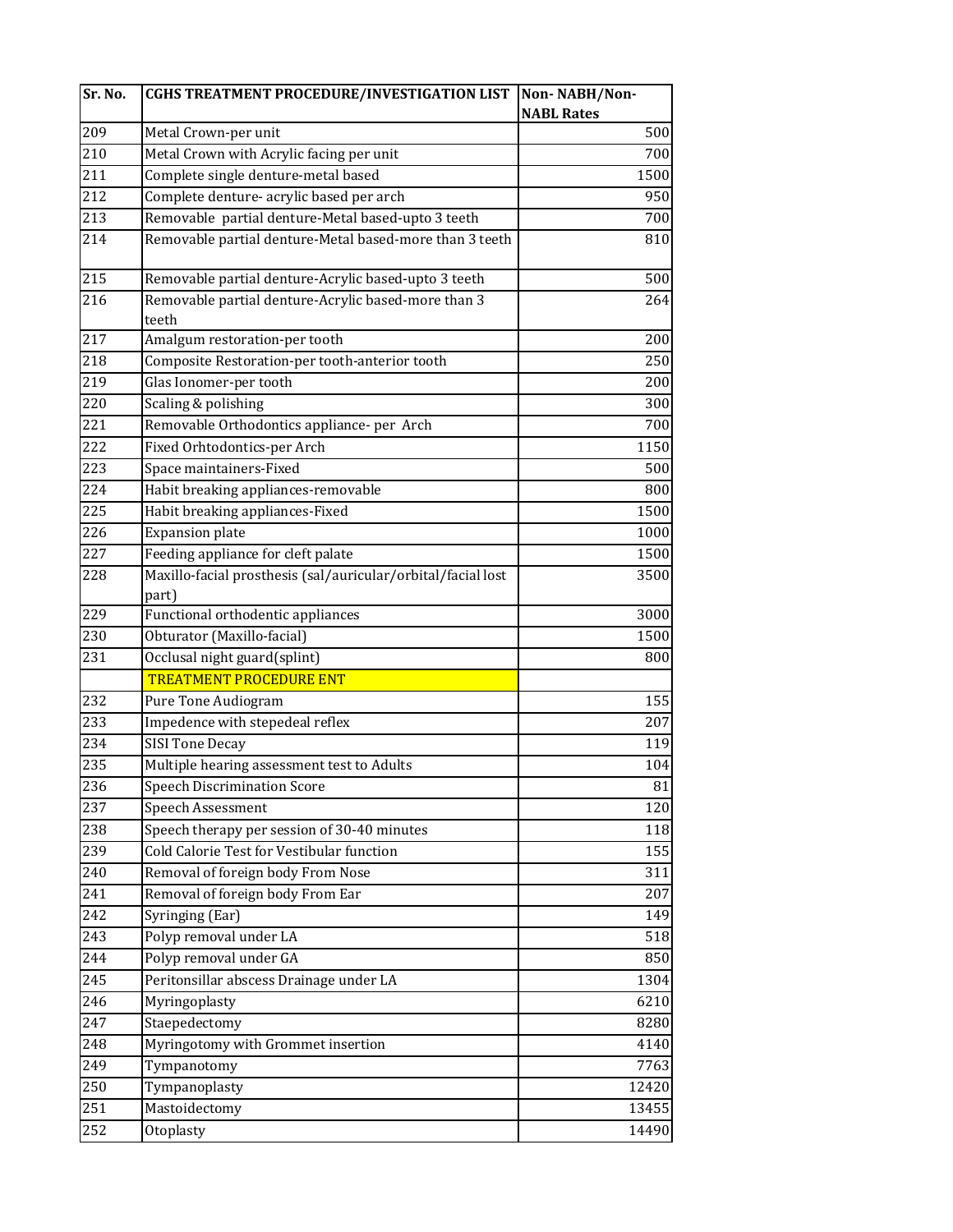| Sr. No. | CGHS TREATMENT PROCEDURE/INVESTIGATION LIST | Non- NABH/Non-NABL Rates |
|---|---|---|
| 209 | Metal Crown-per unit | 500 |
| 210 | Metal Crown with Acrylic facing per unit | 700 |
| 211 | Complete single denture-metal based | 1500 |
| 212 | Complete denture- acrylic based per arch | 950 |
| 213 | Removable partial denture-Metal based-upto 3 teeth | 700 |
| 214 | Removable partial denture-Metal based-more than 3 teeth | 810 |
| 215 | Removable partial denture-Acrylic based-upto 3 teeth | 500 |
| 216 | Removable partial denture-Acrylic based-more than 3 teeth | 264 |
| 217 | Amalgum restoration-per tooth | 200 |
| 218 | Composite Restoration-per tooth-anterior tooth | 250 |
| 219 | Glas Ionomer-per tooth | 200 |
| 220 | Scaling & polishing | 300 |
| 221 | Removable Orthodontics appliance- per Arch | 700 |
| 222 | Fixed Orhtodontics-per Arch | 1150 |
| 223 | Space maintainers-Fixed | 500 |
| 224 | Habit breaking appliances-removable | 800 |
| 225 | Habit breaking appliances-Fixed | 1500 |
| 226 | Expansion plate | 1000 |
| 227 | Feeding appliance for cleft palate | 1500 |
| 228 | Maxillo-facial prosthesis (sal/auricular/orbital/facial lost part) | 3500 |
| 229 | Functional orthodentic appliances | 3000 |
| 230 | Obturator (Maxillo-facial) | 1500 |
| 231 | Occlusal night guard(splint) | 800 |
| | **TREATMENT PROCEDURE ENT** | |
| 232 | Pure Tone Audiogram | 155 |
| 233 | Impedence with stepedeal reflex | 207 |
| 234 | SISI Tone Decay | 119 |
| 235 | Multiple hearing assessment test to Adults | 104 |
| 236 | Speech Discrimination Score | 81 |
| 237 | Speech Assessment | 120 |
| 238 | Speech therapy per session of 30-40 minutes | 118 |
| 239 | Cold Calorie Test for Vestibular function | 155 |
| 240 | Removal of foreign body From Nose | 311 |
| 241 | Removal of foreign body From Ear | 207 |
| 242 | Syringing (Ear) | 149 |
| 243 | Polyp removal under LA | 518 |
| 244 | Polyp removal under GA | 850 |
| 245 | Peritonsillar abscess Drainage under LA | 1304 |
| 246 | Myringoplasty | 6210 |
| 247 | Staepedectomy | 8280 |
| 248 | Myringotomy with Grommet insertion | 4140 |
| 249 | Tympanotomy | 7763 |
| 250 | Tympanoplasty | 12420 |
| 251 | Mastoidectomy | 13455 |
| 252 | Otoplasty | 14490 |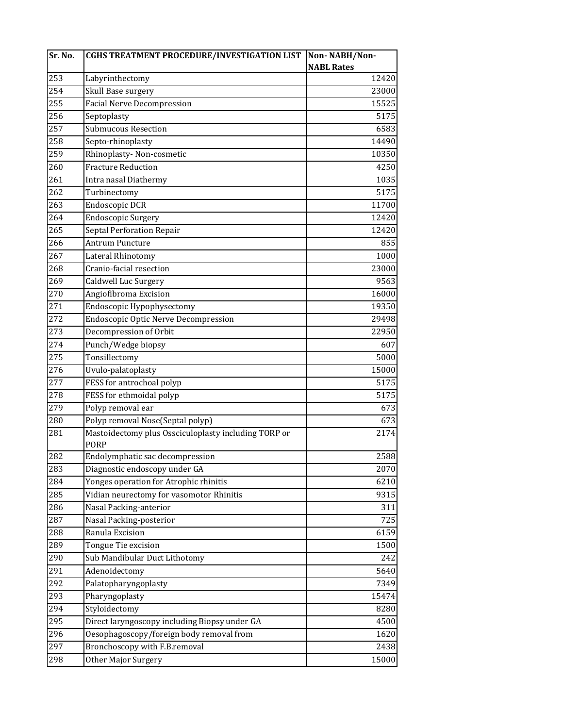| Sr. No. | CGHS TREATMENT PROCEDURE/INVESTIGATION LIST | Non- NABH/Non-NABL Rates |
|---|---|---|
| 253 | Labyrinthectomy | 12420 |
| 254 | Skull Base surgery | 23000 |
| 255 | Facial Nerve Decompression | 15525 |
| 256 | Septoplasty | 5175 |
| 257 | Submucous Resection | 6583 |
| 258 | Septo-rhinoplasty | 14490 |
| 259 | Rhinoplasty- Non-cosmetic | 10350 |
| 260 | Fracture Reduction | 4250 |
| 261 | Intra nasal Diathermy | 1035 |
| 262 | Turbinectomy | 5175 |
| 263 | Endoscopic DCR | 11700 |
| 264 | Endoscopic Surgery | 12420 |
| 265 | Septal Perforation Repair | 12420 |
| 266 | Antrum Puncture | 855 |
| 267 | Lateral Rhinotomy | 1000 |
| 268 | Cranio-facial resection | 23000 |
| 269 | Caldwell Luc Surgery | 9563 |
| 270 | Angiofibroma Excision | 16000 |
| 271 | Endoscopic Hypophysectomy | 19350 |
| 272 | Endoscopic Optic Nerve Decompression | 29498 |
| 273 | Decompression of Orbit | 22950 |
| 274 | Punch/Wedge biopsy | 607 |
| 275 | Tonsillectomy | 5000 |
| 276 | Uvulo-palatoplasty | 15000 |
| 277 | FESS for antrochoal polyp | 5175 |
| 278 | FESS for ethmoidal polyp | 5175 |
| 279 | Polyp removal ear | 673 |
| 280 | Polyp removal Nose(Septal polyp) | 673 |
| 281 | Mastoidectomy plus Ossciculoplasty including TORP or PORP | 2174 |
| 282 | Endolymphatic sac decompression | 2588 |
| 283 | Diagnostic endoscopy under GA | 2070 |
| 284 | Yonges operation for Atrophic rhinitis | 6210 |
| 285 | Vidian neurectomy for vasomotor Rhinitis | 9315 |
| 286 | Nasal Packing-anterior | 311 |
| 287 | Nasal Packing-posterior | 725 |
| 288 | Ranula Excision | 6159 |
| 289 | Tongue Tie excision | 1500 |
| 290 | Sub Mandibular Duct Lithotomy | 242 |
| 291 | Adenoidectomy | 5640 |
| 292 | Palatopharyngoplasty | 7349 |
| 293 | Pharyngoplasty | 15474 |
| 294 | Styloidectomy | 8280 |
| 295 | Direct laryngoscopy including Biopsy under GA | 4500 |
| 296 | Oesophagoscopy/foreign body removal from | 1620 |
| 297 | Bronchoscopy with F.B.removal | 2438 |
| 298 | Other Major Surgery | 15000 |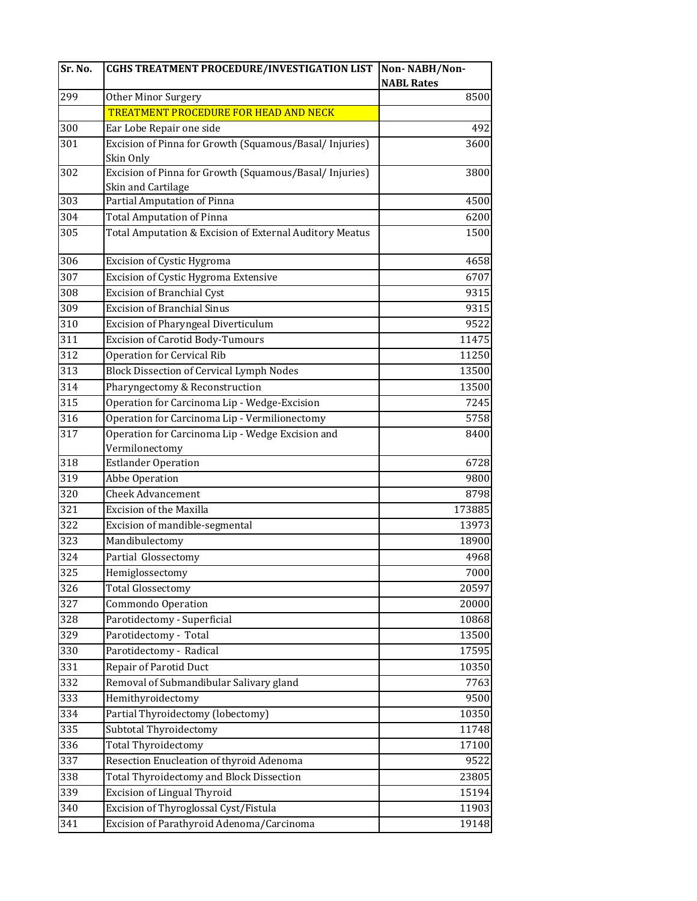| Sr. No. | CGHS TREATMENT PROCEDURE/INVESTIGATION LIST | Non- NABH/Non-NABL Rates |
| --- | --- | --- |
| 299 | Other Minor Surgery | 8500 |
|  | TREATMENT PROCEDURE FOR HEAD AND NECK |  |
| 300 | Ear Lobe Repair one side | 492 |
| 301 | Excision of Pinna for Growth (Squamous/Basal/ Injuries) Skin Only | 3600 |
| 302 | Excision of Pinna for Growth (Squamous/Basal/ Injuries) Skin and Cartilage | 3800 |
| 303 | Partial Amputation of Pinna | 4500 |
| 304 | Total Amputation of Pinna | 6200 |
| 305 | Total Amputation & Excision of External Auditory Meatus | 1500 |
| 306 | Excision of Cystic Hygroma | 4658 |
| 307 | Excision of Cystic Hygroma Extensive | 6707 |
| 308 | Excision of Branchial Cyst | 9315 |
| 309 | Excision of Branchial Sinus | 9315 |
| 310 | Excision of Pharyngeal Diverticulum | 9522 |
| 311 | Excision of Carotid Body-Tumours | 11475 |
| 312 | Operation for Cervical Rib | 11250 |
| 313 | Block Dissection of Cervical Lymph Nodes | 13500 |
| 314 | Pharyngectomy & Reconstruction | 13500 |
| 315 | Operation for Carcinoma Lip - Wedge-Excision | 7245 |
| 316 | Operation for Carcinoma Lip - Vermilionectomy | 5758 |
| 317 | Operation for Carcinoma Lip - Wedge Excision and Vermilonectomy | 8400 |
| 318 | Estlander Operation | 6728 |
| 319 | Abbe Operation | 9800 |
| 320 | Cheek Advancement | 8798 |
| 321 | Excision of the Maxilla | 173885 |
| 322 | Excision of mandible-segmental | 13973 |
| 323 | Mandibulectomy | 18900 |
| 324 | Partial Glossectomy | 4968 |
| 325 | Hemiglossectomy | 7000 |
| 326 | Total Glossectomy | 20597 |
| 327 | Commondo Operation | 20000 |
| 328 | Parotidectomy - Superficial | 10868 |
| 329 | Parotidectomy - Total | 13500 |
| 330 | Parotidectomy - Radical | 17595 |
| 331 | Repair of Parotid Duct | 10350 |
| 332 | Removal of Submandibular Salivary gland | 7763 |
| 333 | Hemithyroidectomy | 9500 |
| 334 | Partial Thyroidectomy (lobectomy) | 10350 |
| 335 | Subtotal Thyroidectomy | 11748 |
| 336 | Total Thyroidectomy | 17100 |
| 337 | Resection Enucleation of thyroid Adenoma | 9522 |
| 338 | Total Thyroidectomy and Block Dissection | 23805 |
| 339 | Excision of Lingual Thyroid | 15194 |
| 340 | Excision of Thyroglossal Cyst/Fistula | 11903 |
| 341 | Excision of Parathyroid Adenoma/Carcinoma | 19148 |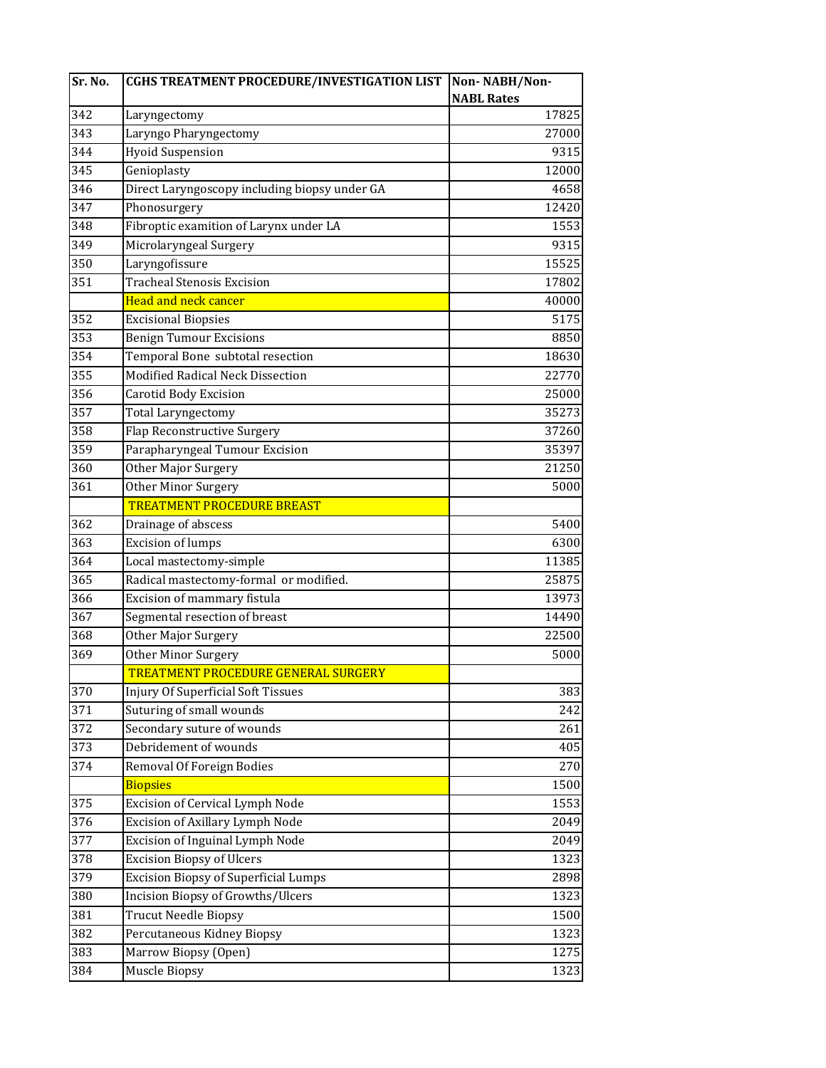| Sr. No. | CGHS TREATMENT PROCEDURE/INVESTIGATION LIST | Non- NABH/Non-NABL Rates |
|---|---|---|
| 342 | Laryngectomy | 17825 |
| 343 | Laryngo Pharyngectomy | 27000 |
| 344 | Hyoid Suspension | 9315 |
| 345 | Genioplasty | 12000 |
| 346 | Direct Laryngoscopy including biopsy under GA | 4658 |
| 347 | Phonosurgery | 12420 |
| 348 | Fibroptic examition of Larynx under LA | 1553 |
| 349 | Microlaryngeal Surgery | 9315 |
| 350 | Laryngofissure | 15525 |
| 351 | Tracheal Stenosis Excision | 17802 |
| | Head and neck cancer | 40000 |
| 352 | Excisional Biopsies | 5175 |
| 353 | Benign Tumour Excisions | 8850 |
| 354 | Temporal Bone subtotal resection | 18630 |
| 355 | Modified Radical Neck Dissection | 22770 |
| 356 | Carotid Body Excision | 25000 |
| 357 | Total Laryngectomy | 35273 |
| 358 | Flap Reconstructive Surgery | 37260 |
| 359 | Parapharyngeal Tumour Excision | 35397 |
| 360 | Other Major Surgery | 21250 |
| 361 | Other Minor Surgery | 5000 |
| | TREATMENT PROCEDURE BREAST | |
| 362 | Drainage of abscess | 5400 |
| 363 | Excision of lumps | 6300 |
| 364 | Local mastectomy-simple | 11385 |
| 365 | Radical mastectomy-formal or modified. | 25875 |
| 366 | Excision of mammary fistula | 13973 |
| 367 | Segmental resection of breast | 14490 |
| 368 | Other Major Surgery | 22500 |
| 369 | Other Minor Surgery | 5000 |
| | TREATMENT PROCEDURE GENERAL SURGERY | |
| 370 | Injury Of Superficial Soft Tissues | 383 |
| 371 | Suturing of small wounds | 242 |
| 372 | Secondary suture of wounds | 261 |
| 373 | Debridement of wounds | 405 |
| 374 | Removal Of Foreign Bodies | 270 |
| | Biopsies | 1500 |
| 375 | Excision of Cervical Lymph Node | 1553 |
| 376 | Excision of Axillary Lymph Node | 2049 |
| 377 | Excision of Inguinal Lymph Node | 2049 |
| 378 | Excision Biopsy of Ulcers | 1323 |
| 379 | Excision Biopsy of Superficial Lumps | 2898 |
| 380 | Incision Biopsy of Growths/Ulcers | 1323 |
| 381 | Trucut Needle Biopsy | 1500 |
| 382 | Percutaneous Kidney Biopsy | 1323 |
| 383 | Marrow Biopsy (Open) | 1275 |
| 384 | Muscle Biopsy | 1323 |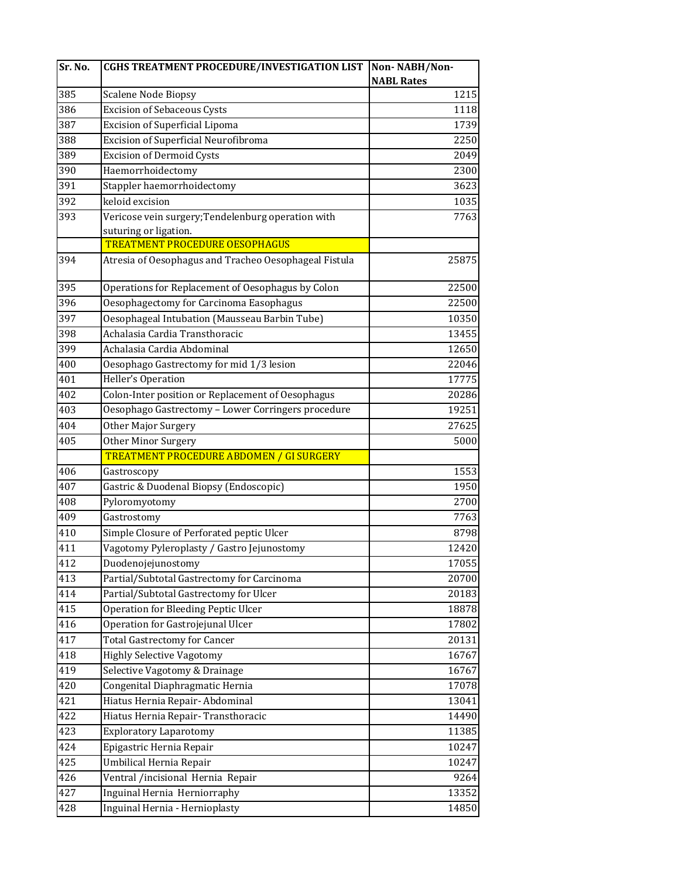| Sr. No. | CGHS TREATMENT PROCEDURE/INVESTIGATION LIST | Non- NABH/Non-NABL Rates |
|---|---|---|
| 385 | Scalene Node Biopsy | 1215 |
| 386 | Excision of Sebaceous Cysts | 1118 |
| 387 | Excision of Superficial Lipoma | 1739 |
| 388 | Excision of Superficial Neurofibroma | 2250 |
| 389 | Excision of Dermoid Cysts | 2049 |
| 390 | Haemorrhoidectomy | 2300 |
| 391 | Stappler haemorrhoidectomy | 3623 |
| 392 | keloid excision | 1035 |
| 393 | Vericose vein surgery;Tendelenburg operation with suturing or ligation. | 7763 |
| | TREATMENT PROCEDURE OESOPHAGUS | |
| 394 | Atresia of Oesophagus and Tracheo Oesophageal Fistula | 25875 |
| 395 | Operations for Replacement of Oesophagus by Colon | 22500 |
| 396 | Oesophagectomy for Carcinoma Easophagus | 22500 |
| 397 | Oesophageal Intubation (Mausseau Barbin Tube) | 10350 |
| 398 | Achalasia Cardia Transthoracic | 13455 |
| 399 | Achalasia Cardia Abdominal | 12650 |
| 400 | Oesophago Gastrectomy for mid 1/3 lesion | 22046 |
| 401 | Heller's Operation | 17775 |
| 402 | Colon-Inter position or Replacement of Oesophagus | 20286 |
| 403 | Oesophago Gastrectomy – Lower Corringers procedure | 19251 |
| 404 | Other Major Surgery | 27625 |
| 405 | Other Minor Surgery | 5000 |
| | TREATMENT PROCEDURE ABDOMEN / GI SURGERY | |
| 406 | Gastroscopy | 1553 |
| 407 | Gastric & Duodenal Biopsy (Endoscopic) | 1950 |
| 408 | Pyloromyotomy | 2700 |
| 409 | Gastrostomy | 7763 |
| 410 | Simple Closure of Perforated peptic Ulcer | 8798 |
| 411 | Vagotomy Pyleroplasty / Gastro Jejunostomy | 12420 |
| 412 | Duodenojejunostomy | 17055 |
| 413 | Partial/Subtotal Gastrectomy for Carcinoma | 20700 |
| 414 | Partial/Subtotal Gastrectomy for Ulcer | 20183 |
| 415 | Operation for Bleeding Peptic Ulcer | 18878 |
| 416 | Operation for Gastrojejunal Ulcer | 17802 |
| 417 | Total Gastrectomy for Cancer | 20131 |
| 418 | Highly Selective Vagotomy | 16767 |
| 419 | Selective Vagotomy & Drainage | 16767 |
| 420 | Congenital Diaphragmatic Hernia | 17078 |
| 421 | Hiatus Hernia Repair- Abdominal | 13041 |
| 422 | Hiatus Hernia Repair- Transthoracic | 14490 |
| 423 | Exploratory Laparotomy | 11385 |
| 424 | Epigastric Hernia Repair | 10247 |
| 425 | Umbilical Hernia Repair | 10247 |
| 426 | Ventral /incisional Hernia Repair | 9264 |
| 427 | Inguinal Hernia Herniorraphy | 13352 |
| 428 | Inguinal Hernia - Hernioplasty | 14850 |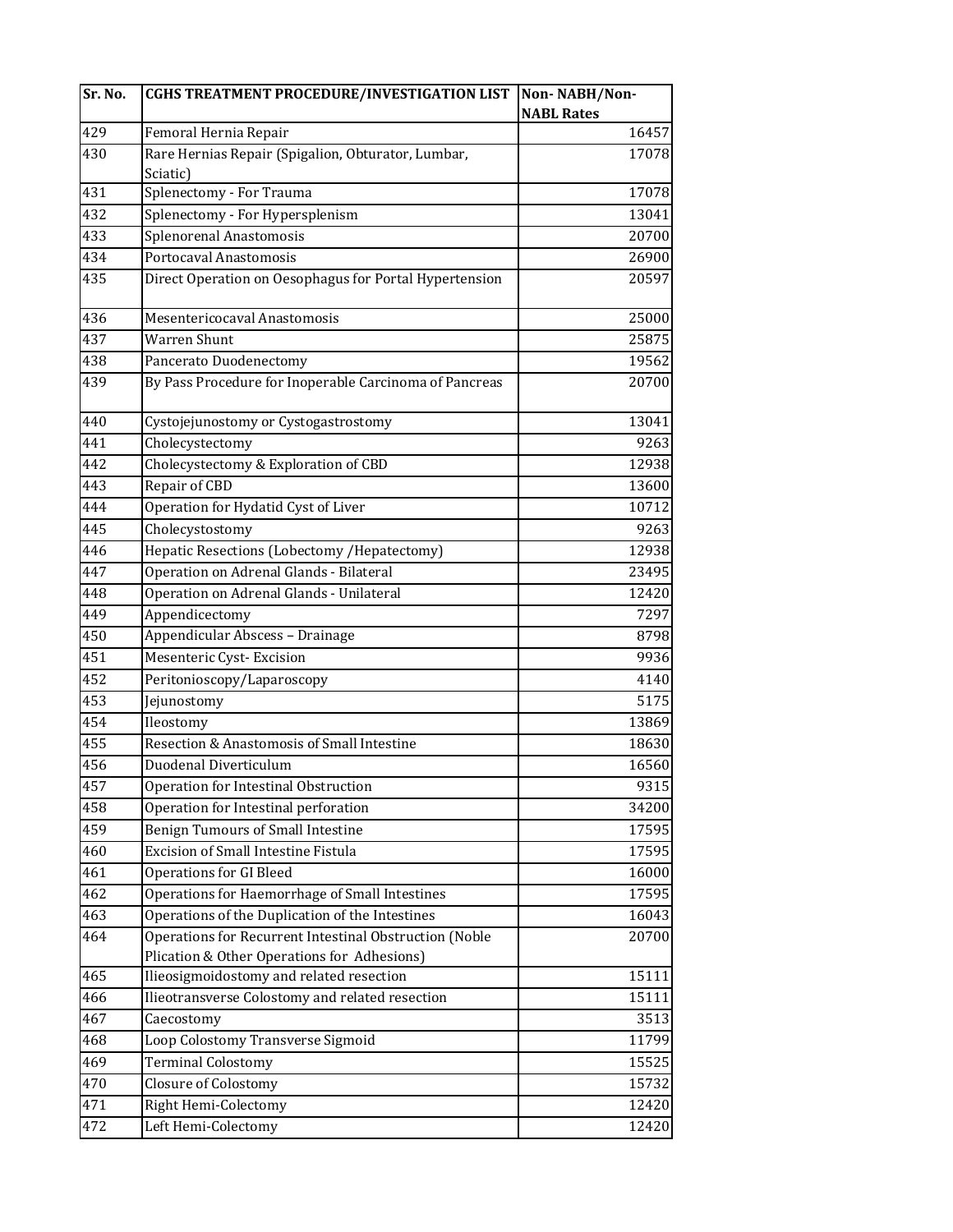| Sr. No. | CGHS TREATMENT PROCEDURE/INVESTIGATION LIST | Non- NABH/Non-NABL Rates |
|---|---|---|
| 429 | Femoral Hernia Repair | 16457 |
| 430 | Rare Hernias Repair (Spigalion, Obturator, Lumbar, Sciatic) | 17078 |
| 431 | Splenectomy - For Trauma | 17078 |
| 432 | Splenectomy - For Hypersplenism | 13041 |
| 433 | Splenorenal Anastomosis | 20700 |
| 434 | Portocaval Anastomosis | 26900 |
| 435 | Direct Operation on Oesophagus for Portal Hypertension | 20597 |
| 436 | Mesentericocaval Anastomosis | 25000 |
| 437 | Warren Shunt | 25875 |
| 438 | Pancerato Duodenectomy | 19562 |
| 439 | By Pass Procedure for Inoperable Carcinoma of Pancreas | 20700 |
| 440 | Cystojejunostomy or Cystogastrostomy | 13041 |
| 441 | Cholecystectomy | 9263 |
| 442 | Cholecystectomy & Exploration of CBD | 12938 |
| 443 | Repair of CBD | 13600 |
| 444 | Operation for Hydatid Cyst of Liver | 10712 |
| 445 | Cholecystostomy | 9263 |
| 446 | Hepatic Resections (Lobectomy /Hepatectomy) | 12938 |
| 447 | Operation on Adrenal Glands - Bilateral | 23495 |
| 448 | Operation on Adrenal Glands - Unilateral | 12420 |
| 449 | Appendicectomy | 7297 |
| 450 | Appendicular Abscess – Drainage | 8798 |
| 451 | Mesenteric Cyst- Excision | 9936 |
| 452 | Peritonioscopy/Laparoscopy | 4140 |
| 453 | Jejunostomy | 5175 |
| 454 | Ileostomy | 13869 |
| 455 | Resection & Anastomosis of Small Intestine | 18630 |
| 456 | Duodenal Diverticulum | 16560 |
| 457 | Operation for Intestinal Obstruction | 9315 |
| 458 | Operation for Intestinal perforation | 34200 |
| 459 | Benign Tumours of Small Intestine | 17595 |
| 460 | Excision of Small Intestine Fistula | 17595 |
| 461 | Operations for GI Bleed | 16000 |
| 462 | Operations for Haemorrhage of Small Intestines | 17595 |
| 463 | Operations of the Duplication of the Intestines | 16043 |
| 464 | Operations for Recurrent Intestinal Obstruction (Noble Plication & Other Operations for Adhesions) | 20700 |
| 465 | Ilieosigmoidostomy and related resection | 15111 |
| 466 | Ilieotransverse Colostomy and related resection | 15111 |
| 467 | Caecostomy | 3513 |
| 468 | Loop Colostomy Transverse Sigmoid | 11799 |
| 469 | Terminal Colostomy | 15525 |
| 470 | Closure of Colostomy | 15732 |
| 471 | Right Hemi-Colectomy | 12420 |
| 472 | Left Hemi-Colectomy | 12420 |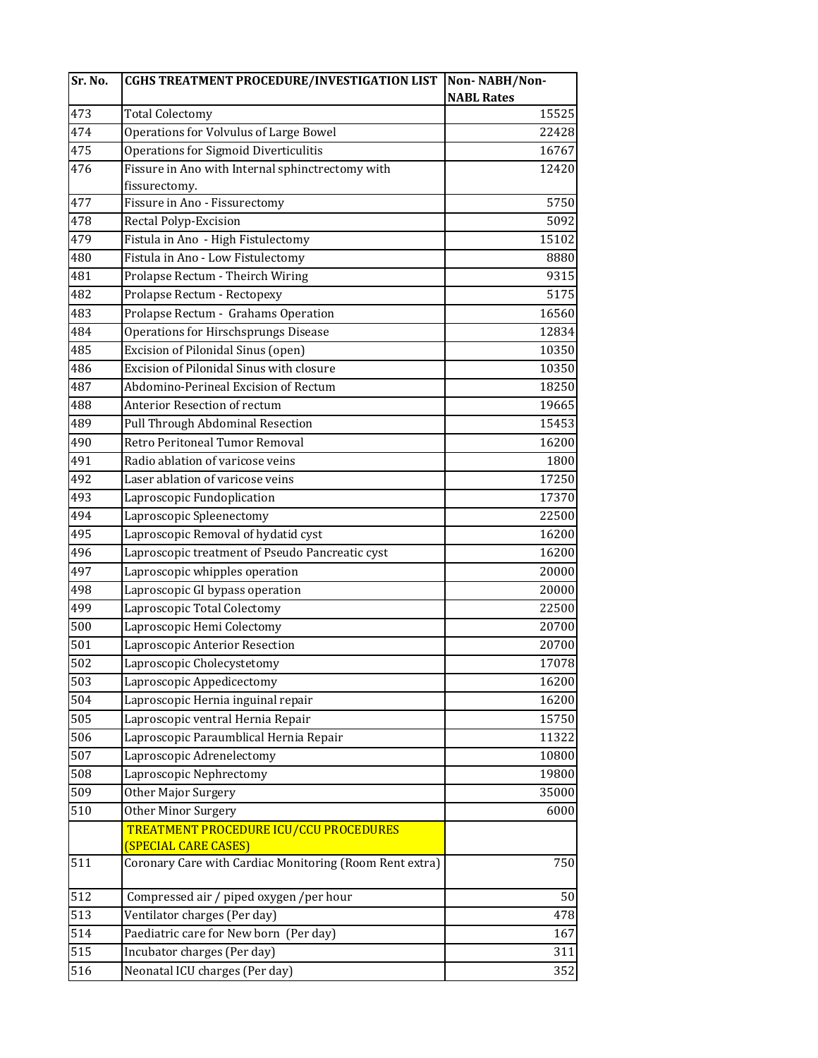| Sr. No. | CGHS TREATMENT PROCEDURE/INVESTIGATION LIST | Non- NABH/Non-NABL Rates |
|---|---|---|
| 473 | Total Colectomy | 15525 |
| 474 | Operations for Volvulus of Large Bowel | 22428 |
| 475 | Operations for Sigmoid Diverticulitis | 16767 |
| 476 | Fissure in Ano with Internal sphinctrectomy with fissurectomy. | 12420 |
| 477 | Fissure in Ano - Fissurectomy | 5750 |
| 478 | Rectal Polyp-Excision | 5092 |
| 479 | Fistula in Ano - High Fistulectomy | 15102 |
| 480 | Fistula in Ano - Low Fistulectomy | 8880 |
| 481 | Prolapse Rectum - Theirch Wiring | 9315 |
| 482 | Prolapse Rectum - Rectopexy | 5175 |
| 483 | Prolapse Rectum - Grahams Operation | 16560 |
| 484 | Operations for Hirschsprungs Disease | 12834 |
| 485 | Excision of Pilonidal Sinus (open) | 10350 |
| 486 | Excision of Pilonidal Sinus with closure | 10350 |
| 487 | Abdomino-Perineal Excision of Rectum | 18250 |
| 488 | Anterior Resection of rectum | 19665 |
| 489 | Pull Through Abdominal Resection | 15453 |
| 490 | Retro Peritoneal Tumor Removal | 16200 |
| 491 | Radio ablation of varicose veins | 1800 |
| 492 | Laser ablation of varicose veins | 17250 |
| 493 | Laproscopic Fundoplication | 17370 |
| 494 | Laproscopic Spleenectomy | 22500 |
| 495 | Laproscopic Removal of hydatid cyst | 16200 |
| 496 | Laproscopic treatment of Pseudo Pancreatic cyst | 16200 |
| 497 | Laproscopic whipples operation | 20000 |
| 498 | Laproscopic GI bypass operation | 20000 |
| 499 | Laproscopic Total Colectomy | 22500 |
| 500 | Laproscopic Hemi Colectomy | 20700 |
| 501 | Laproscopic Anterior Resection | 20700 |
| 502 | Laproscopic Cholecystetomy | 17078 |
| 503 | Laproscopic Appedicectomy | 16200 |
| 504 | Laproscopic Hernia inguinal repair | 16200 |
| 505 | Laproscopic ventral Hernia Repair | 15750 |
| 506 | Laproscopic Paraumblical Hernia Repair | 11322 |
| 507 | Laproscopic Adrenelectomy | 10800 |
| 508 | Laproscopic Nephrectomy | 19800 |
| 509 | Other Major Surgery | 35000 |
| 510 | Other Minor Surgery | 6000 |
| | TREATMENT PROCEDURE ICU/CCU PROCEDURES (SPECIAL CARE CASES) | |
| 511 | Coronary Care with Cardiac Monitoring (Room Rent extra) | 750 |
| 512 | Compressed air / piped oxygen /per hour | 50 |
| 513 | Ventilator charges (Per day) | 478 |
| 514 | Paediatric care for New born (Per day) | 167 |
| 515 | Incubator charges (Per day) | 311 |
| 516 | Neonatal ICU charges (Per day) | 352 |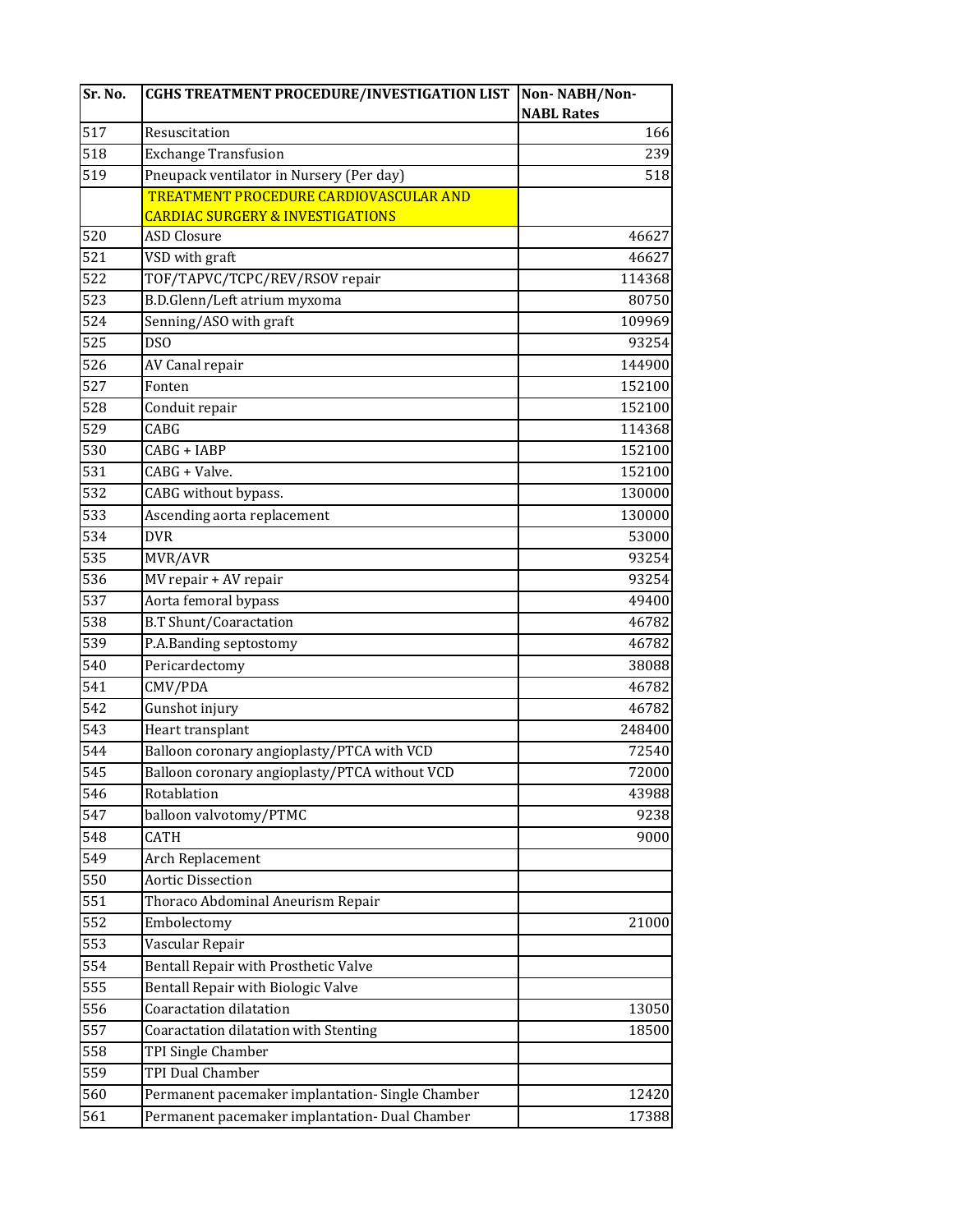| Sr. No. | CGHS TREATMENT PROCEDURE/INVESTIGATION LIST | Non- NABH/Non-NABL Rates |
|---|---|---|
| 517 | Resuscitation | 166 |
| 518 | Exchange Transfusion | 239 |
| 519 | Pneupack ventilator in Nursery (Per day) | 518 |
| | **TREATMENT PROCEDURE CARDIOVASCULAR AND CARDIAC SURGERY & INVESTIGATIONS** | |
| 520 | ASD Closure | 46627 |
| 521 | VSD with graft | 46627 |
| 522 | TOF/TAPVC/TCPC/REV/RSOV repair | 114368 |
| 523 | B.D.Glenn/Left atrium myxoma | 80750 |
| 524 | Senning/ASO with graft | 109969 |
| 525 | DSO | 93254 |
| 526 | AV Canal repair | 144900 |
| 527 | Fonten | 152100 |
| 528 | Conduit repair | 152100 |
| 529 | CABG | 114368 |
| 530 | CABG + IABP | 152100 |
| 531 | CABG + Valve. | 152100 |
| 532 | CABG without bypass. | 130000 |
| 533 | Ascending aorta replacement | 130000 |
| 534 | DVR | 53000 |
| 535 | MVR/AVR | 93254 |
| 536 | MV repair + AV repair | 93254 |
| 537 | Aorta femoral bypass | 49400 |
| 538 | B.T Shunt/Coaractation | 46782 |
| 539 | P.A.Banding septostomy | 46782 |
| 540 | Pericardectomy | 38088 |
| 541 | CMV/PDA | 46782 |
| 542 | Gunshot injury | 46782 |
| 543 | Heart transplant | 248400 |
| 544 | Balloon coronary angioplasty/PTCA with VCD | 72540 |
| 545 | Balloon coronary angioplasty/PTCA without VCD | 72000 |
| 546 | Rotablation | 43988 |
| 547 | balloon valvotomy/PTMC | 9238 |
| 548 | CATH | 9000 |
| 549 | Arch Replacement | |
| 550 | Aortic Dissection | |
| 551 | Thoraco Abdominal Aneurism Repair | |
| 552 | Embolectomy | 21000 |
| 553 | Vascular Repair | |
| 554 | Bentall Repair with Prosthetic Valve | |
| 555 | Bentall Repair with Biologic Valve | |
| 556 | Coaractation dilatation | 13050 |
| 557 | Coaractation dilatation with Stenting | 18500 |
| 558 | TPI Single Chamber | |
| 559 | TPI Dual Chamber | |
| 560 | Permanent pacemaker implantation- Single Chamber | 12420 |
| 561 | Permanent pacemaker implantation- Dual Chamber | 17388 |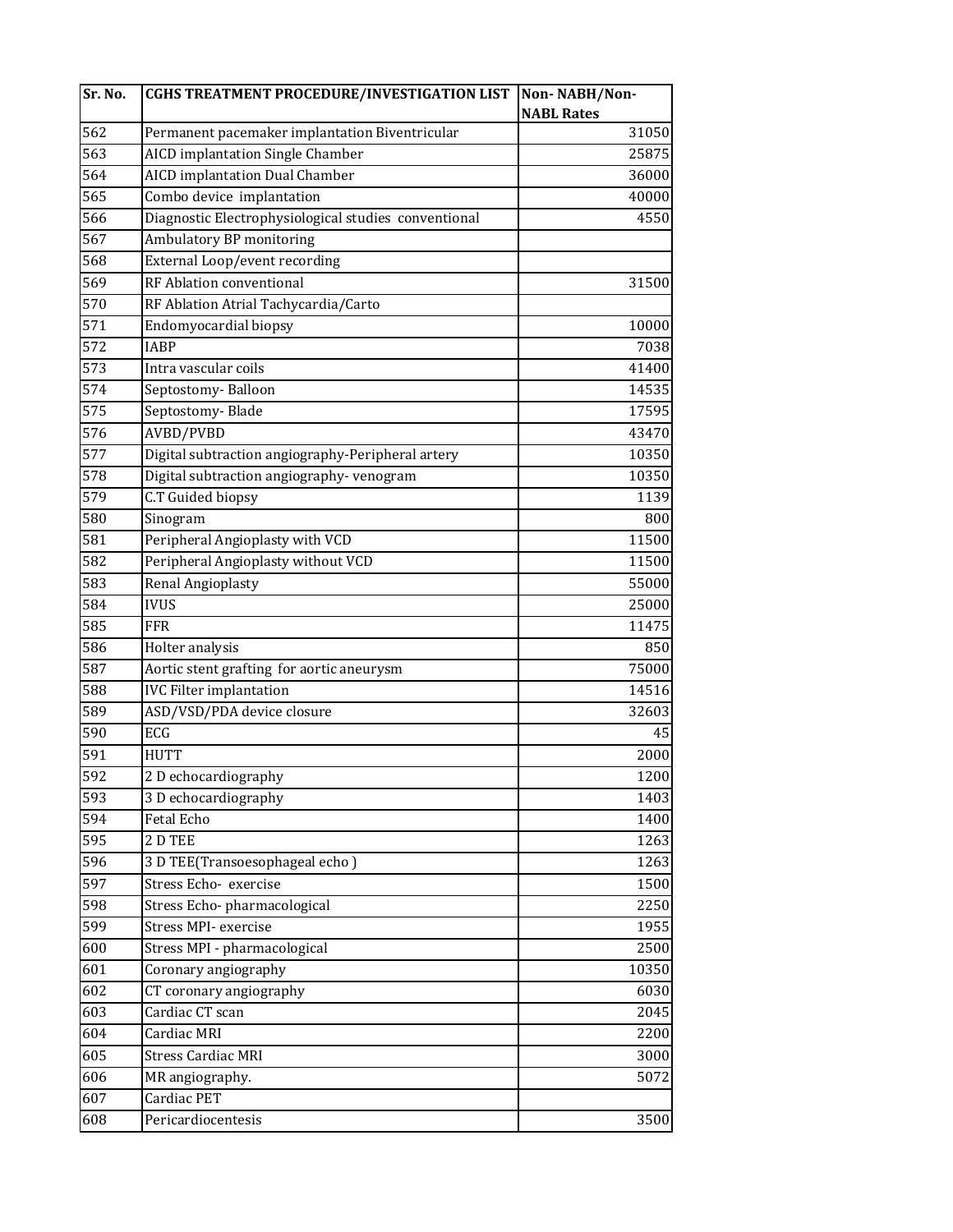| Sr. No. | CGHS TREATMENT PROCEDURE/INVESTIGATION LIST | Non- NABH/Non-NABL Rates |
|---|---|---|
| 562 | Permanent pacemaker implantation Biventricular | 31050 |
| 563 | AICD implantation Single Chamber | 25875 |
| 564 | AICD implantation Dual Chamber | 36000 |
| 565 | Combo device implantation | 40000 |
| 566 | Diagnostic Electrophysiological studies conventional | 4550 |
| 567 | Ambulatory BP monitoring | |
| 568 | External Loop/event recording | |
| 569 | RF Ablation conventional | 31500 |
| 570 | RF Ablation Atrial Tachycardia/Carto | |
| 571 | Endomyocardial biopsy | 10000 |
| 572 | IABP | 7038 |
| 573 | Intra vascular coils | 41400 |
| 574 | Septostomy- Balloon | 14535 |
| 575 | Septostomy- Blade | 17595 |
| 576 | AVBD/PVBD | 43470 |
| 577 | Digital subtraction angiography-Peripheral artery | 10350 |
| 578 | Digital subtraction angiography- venogram | 10350 |
| 579 | C.T Guided biopsy | 1139 |
| 580 | Sinogram | 800 |
| 581 | Peripheral Angioplasty with VCD | 11500 |
| 582 | Peripheral Angioplasty without VCD | 11500 |
| 583 | Renal Angioplasty | 55000 |
| 584 | IVUS | 25000 |
| 585 | FFR | 11475 |
| 586 | Holter analysis | 850 |
| 587 | Aortic stent grafting for aortic aneurysm | 75000 |
| 588 | IVC Filter implantation | 14516 |
| 589 | ASD/VSD/PDA device closure | 32603 |
| 590 | ECG | 45 |
| 591 | HUTT | 2000 |
| 592 | 2 D echocardiography | 1200 |
| 593 | 3 D echocardiography | 1403 |
| 594 | Fetal Echo | 1400 |
| 595 | 2 D TEE | 1263 |
| 596 | 3 D TEE(Transoesophageal echo ) | 1263 |
| 597 | Stress Echo- exercise | 1500 |
| 598 | Stress Echo- pharmacological | 2250 |
| 599 | Stress MPI- exercise | 1955 |
| 600 | Stress MPI - pharmacological | 2500 |
| 601 | Coronary angiography | 10350 |
| 602 | CT coronary angiography | 6030 |
| 603 | Cardiac CT scan | 2045 |
| 604 | Cardiac MRI | 2200 |
| 605 | Stress Cardiac MRI | 3000 |
| 606 | MR angiography. | 5072 |
| 607 | Cardiac PET | |
| 608 | Pericardiocentesis | 3500 |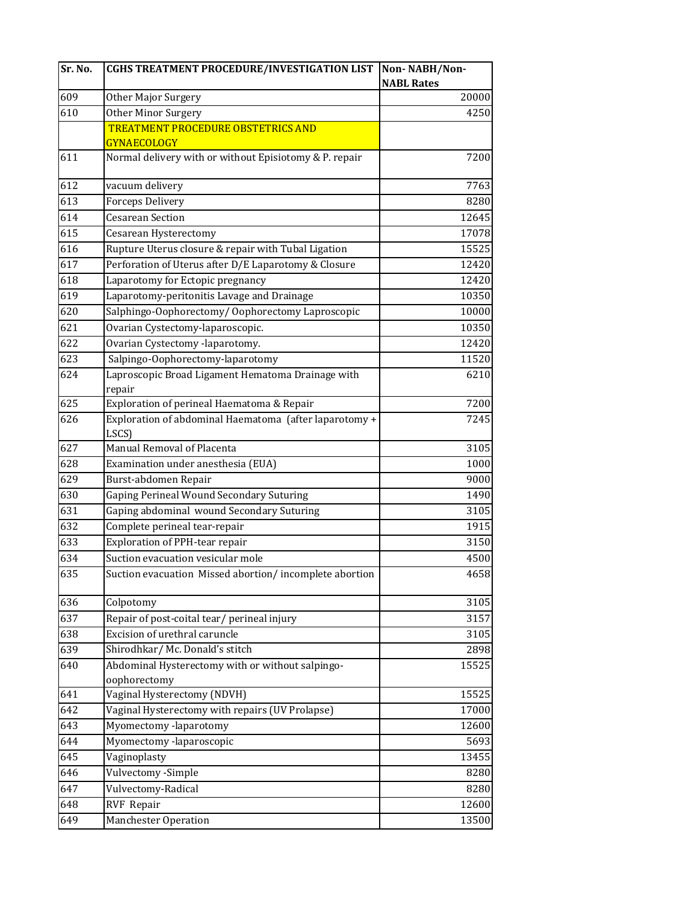| Sr. No. | CGHS TREATMENT PROCEDURE/INVESTIGATION LIST | Non- NABH/Non-NABL Rates |
|---|---|---|
| 609 | Other Major Surgery | 20000 |
| 610 | Other Minor Surgery | 4250 |
| | **TREATMENT PROCEDURE OBSTETRICS AND GYNAECOLOGY** | |
| 611 | Normal delivery with or without Episiotomy & P. repair | 7200 |
| 612 | vacuum delivery | 7763 |
| 613 | Forceps Delivery | 8280 |
| 614 | Cesarean Section | 12645 |
| 615 | Cesarean Hysterectomy | 17078 |
| 616 | Rupture Uterus closure & repair with Tubal Ligation | 15525 |
| 617 | Perforation of Uterus after D/E Laparotomy & Closure | 12420 |
| 618 | Laparotomy for Ectopic pregnancy | 12420 |
| 619 | Laparotomy-peritonitis Lavage and Drainage | 10350 |
| 620 | Salphingo-Oophorectomy/ Oophorectomy Laproscopic | 10000 |
| 621 | Ovarian Cystectomy-laparoscopic. | 10350 |
| 622 | Ovarian Cystectomy -laparotomy. | 12420 |
| 623 | Salpingo-Oophorectomy-laparotomy | 11520 |
| 624 | Laproscopic Broad Ligament Hematoma Drainage with repair | 6210 |
| 625 | Exploration of perineal Haematoma & Repair | 7200 |
| 626 | Exploration of abdominal Haematoma (after laparotomy + LSCS) | 7245 |
| 627 | Manual Removal of Placenta | 3105 |
| 628 | Examination under anesthesia (EUA) | 1000 |
| 629 | Burst-abdomen Repair | 9000 |
| 630 | Gaping Perineal Wound Secondary Suturing | 1490 |
| 631 | Gaping abdominal wound Secondary Suturing | 3105 |
| 632 | Complete perineal tear-repair | 1915 |
| 633 | Exploration of PPH-tear repair | 3150 |
| 634 | Suction evacuation vesicular mole | 4500 |
| 635 | Suction evacuation Missed abortion/ incomplete abortion | 4658 |
| 636 | Colpotomy | 3105 |
| 637 | Repair of post-coital tear/ perineal injury | 3157 |
| 638 | Excision of urethral caruncle | 3105 |
| 639 | Shirodhkar/ Mc. Donald's stitch | 2898 |
| 640 | Abdominal Hysterectomy with or without salpingo-oophorectomy | 15525 |
| 641 | Vaginal Hysterectomy (NDVH) | 15525 |
| 642 | Vaginal Hysterectomy with repairs (UV Prolapse) | 17000 |
| 643 | Myomectomy -laparotomy | 12600 |
| 644 | Myomectomy -laparoscopic | 5693 |
| 645 | Vaginoplasty | 13455 |
| 646 | Vulvectomy -Simple | 8280 |
| 647 | Vulvectomy-Radical | 8280 |
| 648 | RVF Repair | 12600 |
| 649 | Manchester Operation | 13500 |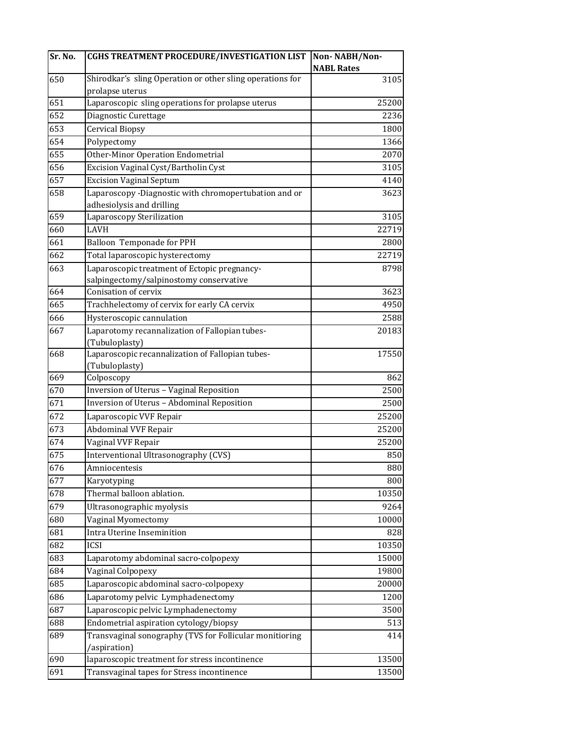| Sr. No. | CGHS TREATMENT PROCEDURE/INVESTIGATION LIST | Non- NABH/Non-NABL Rates |
|---|---|---|
| 650 | Shirodkar's sling Operation or other sling operations for prolapse uterus | 3105 |
| 651 | Laparoscopic sling operations for prolapse uterus | 25200 |
| 652 | Diagnostic Curettage | 2236 |
| 653 | Cervical Biopsy | 1800 |
| 654 | Polypectomy | 1366 |
| 655 | Other-Minor Operation Endometrial | 2070 |
| 656 | Excision Vaginal Cyst/Bartholin Cyst | 3105 |
| 657 | Excision Vaginal Septum | 4140 |
| 658 | Laparoscopy -Diagnostic with chromopertubation and or adhesiolysis and drilling | 3623 |
| 659 | Laparoscopy Sterilization | 3105 |
| 660 | LAVH | 22719 |
| 661 | Balloon Temponade for PPH | 2800 |
| 662 | Total laparoscopic hysterectomy | 22719 |
| 663 | Laparoscopic treatment of Ectopic pregnancy-salpingectomy/salpinostomy conservative | 8798 |
| 664 | Conisation of cervix | 3623 |
| 665 | Trachhelectomy of cervix for early CA cervix | 4950 |
| 666 | Hysteroscopic cannulation | 2588 |
| 667 | Laparotomy recannalization of Fallopian tubes-(Tubuloplasty) | 20183 |
| 668 | Laparoscopic recannalization of Fallopian tubes-(Tubuloplasty) | 17550 |
| 669 | Colposcopy | 862 |
| 670 | Inversion of Uterus – Vaginal Reposition | 2500 |
| 671 | Inversion of Uterus – Abdominal Reposition | 2500 |
| 672 | Laparoscopic VVF Repair | 25200 |
| 673 | Abdominal VVF Repair | 25200 |
| 674 | Vaginal VVF Repair | 25200 |
| 675 | Interventional Ultrasonography (CVS) | 850 |
| 676 | Amniocentesis | 880 |
| 677 | Karyotyping | 800 |
| 678 | Thermal balloon ablation. | 10350 |
| 679 | Ultrasonographic myolysis | 9264 |
| 680 | Vaginal Myomectomy | 10000 |
| 681 | Intra Uterine Inseminition | 828 |
| 682 | ICSI | 10350 |
| 683 | Laparotomy abdominal sacro-colpopexy | 15000 |
| 684 | Vaginal Colpopexy | 19800 |
| 685 | Laparoscopic abdominal sacro-colpopexy | 20000 |
| 686 | Laparotomy pelvic Lymphadenectomy | 1200 |
| 687 | Laparoscopic pelvic Lymphadenectomy | 3500 |
| 688 | Endometrial aspiration cytology/biopsy | 513 |
| 689 | Transvaginal sonography (TVS for Follicular monitioring /aspiration) | 414 |
| 690 | laparoscopic treatment for stress incontinence | 13500 |
| 691 | Transvaginal tapes for Stress incontinence | 13500 |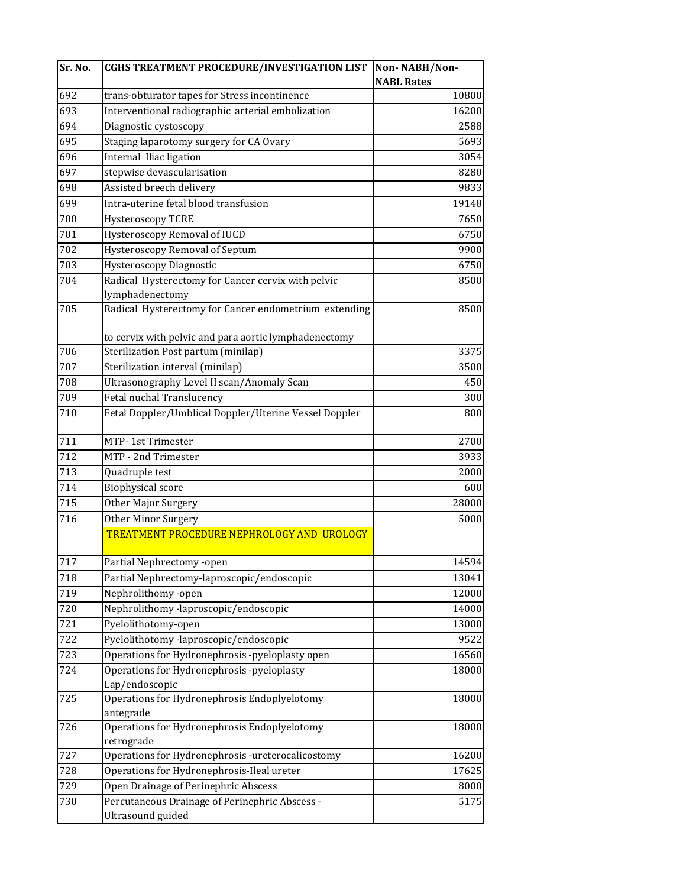| Sr. No. | CGHS TREATMENT PROCEDURE/INVESTIGATION LIST | Non- NABH/Non-NABL Rates |
|---|---|---|
| 692 | trans-obturator tapes for Stress incontinence | 10800 |
| 693 | Interventional radiographic arterial embolization | 16200 |
| 694 | Diagnostic cystoscopy | 2588 |
| 695 | Staging laparotomy surgery for CA Ovary | 5693 |
| 696 | Internal Iliac ligation | 3054 |
| 697 | stepwise devascularisation | 8280 |
| 698 | Assisted breech delivery | 9833 |
| 699 | Intra-uterine fetal blood transfusion | 19148 |
| 700 | Hysteroscopy TCRE | 7650 |
| 701 | Hysteroscopy Removal of IUCD | 6750 |
| 702 | Hysteroscopy Removal of Septum | 9900 |
| 703 | Hysteroscopy Diagnostic | 6750 |
| 704 | Radical Hysterectomy for Cancer cervix with pelvic lymphadenectomy | 8500 |
| 705 | Radical Hysterectomy for Cancer endometrium extending to cervix with pelvic and para aortic lymphadenectomy | 8500 |
| 706 | Sterilization Post partum (minilap) | 3375 |
| 707 | Sterilization interval (minilap) | 3500 |
| 708 | Ultrasonography Level II scan/Anomaly Scan | 450 |
| 709 | Fetal nuchal Translucency | 300 |
| 710 | Fetal Doppler/Umblical Doppler/Uterine Vessel Doppler | 800 |
| 711 | MTP- 1st Trimester | 2700 |
| 712 | MTP - 2nd Trimester | 3933 |
| 713 | Quadruple test | 2000 |
| 714 | Biophysical score | 600 |
| 715 | Other Major Surgery | 28000 |
| 716 | Other Minor Surgery | 5000 |
| | TREATMENT PROCEDURE NEPHROLOGY AND UROLOGY | |
| 717 | Partial Nephrectomy -open | 14594 |
| 718 | Partial Nephrectomy-laproscopic/endoscopic | 13041 |
| 719 | Nephrolithomy -open | 12000 |
| 720 | Nephrolithomy -laproscopic/endoscopic | 14000 |
| 721 | Pyelolithotomy-open | 13000 |
| 722 | Pyelolithotomy -laproscopic/endoscopic | 9522 |
| 723 | Operations for Hydronephrosis -pyeloplasty open | 16560 |
| 724 | Operations for Hydronephrosis -pyeloplasty Lap/endoscopic | 18000 |
| 725 | Operations for Hydronephrosis Endoplyelotomy antegrade | 18000 |
| 726 | Operations for Hydronephrosis Endoplyelotomy retrograde | 18000 |
| 727 | Operations for Hydronephrosis -ureterocalicostomy | 16200 |
| 728 | Operations for Hydronephrosis-Ileal ureter | 17625 |
| 729 | Open Drainage of Perinephric Abscess | 8000 |
| 730 | Percutaneous Drainage of Perinephric Abscess - Ultrasound guided | 5175 |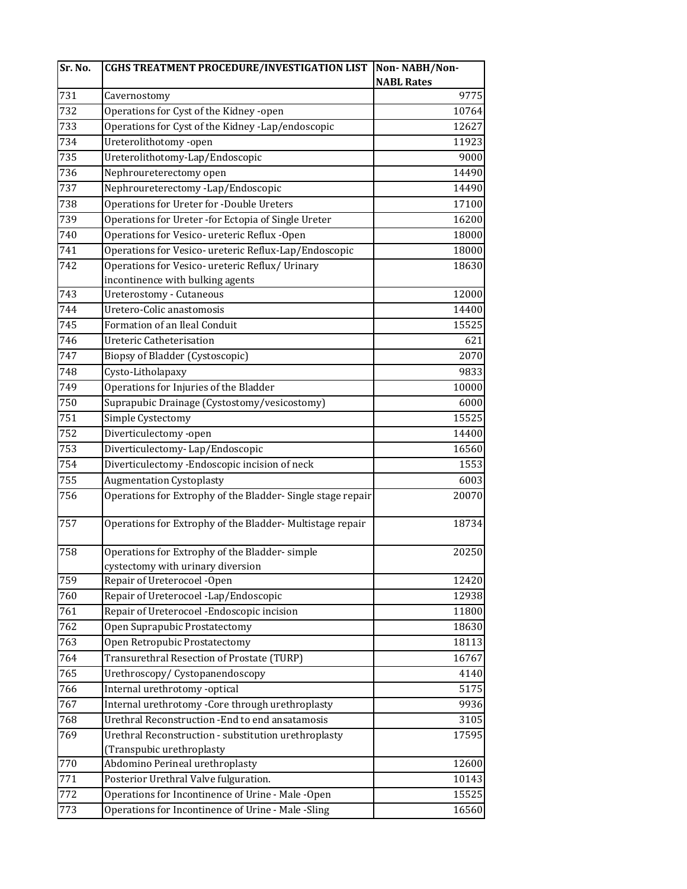| Sr. No. | CGHS TREATMENT PROCEDURE/INVESTIGATION LIST | Non- NABH/Non-NABL Rates |
|---|---|---|
| 731 | Cavernostomy | 9775 |
| 732 | Operations for Cyst of the Kidney -open | 10764 |
| 733 | Operations for Cyst of the Kidney -Lap/endoscopic | 12627 |
| 734 | Ureterolithotomy -open | 11923 |
| 735 | Ureterolithotomy-Lap/Endoscopic | 9000 |
| 736 | Nephroureterectomy open | 14490 |
| 737 | Nephroureterectomy -Lap/Endoscopic | 14490 |
| 738 | Operations for Ureter for -Double Ureters | 17100 |
| 739 | Operations for Ureter -for Ectopia of Single Ureter | 16200 |
| 740 | Operations for Vesico- ureteric Reflux -Open | 18000 |
| 741 | Operations for Vesico- ureteric Reflux-Lap/Endoscopic | 18000 |
| 742 | Operations for Vesico- ureteric Reflux/ Urinary incontinence with bulking agents | 18630 |
| 743 | Ureterostomy - Cutaneous | 12000 |
| 744 | Uretero-Colic anastomosis | 14400 |
| 745 | Formation of an Ileal Conduit | 15525 |
| 746 | Ureteric Catheterisation | 621 |
| 747 | Biopsy of Bladder (Cystoscopic) | 2070 |
| 748 | Cysto-Litholapaxy | 9833 |
| 749 | Operations for Injuries of the Bladder | 10000 |
| 750 | Suprapubic Drainage (Cystostomy/vesicostomy) | 6000 |
| 751 | Simple Cystectomy | 15525 |
| 752 | Diverticulectomy -open | 14400 |
| 753 | Diverticulectomy- Lap/Endoscopic | 16560 |
| 754 | Diverticulectomy -Endoscopic incision of neck | 1553 |
| 755 | Augmentation Cystoplasty | 6003 |
| 756 | Operations for Extrophy of the Bladder- Single stage repair | 20070 |
| 757 | Operations for Extrophy of the Bladder- Multistage repair | 18734 |
| 758 | Operations for Extrophy of the Bladder- simple cystectomy with urinary diversion | 20250 |
| 759 | Repair of Ureterocoel -Open | 12420 |
| 760 | Repair of Ureterocoel -Lap/Endoscopic | 12938 |
| 761 | Repair of Ureterocoel -Endoscopic incision | 11800 |
| 762 | Open Suprapubic Prostatectomy | 18630 |
| 763 | Open Retropubic Prostatectomy | 18113 |
| 764 | Transurethral Resection of Prostate (TURP) | 16767 |
| 765 | Urethroscopy/ Cystopanendoscopy | 4140 |
| 766 | Internal urethrotomy -optical | 5175 |
| 767 | Internal urethrotomy -Core through urethroplasty | 9936 |
| 768 | Urethral Reconstruction -End to end ansatamosis | 3105 |
| 769 | Urethral Reconstruction - substitution urethroplasty (Transpubic urethroplasty | 17595 |
| 770 | Abdomino Perineal urethroplasty | 12600 |
| 771 | Posterior Urethral Valve fulguration. | 10143 |
| 772 | Operations for Incontinence of Urine - Male -Open | 15525 |
| 773 | Operations for Incontinence of Urine - Male -Sling | 16560 |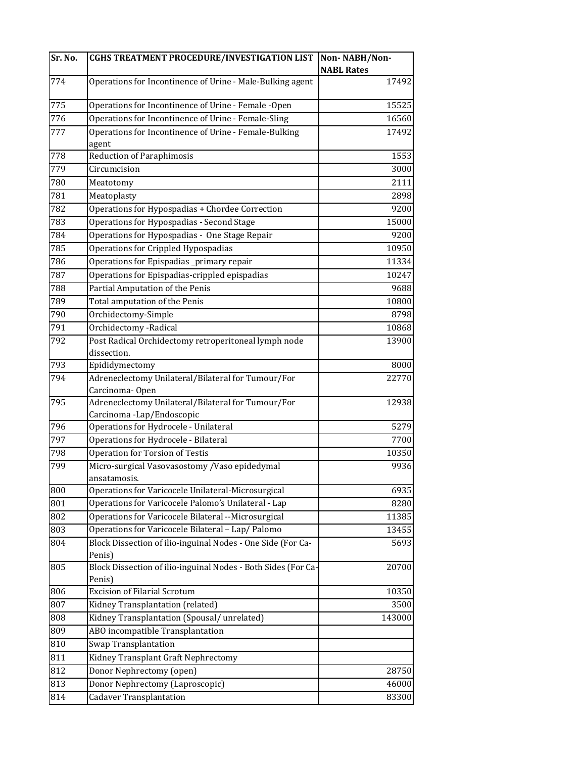| Sr. No. | CGHS TREATMENT PROCEDURE/INVESTIGATION LIST | Non- NABH/Non-NABL Rates |
|---|---|---|
| 774 | Operations for Incontinence of Urine - Male-Bulking agent | 17492 |
| 775 | Operations for Incontinence of Urine - Female -Open | 15525 |
| 776 | Operations for Incontinence of Urine - Female-Sling | 16560 |
| 777 | Operations for Incontinence of Urine - Female-Bulking agent | 17492 |
| 778 | Reduction of Paraphimosis | 1553 |
| 779 | Circumcision | 3000 |
| 780 | Meatotomy | 2111 |
| 781 | Meatoplasty | 2898 |
| 782 | Operations for Hypospadias + Chordee Correction | 9200 |
| 783 | Operations for Hypospadias - Second Stage | 15000 |
| 784 | Operations for Hypospadias - One Stage Repair | 9200 |
| 785 | Operations for Crippled Hypospadias | 10950 |
| 786 | Operations for Epispadias _primary repair | 11334 |
| 787 | Operations for Epispadias-crippled epispadias | 10247 |
| 788 | Partial Amputation of the Penis | 9688 |
| 789 | Total amputation of the Penis | 10800 |
| 790 | Orchidectomy-Simple | 8798 |
| 791 | Orchidectomy -Radical | 10868 |
| 792 | Post Radical Orchidectomy retroperitoneal lymph node dissection. | 13900 |
| 793 | Epididymectomy | 8000 |
| 794 | Adreneclectomy Unilateral/Bilateral for Tumour/For Carcinoma- Open | 22770 |
| 795 | Adreneclectomy Unilateral/Bilateral for Tumour/For Carcinoma -Lap/Endoscopic | 12938 |
| 796 | Operations for Hydrocele - Unilateral | 5279 |
| 797 | Operations for Hydrocele - Bilateral | 7700 |
| 798 | Operation for Torsion of Testis | 10350 |
| 799 | Micro-surgical Vasovasostomy /Vaso epidedymal ansatamosis. | 9936 |
| 800 | Operations for Varicocele Unilateral-Microsurgical | 6935 |
| 801 | Operations for Varicocele Palomo's Unilateral - Lap | 8280 |
| 802 | Operations for Varicocele Bilateral --Microsurgical | 11385 |
| 803 | Operations for Varicocele Bilateral – Lap/ Palomo | 13455 |
| 804 | Block Dissection of ilio-inguinal Nodes - One Side (For Ca-Penis) | 5693 |
| 805 | Block Dissection of ilio-inguinal Nodes - Both Sides (For Ca-Penis) | 20700 |
| 806 | Excision of Filarial Scrotum | 10350 |
| 807 | Kidney Transplantation (related) | 3500 |
| 808 | Kidney Transplantation (Spousal/ unrelated) | 143000 |
| 809 | ABO incompatible Transplantation | |
| 810 | Swap Transplantation | |
| 811 | Kidney Transplant Graft Nephrectomy | |
| 812 | Donor Nephrectomy (open) | 28750 |
| 813 | Donor Nephrectomy (Laproscopic) | 46000 |
| 814 | Cadaver Transplantation | 83300 |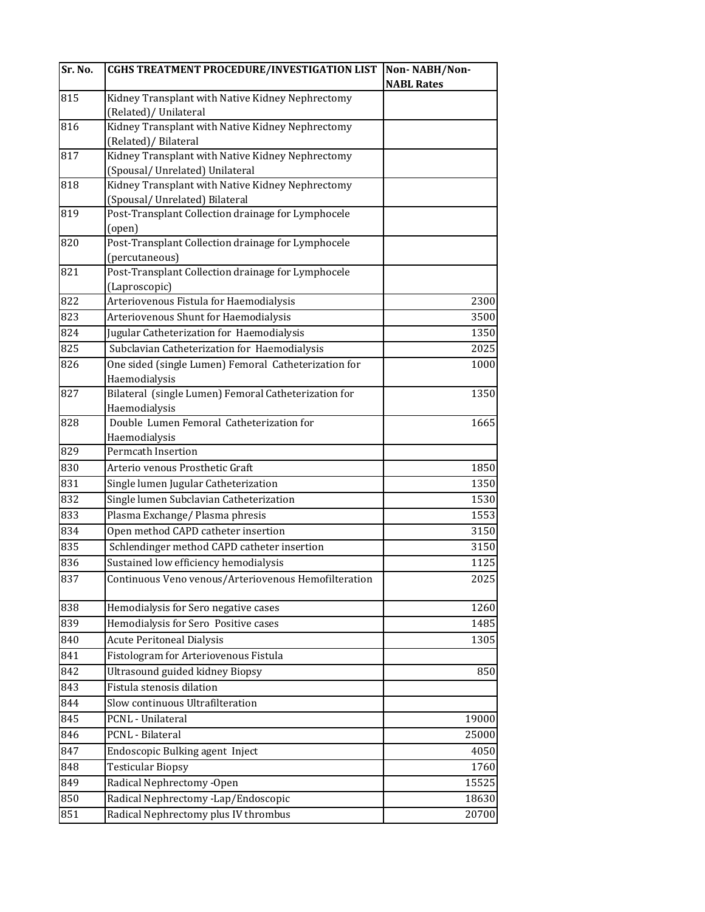| Sr. No. | CGHS TREATMENT PROCEDURE/INVESTIGATION LIST | Non- NABH/Non-NABL Rates |
|---|---|---|
| 815 | Kidney Transplant with Native Kidney Nephrectomy (Related)/ Unilateral | |
| 816 | Kidney Transplant with Native Kidney Nephrectomy (Related)/ Bilateral | |
| 817 | Kidney Transplant with Native Kidney Nephrectomy (Spousal/ Unrelated) Unilateral | |
| 818 | Kidney Transplant with Native Kidney Nephrectomy (Spousal/ Unrelated) Bilateral | |
| 819 | Post-Transplant Collection drainage for Lymphocele (open) | |
| 820 | Post-Transplant Collection drainage for Lymphocele (percutaneous) | |
| 821 | Post-Transplant Collection drainage for Lymphocele (Laproscopic) | |
| 822 | Arteriovenous Fistula for Haemodialysis | 2300 |
| 823 | Arteriovenous Shunt for Haemodialysis | 3500 |
| 824 | Jugular Catheterization for Haemodialysis | 1350 |
| 825 | Subclavian Catheterization for Haemodialysis | 2025 |
| 826 | One sided (single Lumen) Femoral Catheterization for Haemodialysis | 1000 |
| 827 | Bilateral (single Lumen) Femoral Catheterization for Haemodialysis | 1350 |
| 828 | Double Lumen Femoral Catheterization for Haemodialysis | 1665 |
| 829 | Permcath Insertion | |
| 830 | Arterio venous Prosthetic Graft | 1850 |
| 831 | Single lumen Jugular Catheterization | 1350 |
| 832 | Single lumen Subclavian Catheterization | 1530 |
| 833 | Plasma Exchange/ Plasma phresis | 1553 |
| 834 | Open method CAPD catheter insertion | 3150 |
| 835 | Schlendinger method CAPD catheter insertion | 3150 |
| 836 | Sustained low efficiency hemodialysis | 1125 |
| 837 | Continuous Veno venous/Arteriovenous Hemofilteration | 2025 |
| 838 | Hemodialysis for Sero negative cases | 1260 |
| 839 | Hemodialysis for Sero Positive cases | 1485 |
| 840 | Acute Peritoneal Dialysis | 1305 |
| 841 | Fistologram for Arteriovenous Fistula | |
| 842 | Ultrasound guided kidney Biopsy | 850 |
| 843 | Fistula stenosis dilation | |
| 844 | Slow continuous Ultrafilteration | |
| 845 | PCNL - Unilateral | 19000 |
| 846 | PCNL - Bilateral | 25000 |
| 847 | Endoscopic Bulking agent Inject | 4050 |
| 848 | Testicular Biopsy | 1760 |
| 849 | Radical Nephrectomy -Open | 15525 |
| 850 | Radical Nephrectomy -Lap/Endoscopic | 18630 |
| 851 | Radical Nephrectomy plus IV thrombus | 20700 |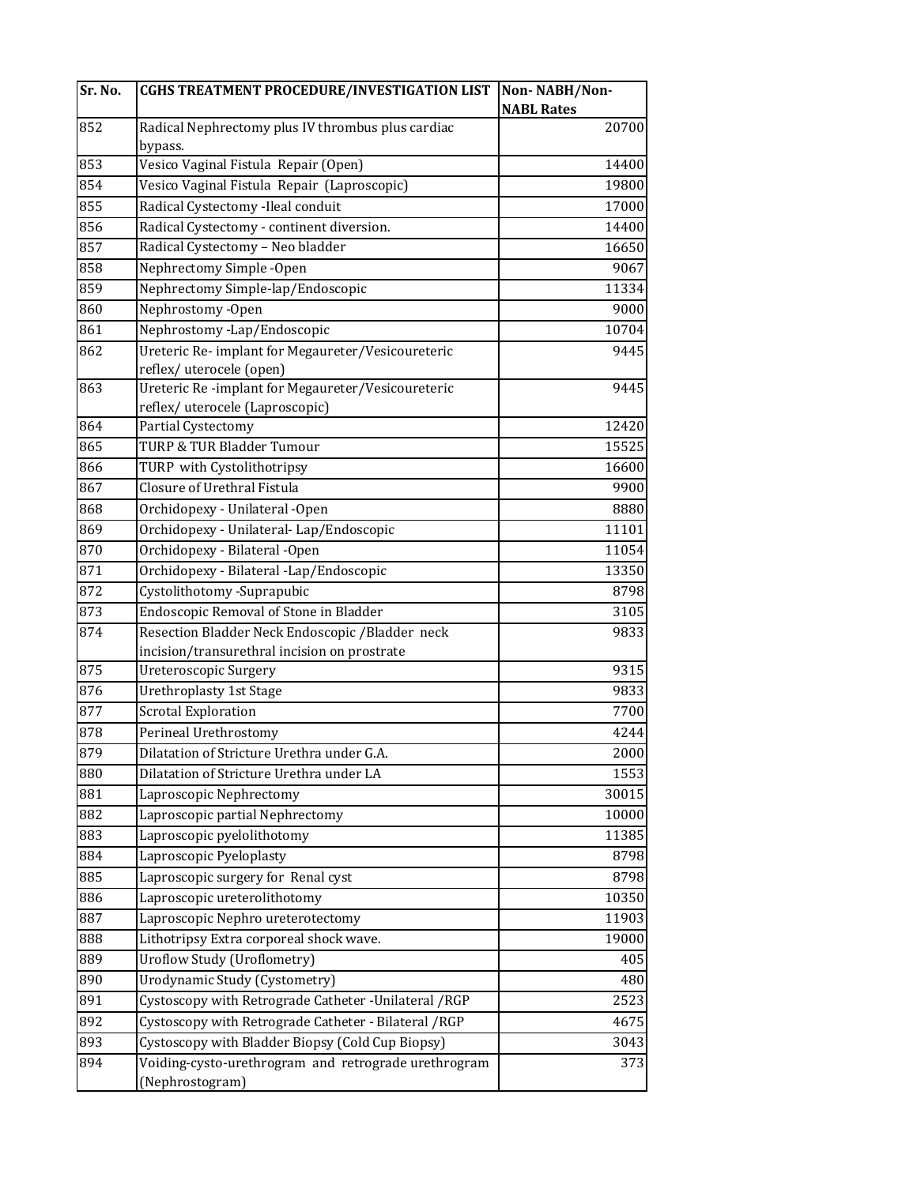| Sr. No. | CGHS TREATMENT PROCEDURE/INVESTIGATION LIST | Non- NABH/Non-NABL Rates |
|---|---|---|
| 852 | Radical Nephrectomy plus IV thrombus plus cardiac bypass. | 20700 |
| 853 | Vesico Vaginal Fistula Repair (Open) | 14400 |
| 854 | Vesico Vaginal Fistula Repair (Laproscopic) | 19800 |
| 855 | Radical Cystectomy -Ileal conduit | 17000 |
| 856 | Radical Cystectomy - continent diversion. | 14400 |
| 857 | Radical Cystectomy – Neo bladder | 16650 |
| 858 | Nephrectomy Simple -Open | 9067 |
| 859 | Nephrectomy Simple-lap/Endoscopic | 11334 |
| 860 | Nephrostomy -Open | 9000 |
| 861 | Nephrostomy -Lap/Endoscopic | 10704 |
| 862 | Ureteric Re- implant for Megaureter/Vesicoureteric reflex/ uterocele (open) | 9445 |
| 863 | Ureteric Re -implant for Megaureter/Vesicoureteric reflex/ uterocele (Laproscopic) | 9445 |
| 864 | Partial Cystectomy | 12420 |
| 865 | TURP & TUR Bladder Tumour | 15525 |
| 866 | TURP with Cystolithotripsy | 16600 |
| 867 | Closure of Urethral Fistula | 9900 |
| 868 | Orchidopexy - Unilateral -Open | 8880 |
| 869 | Orchidopexy - Unilateral- Lap/Endoscopic | 11101 |
| 870 | Orchidopexy - Bilateral -Open | 11054 |
| 871 | Orchidopexy - Bilateral -Lap/Endoscopic | 13350 |
| 872 | Cystolithotomy -Suprapubic | 8798 |
| 873 | Endoscopic Removal of Stone in Bladder | 3105 |
| 874 | Resection Bladder Neck Endoscopic /Bladder neck incision/transurethral incision on prostrate | 9833 |
| 875 | Ureteroscopic Surgery | 9315 |
| 876 | Urethroplasty 1st Stage | 9833 |
| 877 | Scrotal Exploration | 7700 |
| 878 | Perineal Urethrostomy | 4244 |
| 879 | Dilatation of Stricture Urethra under G.A. | 2000 |
| 880 | Dilatation of Stricture Urethra under LA | 1553 |
| 881 | Laproscopic Nephrectomy | 30015 |
| 882 | Laproscopic partial Nephrectomy | 10000 |
| 883 | Laproscopic pyelolithotomy | 11385 |
| 884 | Laproscopic Pyeloplasty | 8798 |
| 885 | Laproscopic surgery for Renal cyst | 8798 |
| 886 | Laproscopic ureterolithotomy | 10350 |
| 887 | Laproscopic Nephro ureterotectomy | 11903 |
| 888 | Lithotripsy Extra corporeal shock wave. | 19000 |
| 889 | Uroflow Study (Uroflometry) | 405 |
| 890 | Urodynamic Study (Cystometry) | 480 |
| 891 | Cystoscopy with Retrograde Catheter -Unilateral /RGP | 2523 |
| 892 | Cystoscopy with Retrograde Catheter - Bilateral /RGP | 4675 |
| 893 | Cystoscopy with Bladder Biopsy (Cold Cup Biopsy) | 3043 |
| 894 | Voiding-cysto-urethrogram and retrograde urethrogram (Nephrostogram) | 373 |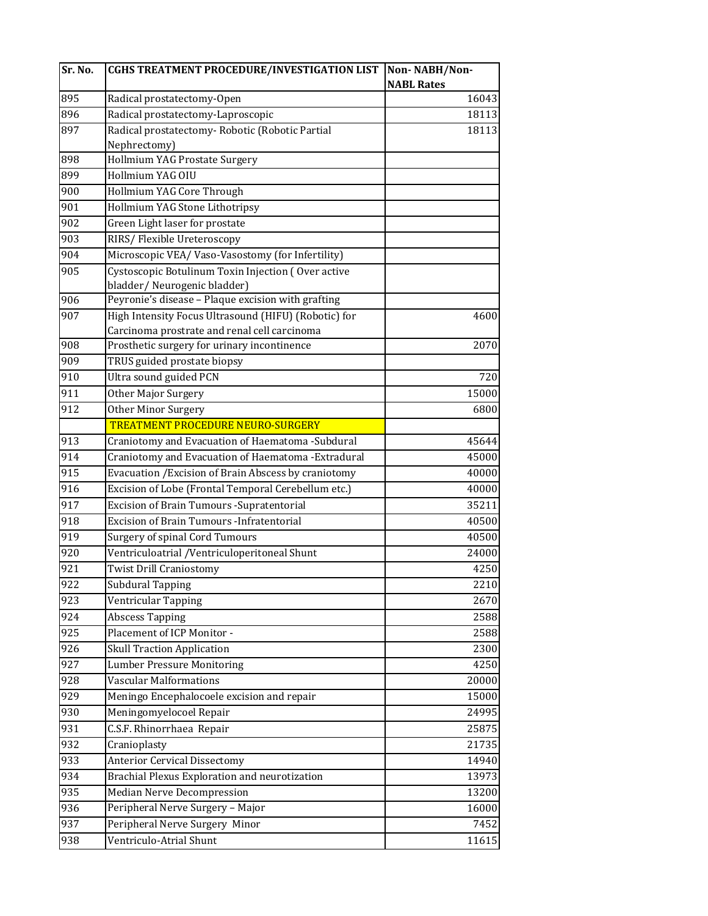| Sr. No. | CGHS TREATMENT PROCEDURE/INVESTIGATION LIST | Non- NABH/Non-NABL Rates |
|---|---|---|
| 895 | Radical prostatectomy-Open | 16043 |
| 896 | Radical prostatectomy-Laproscopic | 18113 |
| 897 | Radical prostatectomy- Robotic (Robotic Partial Nephrectomy) | 18113 |
| 898 | Hollmium YAG Prostate Surgery | |
| 899 | Hollmium YAG OIU | |
| 900 | Hollmium YAG Core Through | |
| 901 | Hollmium YAG Stone Lithotripsy | |
| 902 | Green Light laser for prostate | |
| 903 | RIRS/ Flexible Ureteroscopy | |
| 904 | Microscopic VEA/ Vaso-Vasostomy (for Infertility) | |
| 905 | Cystoscopic Botulinum Toxin Injection ( Over active bladder/ Neurogenic bladder) | |
| 906 | Peyronie's disease – Plaque excision with grafting | |
| 907 | High Intensity Focus Ultrasound (HIFU) (Robotic) for Carcinoma prostrate and renal cell carcinoma | 4600 |
| 908 | Prosthetic surgery for urinary incontinence | 2070 |
| 909 | TRUS guided prostate biopsy | |
| 910 | Ultra sound guided PCN | 720 |
| 911 | Other Major Surgery | 15000 |
| 912 | Other Minor Surgery | 6800 |
| | TREATMENT PROCEDURE NEURO-SURGERY | |
| 913 | Craniotomy and Evacuation of Haematoma -Subdural | 45644 |
| 914 | Craniotomy and Evacuation of Haematoma -Extradural | 45000 |
| 915 | Evacuation /Excision of Brain Abscess by craniotomy | 40000 |
| 916 | Excision of Lobe (Frontal Temporal Cerebellum etc.) | 40000 |
| 917 | Excision of Brain Tumours -Supratentorial | 35211 |
| 918 | Excision of Brain Tumours -Infratentorial | 40500 |
| 919 | Surgery of spinal Cord Tumours | 40500 |
| 920 | Ventriculoatrial /Ventriculoperitoneal Shunt | 24000 |
| 921 | Twist Drill Craniostomy | 4250 |
| 922 | Subdural Tapping | 2210 |
| 923 | Ventricular Tapping | 2670 |
| 924 | Abscess Tapping | 2588 |
| 925 | Placement of ICP Monitor - | 2588 |
| 926 | Skull Traction Application | 2300 |
| 927 | Lumber Pressure Monitoring | 4250 |
| 928 | Vascular Malformations | 20000 |
| 929 | Meningo Encephalocoele excision and repair | 15000 |
| 930 | Meningomyelocoel Repair | 24995 |
| 931 | C.S.F. Rhinorrhaea Repair | 25875 |
| 932 | Cranioplasty | 21735 |
| 933 | Anterior Cervical Dissectomy | 14940 |
| 934 | Brachial Plexus Exploration and neurotization | 13973 |
| 935 | Median Nerve Decompression | 13200 |
| 936 | Peripheral Nerve Surgery – Major | 16000 |
| 937 | Peripheral Nerve Surgery Minor | 7452 |
| 938 | Ventriculo-Atrial Shunt | 11615 |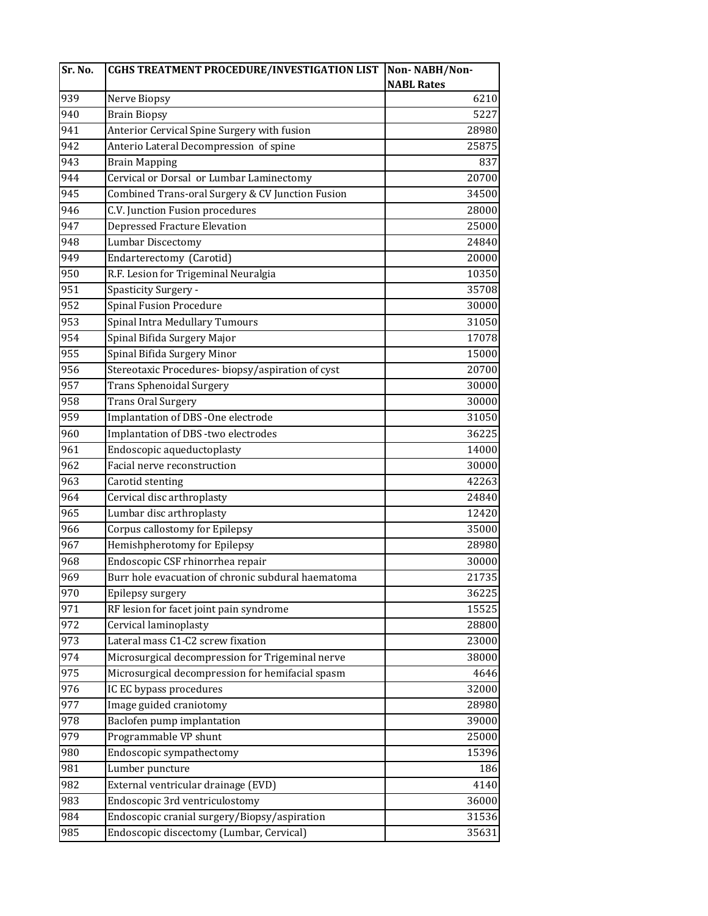| Sr. No. | CGHS TREATMENT PROCEDURE/INVESTIGATION LIST | Non- NABH/Non-NABL Rates |
|---|---|---|
| 939 | Nerve Biopsy | 6210 |
| 940 | Brain Biopsy | 5227 |
| 941 | Anterior Cervical Spine Surgery with fusion | 28980 |
| 942 | Anterio Lateral Decompression of spine | 25875 |
| 943 | Brain Mapping | 837 |
| 944 | Cervical or Dorsal or Lumbar Laminectomy | 20700 |
| 945 | Combined Trans-oral Surgery & CV Junction Fusion | 34500 |
| 946 | C.V. Junction Fusion procedures | 28000 |
| 947 | Depressed Fracture Elevation | 25000 |
| 948 | Lumbar Discectomy | 24840 |
| 949 | Endarterectomy (Carotid) | 20000 |
| 950 | R.F. Lesion for Trigeminal Neuralgia | 10350 |
| 951 | Spasticity Surgery - | 35708 |
| 952 | Spinal Fusion Procedure | 30000 |
| 953 | Spinal Intra Medullary Tumours | 31050 |
| 954 | Spinal Bifida Surgery Major | 17078 |
| 955 | Spinal Bifida Surgery Minor | 15000 |
| 956 | Stereotaxic Procedures- biopsy/aspiration of cyst | 20700 |
| 957 | Trans Sphenoidal Surgery | 30000 |
| 958 | Trans Oral Surgery | 30000 |
| 959 | Implantation of DBS -One electrode | 31050 |
| 960 | Implantation of DBS -two electrodes | 36225 |
| 961 | Endoscopic aqueductoplasty | 14000 |
| 962 | Facial nerve reconstruction | 30000 |
| 963 | Carotid stenting | 42263 |
| 964 | Cervical disc arthroplasty | 24840 |
| 965 | Lumbar disc arthroplasty | 12420 |
| 966 | Corpus callostomy for Epilepsy | 35000 |
| 967 | Hemishpherotomy for Epilepsy | 28980 |
| 968 | Endoscopic CSF rhinorrhea repair | 30000 |
| 969 | Burr hole evacuation of chronic subdural haematoma | 21735 |
| 970 | Epilepsy surgery | 36225 |
| 971 | RF lesion for facet joint pain syndrome | 15525 |
| 972 | Cervical laminoplasty | 28800 |
| 973 | Lateral mass C1-C2 screw fixation | 23000 |
| 974 | Microsurgical decompression for Trigeminal nerve | 38000 |
| 975 | Microsurgical decompression for hemifacial spasm | 4646 |
| 976 | IC EC bypass procedures | 32000 |
| 977 | Image guided craniotomy | 28980 |
| 978 | Baclofen pump implantation | 39000 |
| 979 | Programmable VP shunt | 25000 |
| 980 | Endoscopic sympathectomy | 15396 |
| 981 | Lumber puncture | 186 |
| 982 | External ventricular drainage (EVD) | 4140 |
| 983 | Endoscopic 3rd ventriculostomy | 36000 |
| 984 | Endoscopic cranial surgery/Biopsy/aspiration | 31536 |
| 985 | Endoscopic discectomy (Lumbar, Cervical) | 35631 |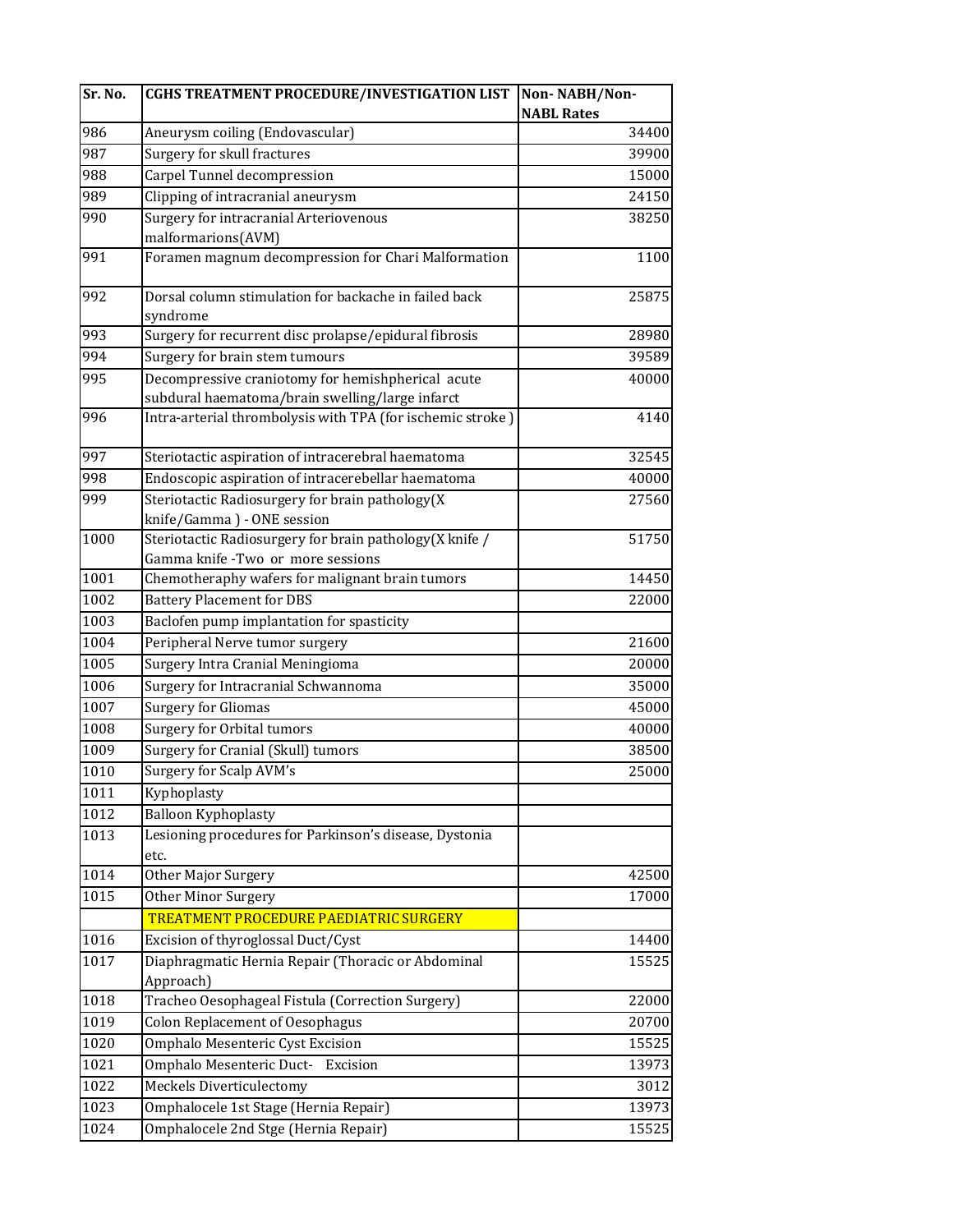| Sr. No. | CGHS TREATMENT PROCEDURE/INVESTIGATION LIST | Non- NABH/Non-NABL Rates |
| --- | --- | --- |
| 986 | Aneurysm coiling (Endovascular) | 34400 |
| 987 | Surgery for skull fractures | 39900 |
| 988 | Carpel Tunnel decompression | 15000 |
| 989 | Clipping of intracranial aneurysm | 24150 |
| 990 | Surgery for intracranial Arteriovenous malformarions(AVM) | 38250 |
| 991 | Foramen magnum decompression for Chari Malformation | 1100 |
| 992 | Dorsal column stimulation for backache in failed back syndrome | 25875 |
| 993 | Surgery for recurrent disc prolapse/epidural fibrosis | 28980 |
| 994 | Surgery for brain stem tumours | 39589 |
| 995 | Decompressive craniotomy for hemishpherical acute subdural haematoma/brain swelling/large infarct | 40000 |
| 996 | Intra-arterial thrombolysis with TPA (for ischemic stroke ) | 4140 |
| 997 | Steriotactic aspiration of intracerebral haematoma | 32545 |
| 998 | Endoscopic aspiration of intracerebellar haematoma | 40000 |
| 999 | Steriotactic Radiosurgery for brain pathology(X knife/Gamma ) - ONE session | 27560 |
| 1000 | Steriotactic Radiosurgery for brain pathology(X knife / Gamma knife -Two or more sessions | 51750 |
| 1001 | Chemotheraphy wafers for malignant brain tumors | 14450 |
| 1002 | Battery Placement for DBS | 22000 |
| 1003 | Baclofen pump implantation for spasticity | |
| 1004 | Peripheral Nerve tumor surgery | 21600 |
| 1005 | Surgery Intra Cranial Meningioma | 20000 |
| 1006 | Surgery for Intracranial Schwannoma | 35000 |
| 1007 | Surgery for Gliomas | 45000 |
| 1008 | Surgery for Orbital tumors | 40000 |
| 1009 | Surgery for Cranial (Skull) tumors | 38500 |
| 1010 | Surgery for Scalp AVM's | 25000 |
| 1011 | Kyphoplasty | |
| 1012 | Balloon Kyphoplasty | |
| 1013 | Lesioning procedures for Parkinson's disease, Dystonia etc. | |
| 1014 | Other Major Surgery | 42500 |
| 1015 | Other Minor Surgery | 17000 |
| | TREATMENT PROCEDURE PAEDIATRIC SURGERY | |
| 1016 | Excision of thyroglossal Duct/Cyst | 14400 |
| 1017 | Diaphragmatic Hernia Repair (Thoracic or Abdominal Approach) | 15525 |
| 1018 | Tracheo Oesophageal Fistula (Correction Surgery) | 22000 |
| 1019 | Colon Replacement of Oesophagus | 20700 |
| 1020 | Omphalo Mesenteric Cyst Excision | 15525 |
| 1021 | Omphalo Mesenteric Duct- Excision | 13973 |
| 1022 | Meckels Diverticulectomy | 3012 |
| 1023 | Omphalocele 1st Stage (Hernia Repair) | 13973 |
| 1024 | Omphalocele 2nd Stge (Hernia Repair) | 15525 |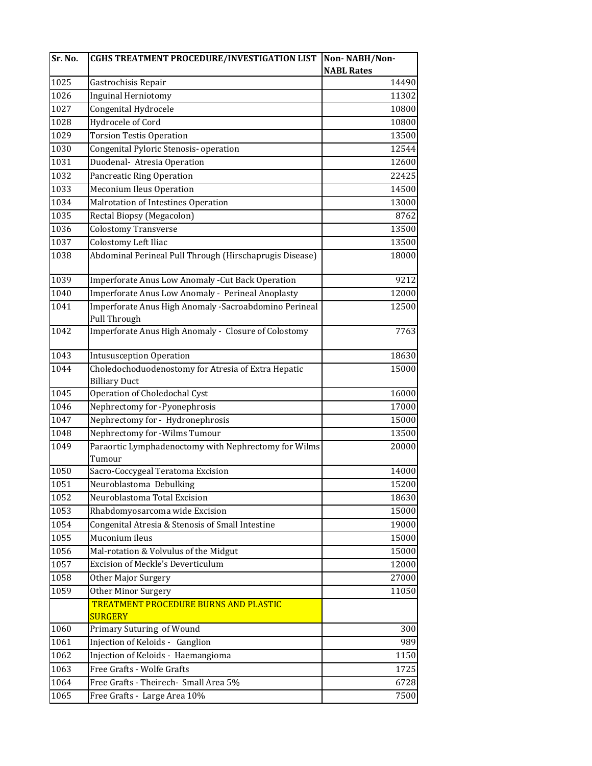| Sr. No. | CGHS TREATMENT PROCEDURE/INVESTIGATION LIST | Non- NABH/Non-NABL Rates |
|---|---|---|
| 1025 | Gastrochisis Repair | 14490 |
| 1026 | Inguinal Herniotomy | 11302 |
| 1027 | Congenital Hydrocele | 10800 |
| 1028 | Hydrocele of Cord | 10800 |
| 1029 | Torsion Testis Operation | 13500 |
| 1030 | Congenital Pyloric Stenosis- operation | 12544 |
| 1031 | Duodenal- Atresia Operation | 12600 |
| 1032 | Pancreatic Ring Operation | 22425 |
| 1033 | Meconium Ileus Operation | 14500 |
| 1034 | Malrotation of Intestines Operation | 13000 |
| 1035 | Rectal Biopsy (Megacolon) | 8762 |
| 1036 | Colostomy Transverse | 13500 |
| 1037 | Colostomy Left Iliac | 13500 |
| 1038 | Abdominal Perineal Pull Through (Hirschaprugis Disease) | 18000 |
| 1039 | Imperforate Anus Low Anomaly -Cut Back Operation | 9212 |
| 1040 | Imperforate Anus Low Anomaly - Perineal Anoplasty | 12000 |
| 1041 | Imperforate Anus High Anomaly -Sacroabdomino Perineal Pull Through | 12500 |
| 1042 | Imperforate Anus High Anomaly - Closure of Colostomy | 7763 |
| 1043 | Intususception Operation | 18630 |
| 1044 | Choledochoduodenostomy for Atresia of Extra Hepatic Billiary Duct | 15000 |
| 1045 | Operation of Choledochal Cyst | 16000 |
| 1046 | Nephrectomy for -Pyonephrosis | 17000 |
| 1047 | Nephrectomy for - Hydronephrosis | 15000 |
| 1048 | Nephrectomy for -Wilms Tumour | 13500 |
| 1049 | Paraortic Lymphadenoctomy with Nephrectomy for Wilms Tumour | 20000 |
| 1050 | Sacro-Coccygeal Teratoma Excision | 14000 |
| 1051 | Neuroblastoma Debulking | 15200 |
| 1052 | Neuroblastoma Total Excision | 18630 |
| 1053 | Rhabdomyosarcoma wide Excision | 15000 |
| 1054 | Congenital Atresia & Stenosis of Small Intestine | 19000 |
| 1055 | Muconium ileus | 15000 |
| 1056 | Mal-rotation & Volvulus of the Midgut | 15000 |
| 1057 | Excision of Meckle's Deverticulum | 12000 |
| 1058 | Other Major Surgery | 27000 |
| 1059 | Other Minor Surgery | 11050 |
| | **TREATMENT PROCEDURE BURNS AND PLASTIC SURGERY** | |
| 1060 | Primary Suturing of Wound | 300 |
| 1061 | Injection of Keloids - Ganglion | 989 |
| 1062 | Injection of Keloids - Haemangioma | 1150 |
| 1063 | Free Grafts - Wolfe Grafts | 1725 |
| 1064 | Free Grafts - Theirech- Small Area 5% | 6728 |
| 1065 | Free Grafts - Large Area 10% | 7500 |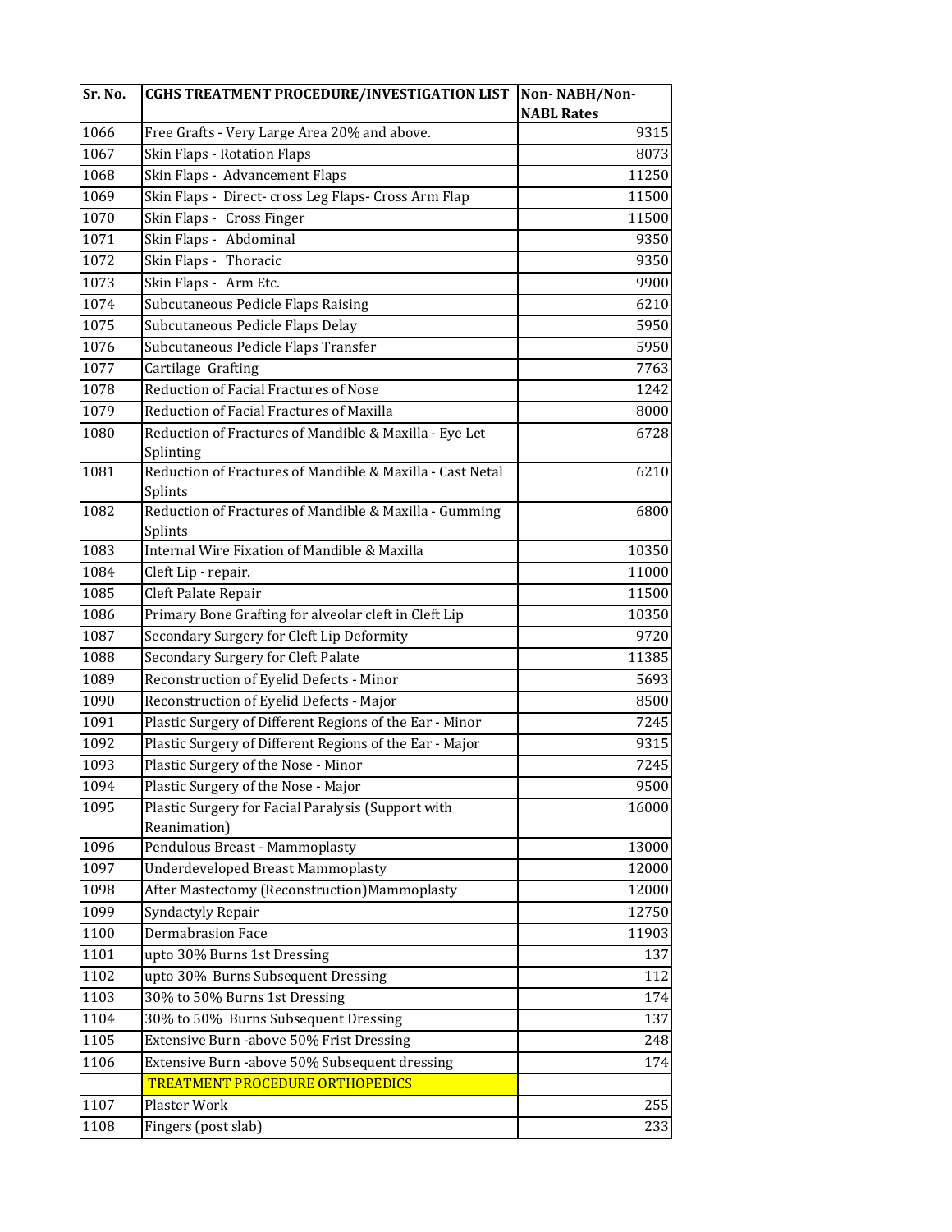| Sr. No. | CGHS TREATMENT PROCEDURE/INVESTIGATION LIST | Non- NABH/Non-NABL Rates |
|---|---|---|
| 1066 | Free Grafts - Very Large Area 20% and above. | 9315 |
| 1067 | Skin Flaps - Rotation Flaps | 8073 |
| 1068 | Skin Flaps - Advancement Flaps | 11250 |
| 1069 | Skin Flaps - Direct- cross Leg Flaps- Cross Arm Flap | 11500 |
| 1070 | Skin Flaps - Cross Finger | 11500 |
| 1071 | Skin Flaps - Abdominal | 9350 |
| 1072 | Skin Flaps - Thoracic | 9350 |
| 1073 | Skin Flaps - Arm Etc. | 9900 |
| 1074 | Subcutaneous Pedicle Flaps Raising | 6210 |
| 1075 | Subcutaneous Pedicle Flaps Delay | 5950 |
| 1076 | Subcutaneous Pedicle Flaps Transfer | 5950 |
| 1077 | Cartilage Grafting | 7763 |
| 1078 | Reduction of Facial Fractures of Nose | 1242 |
| 1079 | Reduction of Facial Fractures of Maxilla | 8000 |
| 1080 | Reduction of Fractures of Mandible & Maxilla - Eye Let Splinting | 6728 |
| 1081 | Reduction of Fractures of Mandible & Maxilla - Cast Netal Splints | 6210 |
| 1082 | Reduction of Fractures of Mandible & Maxilla - Gumming Splints | 6800 |
| 1083 | Internal Wire Fixation of Mandible & Maxilla | 10350 |
| 1084 | Cleft Lip - repair. | 11000 |
| 1085 | Cleft Palate Repair | 11500 |
| 1086 | Primary Bone Grafting for alveolar cleft in Cleft Lip | 10350 |
| 1087 | Secondary Surgery for Cleft Lip Deformity | 9720 |
| 1088 | Secondary Surgery for Cleft Palate | 11385 |
| 1089 | Reconstruction of Eyelid Defects - Minor | 5693 |
| 1090 | Reconstruction of Eyelid Defects - Major | 8500 |
| 1091 | Plastic Surgery of Different Regions of the Ear - Minor | 7245 |
| 1092 | Plastic Surgery of Different Regions of the Ear - Major | 9315 |
| 1093 | Plastic Surgery of the Nose - Minor | 7245 |
| 1094 | Plastic Surgery of the Nose - Major | 9500 |
| 1095 | Plastic Surgery for Facial Paralysis (Support with Reanimation) | 16000 |
| 1096 | Pendulous Breast - Mammoplasty | 13000 |
| 1097 | Underdeveloped Breast Mammoplasty | 12000 |
| 1098 | After Mastectomy (Reconstruction)Mammoplasty | 12000 |
| 1099 | Syndactyly Repair | 12750 |
| 1100 | Dermabrasion Face | 11903 |
| 1101 | upto 30% Burns 1st Dressing | 137 |
| 1102 | upto 30% Burns Subsequent Dressing | 112 |
| 1103 | 30% to 50% Burns 1st Dressing | 174 |
| 1104 | 30% to 50% Burns Subsequent Dressing | 137 |
| 1105 | Extensive Burn -above 50% Frist Dressing | 248 |
| 1106 | Extensive Burn -above 50% Subsequent dressing | 174 |
| | TREATMENT PROCEDURE ORTHOPEDICS | |
| 1107 | Plaster Work | 255 |
| 1108 | Fingers (post slab) | 233 |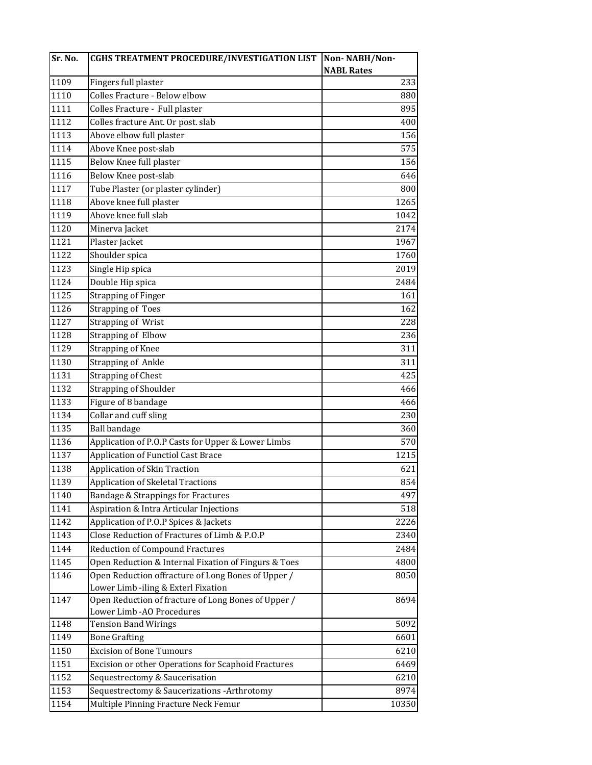| Sr. No. | CGHS TREATMENT PROCEDURE/INVESTIGATION LIST | Non- NABH/Non-NABL Rates |
|---|---|---|
| 1109 | Fingers full plaster | 233 |
| 1110 | Colles Fracture - Below elbow | 880 |
| 1111 | Colles Fracture - Full plaster | 895 |
| 1112 | Colles fracture Ant. Or post. slab | 400 |
| 1113 | Above elbow full plaster | 156 |
| 1114 | Above Knee post-slab | 575 |
| 1115 | Below Knee full plaster | 156 |
| 1116 | Below Knee post-slab | 646 |
| 1117 | Tube Plaster (or plaster cylinder) | 800 |
| 1118 | Above knee full plaster | 1265 |
| 1119 | Above knee full slab | 1042 |
| 1120 | Minerva Jacket | 2174 |
| 1121 | Plaster Jacket | 1967 |
| 1122 | Shoulder spica | 1760 |
| 1123 | Single Hip spica | 2019 |
| 1124 | Double Hip spica | 2484 |
| 1125 | Strapping of Finger | 161 |
| 1126 | Strapping of Toes | 162 |
| 1127 | Strapping of Wrist | 228 |
| 1128 | Strapping of Elbow | 236 |
| 1129 | Strapping of Knee | 311 |
| 1130 | Strapping of Ankle | 311 |
| 1131 | Strapping of Chest | 425 |
| 1132 | Strapping of Shoulder | 466 |
| 1133 | Figure of 8 bandage | 466 |
| 1134 | Collar and cuff sling | 230 |
| 1135 | Ball bandage | 360 |
| 1136 | Application of P.O.P Casts for Upper & Lower Limbs | 570 |
| 1137 | Application of Functiol Cast Brace | 1215 |
| 1138 | Application of Skin Traction | 621 |
| 1139 | Application of Skeletal Tractions | 854 |
| 1140 | Bandage & Strappings for Fractures | 497 |
| 1141 | Aspiration & Intra Articular Injections | 518 |
| 1142 | Application of P.O.P Spices & Jackets | 2226 |
| 1143 | Close Reduction of Fractures of Limb & P.O.P | 2340 |
| 1144 | Reduction of Compound Fractures | 2484 |
| 1145 | Open Reduction & Internal Fixation of Fingurs & Toes | 4800 |
| 1146 | Open Reduction offracture of Long Bones of Upper / Lower Limb -iling & Exterl Fixation | 8050 |
| 1147 | Open Reduction of fracture of Long Bones of Upper / Lower Limb -AO Procedures | 8694 |
| 1148 | Tension Band Wirings | 5092 |
| 1149 | Bone Grafting | 6601 |
| 1150 | Excision of Bone Tumours | 6210 |
| 1151 | Excision or other Operations for Scaphoid Fractures | 6469 |
| 1152 | Sequestrectomy & Saucerisation | 6210 |
| 1153 | Sequestrectomy & Saucerizations -Arthrotomy | 8974 |
| 1154 | Multiple Pinning Fracture Neck Femur | 10350 |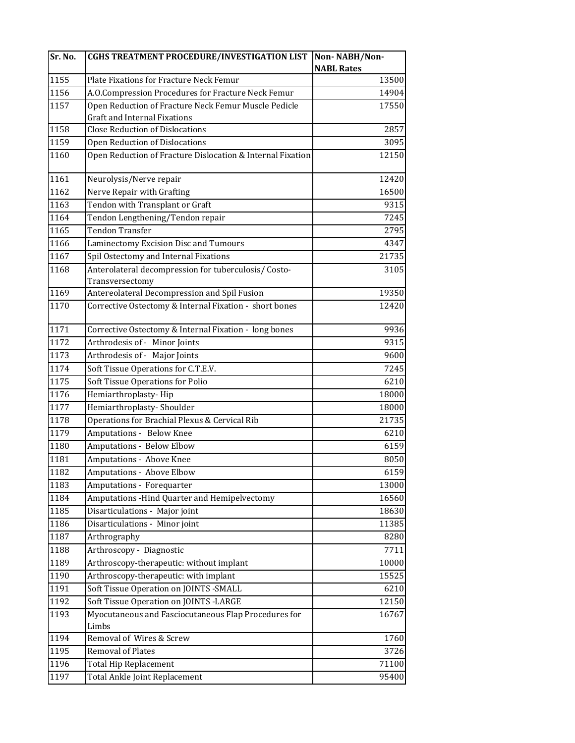| Sr. No. | CGHS TREATMENT PROCEDURE/INVESTIGATION LIST | Non- NABH/Non-NABL Rates |
|---|---|---|
| 1155 | Plate Fixations for Fracture Neck Femur | 13500 |
| 1156 | A.O.Compression Procedures for Fracture Neck Femur | 14904 |
| 1157 | Open Reduction of Fracture Neck Femur Muscle Pedicle Graft and Internal Fixations | 17550 |
| 1158 | Close Reduction of Dislocations | 2857 |
| 1159 | Open Reduction of Dislocations | 3095 |
| 1160 | Open Reduction of Fracture Dislocation & Internal Fixation | 12150 |
| 1161 | Neurolysis/Nerve repair | 12420 |
| 1162 | Nerve Repair with Grafting | 16500 |
| 1163 | Tendon with Transplant or Graft | 9315 |
| 1164 | Tendon Lengthening/Tendon repair | 7245 |
| 1165 | Tendon Transfer | 2795 |
| 1166 | Laminectomy Excision Disc and Tumours | 4347 |
| 1167 | Spil Ostectomy and Internal Fixations | 21735 |
| 1168 | Anterolateral decompression for tuberculosis/ Costo-Transversectomy | 3105 |
| 1169 | Antereolateral Decompression and Spil Fusion | 19350 |
| 1170 | Corrective Ostectomy & Internal Fixation - short bones | 12420 |
| 1171 | Corrective Ostectomy & Internal Fixation - long bones | 9936 |
| 1172 | Arthrodesis of - Minor Joints | 9315 |
| 1173 | Arthrodesis of - Major Joints | 9600 |
| 1174 | Soft Tissue Operations for C.T.E.V. | 7245 |
| 1175 | Soft Tissue Operations for Polio | 6210 |
| 1176 | Hemiarthroplasty- Hip | 18000 |
| 1177 | Hemiarthroplasty- Shoulder | 18000 |
| 1178 | Operations for Brachial Plexus & Cervical Rib | 21735 |
| 1179 | Amputations - Below Knee | 6210 |
| 1180 | Amputations - Below Elbow | 6159 |
| 1181 | Amputations - Above Knee | 8050 |
| 1182 | Amputations - Above Elbow | 6159 |
| 1183 | Amputations - Forequarter | 13000 |
| 1184 | Amputations -Hind Quarter and Hemipelvectomy | 16560 |
| 1185 | Disarticulations - Major joint | 18630 |
| 1186 | Disarticulations - Minor joint | 11385 |
| 1187 | Arthrography | 8280 |
| 1188 | Arthroscopy - Diagnostic | 7711 |
| 1189 | Arthroscopy-therapeutic: without implant | 10000 |
| 1190 | Arthroscopy-therapeutic: with implant | 15525 |
| 1191 | Soft Tissue Operation on JOINTS -SMALL | 6210 |
| 1192 | Soft Tissue Operation on JOINTS -LARGE | 12150 |
| 1193 | Myocutaneous and Fasciocutaneous Flap Procedures for Limbs | 16767 |
| 1194 | Removal of Wires & Screw | 1760 |
| 1195 | Removal of Plates | 3726 |
| 1196 | Total Hip Replacement | 71100 |
| 1197 | Total Ankle Joint Replacement | 95400 |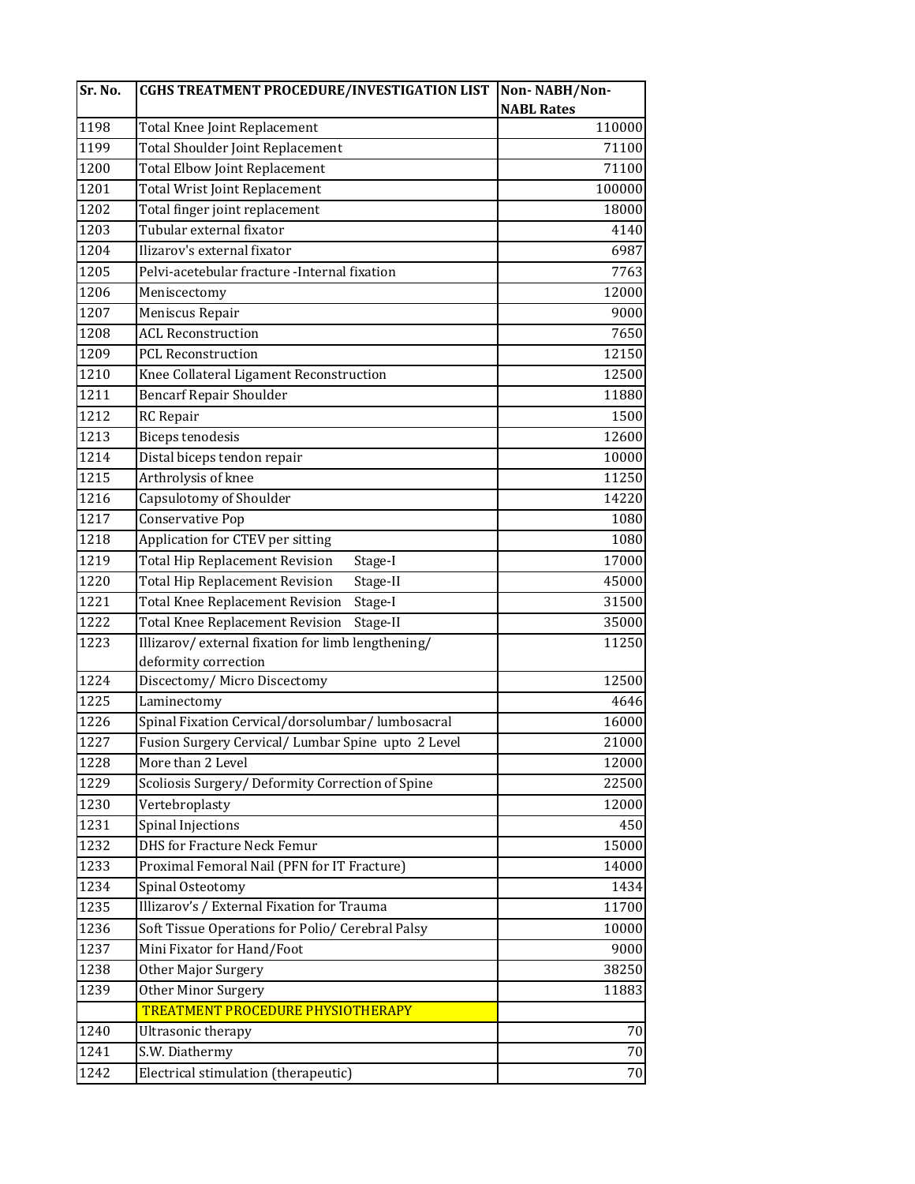| Sr. No. | CGHS TREATMENT PROCEDURE/INVESTIGATION LIST | Non- NABH/Non-NABL Rates |
|---|---|---|
| 1198 | Total Knee Joint Replacement | 110000 |
| 1199 | Total Shoulder Joint Replacement | 71100 |
| 1200 | Total Elbow Joint Replacement | 71100 |
| 1201 | Total Wrist Joint Replacement | 100000 |
| 1202 | Total finger joint replacement | 18000 |
| 1203 | Tubular external fixator | 4140 |
| 1204 | Ilizarov's external fixator | 6987 |
| 1205 | Pelvi-acetebular fracture -Internal fixation | 7763 |
| 1206 | Meniscectomy | 12000 |
| 1207 | Meniscus Repair | 9000 |
| 1208 | ACL Reconstruction | 7650 |
| 1209 | PCL Reconstruction | 12150 |
| 1210 | Knee Collateral Ligament Reconstruction | 12500 |
| 1211 | Bencarf Repair Shoulder | 11880 |
| 1212 | RC Repair | 1500 |
| 1213 | Biceps tenodesis | 12600 |
| 1214 | Distal biceps tendon repair | 10000 |
| 1215 | Arthrolysis of knee | 11250 |
| 1216 | Capsulotomy of Shoulder | 14220 |
| 1217 | Conservative Pop | 1080 |
| 1218 | Application for CTEV per sitting | 1080 |
| 1219 | Total Hip Replacement Revision Stage-I | 17000 |
| 1220 | Total Hip Replacement Revision Stage-II | 45000 |
| 1221 | Total Knee Replacement Revision Stage-I | 31500 |
| 1222 | Total Knee Replacement Revision Stage-II | 35000 |
| 1223 | Illizarov/ external fixation for limb lengthening/ deformity correction | 11250 |
| 1224 | Discectomy/ Micro Discectomy | 12500 |
| 1225 | Laminectomy | 4646 |
| 1226 | Spinal Fixation Cervical/dorsolumbar/ lumbosacral | 16000 |
| 1227 | Fusion Surgery Cervical/ Lumbar Spine upto 2 Level | 21000 |
| 1228 | More than 2 Level | 12000 |
| 1229 | Scoliosis Surgery/ Deformity Correction of Spine | 22500 |
| 1230 | Vertebroplasty | 12000 |
| 1231 | Spinal Injections | 450 |
| 1232 | DHS for Fracture Neck Femur | 15000 |
| 1233 | Proximal Femoral Nail (PFN for IT Fracture) | 14000 |
| 1234 | Spinal Osteotomy | 1434 |
| 1235 | Illizarov's / External Fixation for Trauma | 11700 |
| 1236 | Soft Tissue Operations for Polio/ Cerebral Palsy | 10000 |
| 1237 | Mini Fixator for Hand/Foot | 9000 |
| 1238 | Other Major Surgery | 38250 |
| 1239 | Other Minor Surgery | 11883 |
| | TREATMENT PROCEDURE PHYSIOTHERAPY | |
| 1240 | Ultrasonic therapy | 70 |
| 1241 | S.W. Diathermy | 70 |
| 1242 | Electrical stimulation (therapeutic) | 70 |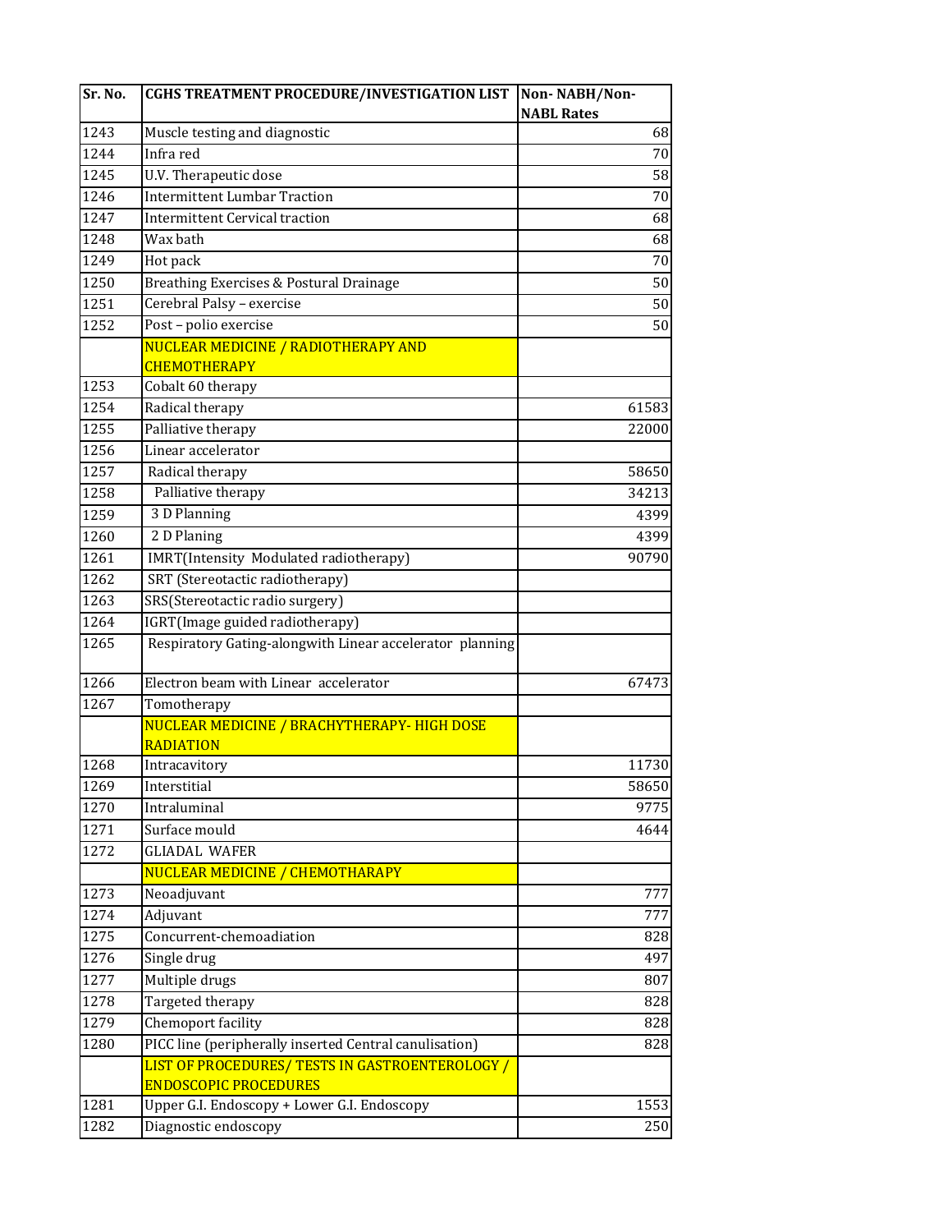| Sr. No. | CGHS TREATMENT PROCEDURE/INVESTIGATION LIST | Non- NABH/Non-NABL Rates |
|---|---|---|
| 1243 | Muscle testing and diagnostic | 68 |
| 1244 | Infra red | 70 |
| 1245 | U.V. Therapeutic dose | 58 |
| 1246 | Intermittent Lumbar Traction | 70 |
| 1247 | Intermittent Cervical traction | 68 |
| 1248 | Wax bath | 68 |
| 1249 | Hot pack | 70 |
| 1250 | Breathing Exercises & Postural Drainage | 50 |
| 1251 | Cerebral Palsy – exercise | 50 |
| 1252 | Post – polio exercise | 50 |
| | NUCLEAR MEDICINE / RADIOTHERAPY AND CHEMOTHERAPY | |
| 1253 | Cobalt 60 therapy | |
| 1254 | Radical therapy | 61583 |
| 1255 | Palliative therapy | 22000 |
| 1256 | Linear accelerator | |
| 1257 | Radical therapy | 58650 |
| 1258 | Palliative therapy | 34213 |
| 1259 | 3 D Planning | 4399 |
| 1260 | 2 D Planing | 4399 |
| 1261 | IMRT(Intensity Modulated radiotherapy) | 90790 |
| 1262 | SRT (Stereotactic radiotherapy) | |
| 1263 | SRS(Stereotactic radio surgery) | |
| 1264 | IGRT(Image guided radiotherapy) | |
| 1265 | Respiratory Gating-alongwith Linear accelerator planning | |
| 1266 | Electron beam with Linear accelerator | 67473 |
| 1267 | Tomotherapy | |
| | NUCLEAR MEDICINE / BRACHYTHERAPY- HIGH DOSE RADIATION | |
| 1268 | Intracavitory | 11730 |
| 1269 | Interstitial | 58650 |
| 1270 | Intraluminal | 9775 |
| 1271 | Surface mould | 4644 |
| 1272 | GLIADAL WAFER | |
| | NUCLEAR MEDICINE / CHEMOTHARAPY | |
| 1273 | Neoadjuvant | 777 |
| 1274 | Adjuvant | 777 |
| 1275 | Concurrent-chemoadiation | 828 |
| 1276 | Single drug | 497 |
| 1277 | Multiple drugs | 807 |
| 1278 | Targeted therapy | 828 |
| 1279 | Chemoport facility | 828 |
| 1280 | PICC line (peripherally inserted Central canulisation) | 828 |
| | LIST OF PROCEDURES/ TESTS IN GASTROENTEROLOGY / ENDOSCOPIC PROCEDURES | |
| 1281 | Upper G.I. Endoscopy + Lower G.I. Endoscopy | 1553 |
| 1282 | Diagnostic endoscopy | 250 |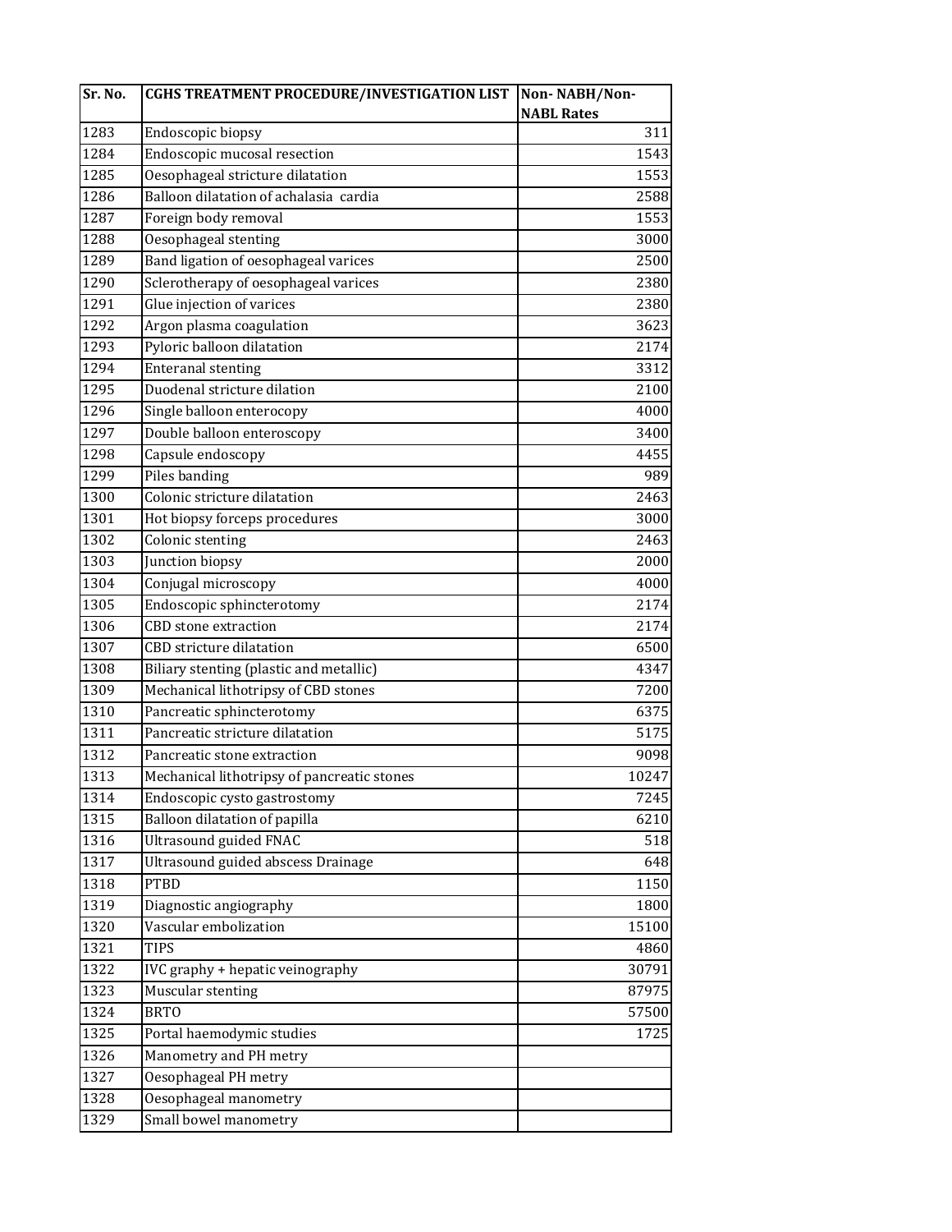| Sr. No. | CGHS TREATMENT PROCEDURE/INVESTIGATION LIST | Non- NABH/Non-NABL Rates |
|---|---|---|
| 1283 | Endoscopic biopsy | 311 |
| 1284 | Endoscopic mucosal resection | 1543 |
| 1285 | Oesophageal stricture dilatation | 1553 |
| 1286 | Balloon dilatation of achalasia cardia | 2588 |
| 1287 | Foreign body removal | 1553 |
| 1288 | Oesophageal stenting | 3000 |
| 1289 | Band ligation of oesophageal varices | 2500 |
| 1290 | Sclerotherapy of oesophageal varices | 2380 |
| 1291 | Glue injection of varices | 2380 |
| 1292 | Argon plasma coagulation | 3623 |
| 1293 | Pyloric balloon dilatation | 2174 |
| 1294 | Enteranal stenting | 3312 |
| 1295 | Duodenal stricture dilation | 2100 |
| 1296 | Single balloon enterocopy | 4000 |
| 1297 | Double balloon enteroscopy | 3400 |
| 1298 | Capsule endoscopy | 4455 |
| 1299 | Piles banding | 989 |
| 1300 | Colonic stricture dilatation | 2463 |
| 1301 | Hot biopsy forceps procedures | 3000 |
| 1302 | Colonic stenting | 2463 |
| 1303 | Junction biopsy | 2000 |
| 1304 | Conjugal microscopy | 4000 |
| 1305 | Endoscopic sphincterotomy | 2174 |
| 1306 | CBD stone extraction | 2174 |
| 1307 | CBD stricture dilatation | 6500 |
| 1308 | Biliary stenting (plastic and metallic) | 4347 |
| 1309 | Mechanical lithotripsy of CBD stones | 7200 |
| 1310 | Pancreatic sphincterotomy | 6375 |
| 1311 | Pancreatic stricture dilatation | 5175 |
| 1312 | Pancreatic stone extraction | 9098 |
| 1313 | Mechanical lithotripsy of pancreatic stones | 10247 |
| 1314 | Endoscopic cysto gastrostomy | 7245 |
| 1315 | Balloon dilatation of papilla | 6210 |
| 1316 | Ultrasound guided FNAC | 518 |
| 1317 | Ultrasound guided abscess Drainage | 648 |
| 1318 | PTBD | 1150 |
| 1319 | Diagnostic angiography | 1800 |
| 1320 | Vascular embolization | 15100 |
| 1321 | TIPS | 4860 |
| 1322 | IVC graphy + hepatic veinography | 30791 |
| 1323 | Muscular stenting | 87975 |
| 1324 | BRTO | 57500 |
| 1325 | Portal haemodymic studies | 1725 |
| 1326 | Manometry and PH metry | |
| 1327 | Oesophageal PH metry | |
| 1328 | Oesophageal manometry | |
| 1329 | Small bowel manometry | |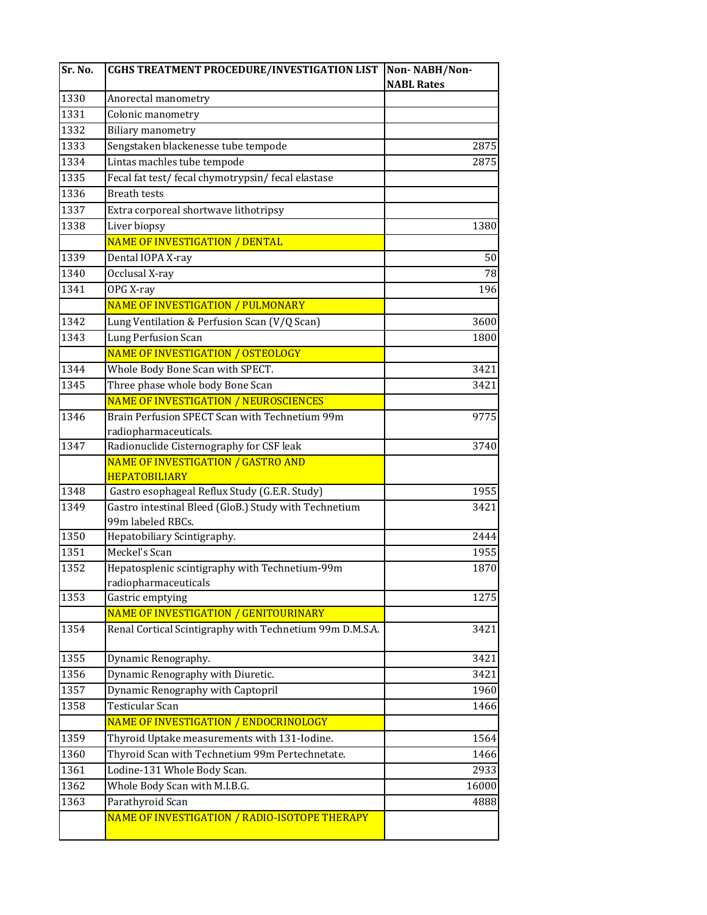| Sr. No. | CGHS TREATMENT PROCEDURE/INVESTIGATION LIST | Non- NABH/Non-NABL Rates |
|---|---|---|
| 1330 | Anorectal manometry | |
| 1331 | Colonic manometry | |
| 1332 | Biliary manometry | |
| 1333 | Sengstaken blackenesse tube tempode | 2875 |
| 1334 | Lintas machles tube tempode | 2875 |
| 1335 | Fecal fat test/ fecal chymotrypsin/ fecal elastase | |
| 1336 | Breath tests | |
| 1337 | Extra corporeal shortwave lithotripsy | |
| 1338 | Liver biopsy | 1380 |
| | NAME OF INVESTIGATION / DENTAL | |
| 1339 | Dental IOPA X-ray | 50 |
| 1340 | Occlusal X-ray | 78 |
| 1341 | OPG X-ray | 196 |
| | NAME OF INVESTIGATION / PULMONARY | |
| 1342 | Lung Ventilation & Perfusion Scan (V/Q Scan) | 3600 |
| 1343 | Lung Perfusion Scan | 1800 |
| | NAME OF INVESTIGATION / OSTEOLOGY | |
| 1344 | Whole Body Bone Scan with SPECT. | 3421 |
| 1345 | Three phase whole body Bone Scan | 3421 |
| | NAME OF INVESTIGATION / NEUROSCIENCES | |
| 1346 | Brain Perfusion SPECT Scan with Technetium 99m radiopharmaceuticals. | 9775 |
| 1347 | Radionuclide Cisternography for CSF leak | 3740 |
| | NAME OF INVESTIGATION / GASTRO AND HEPATOBILIARY | |
| 1348 | Gastro esophageal Reflux Study (G.E.R. Study) | 1955 |
| 1349 | Gastro intestinal Bleed (GloB.) Study with Technetium 99m labeled RBCs. | 3421 |
| 1350 | Hepatobiliary Scintigraphy. | 2444 |
| 1351 | Meckel's Scan | 1955 |
| 1352 | Hepatosplenic scintigraphy with Technetium-99m radiopharmaceuticals | 1870 |
| 1353 | Gastric emptying | 1275 |
| | NAME OF INVESTIGATION / GENITOURINARY | |
| 1354 | Renal Cortical Scintigraphy with Technetium 99m D.M.S.A. | 3421 |
| 1355 | Dynamic Renography. | 3421 |
| 1356 | Dynamic Renography with Diuretic. | 3421 |
| 1357 | Dynamic Renography with Captopril | 1960 |
| 1358 | Testicular Scan | 1466 |
| | NAME OF INVESTIGATION / ENDOCRINOLOGY | |
| 1359 | Thyroid Uptake measurements with 131-Iodine. | 1564 |
| 1360 | Thyroid Scan with Technetium 99m Pertechnetate. | 1466 |
| 1361 | Lodine-131 Whole Body Scan. | 2933 |
| 1362 | Whole Body Scan with M.I.B.G. | 16000 |
| 1363 | Parathyroid Scan | 4888 |
| | NAME OF INVESTIGATION / RADIO-ISOTOPE THERAPY | |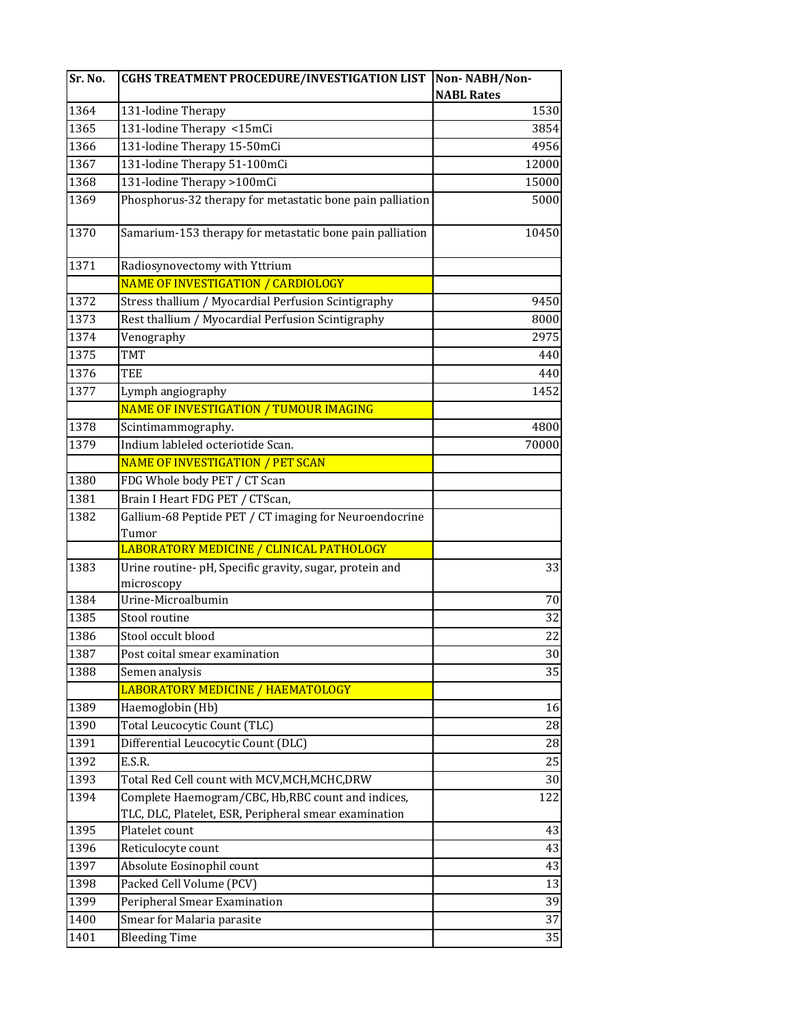| Sr. No. | CGHS TREATMENT PROCEDURE/INVESTIGATION LIST | Non- NABH/Non-NABL Rates |
|---|---|---|
| 1364 | 131-Iodine Therapy | 1530 |
| 1365 | 131-Iodine Therapy <15mCi | 3854 |
| 1366 | 131-Iodine Therapy 15-50mCi | 4956 |
| 1367 | 131-Iodine Therapy 51-100mCi | 12000 |
| 1368 | 131-Iodine Therapy >100mCi | 15000 |
| 1369 | Phosphorus-32 therapy for metastatic bone pain palliation | 5000 |
| 1370 | Samarium-153 therapy for metastatic bone pain palliation | 10450 |
| 1371 | Radiosynovectomy with Yttrium | |
| | NAME OF INVESTIGATION / CARDIOLOGY | |
| 1372 | Stress thallium / Myocardial Perfusion Scintigraphy | 9450 |
| 1373 | Rest thallium / Myocardial Perfusion Scintigraphy | 8000 |
| 1374 | Venography | 2975 |
| 1375 | TMT | 440 |
| 1376 | TEE | 440 |
| 1377 | Lymph angiography | 1452 |
| | NAME OF INVESTIGATION / TUMOUR IMAGING | |
| 1378 | Scintimammography. | 4800 |
| 1379 | Indium lableled octeriotide Scan. | 70000 |
| | NAME OF INVESTIGATION / PET SCAN | |
| 1380 | FDG Whole body PET / CT Scan | |
| 1381 | Brain I Heart FDG PET / CTScan, | |
| 1382 | Gallium-68 Peptide PET / CT imaging for Neuroendocrine Tumor | |
| | LABORATORY MEDICINE / CLINICAL PATHOLOGY | |
| 1383 | Urine routine- pH, Specific gravity, sugar, protein and microscopy | 33 |
| 1384 | Urine-Microalbumin | 70 |
| 1385 | Stool routine | 32 |
| 1386 | Stool occult blood | 22 |
| 1387 | Post coital smear examination | 30 |
| 1388 | Semen analysis | 35 |
| | LABORATORY MEDICINE / HAEMATOLOGY | |
| 1389 | Haemoglobin (Hb) | 16 |
| 1390 | Total Leucocytic Count (TLC) | 28 |
| 1391 | Differential Leucocytic Count (DLC) | 28 |
| 1392 | E.S.R. | 25 |
| 1393 | Total Red Cell count with MCV,MCH,MCHC,DRW | 30 |
| 1394 | Complete Haemogram/CBC, Hb,RBC count and indices, TLC, DLC, Platelet, ESR, Peripheral smear examination | 122 |
| 1395 | Platelet count | 43 |
| 1396 | Reticulocyte count | 43 |
| 1397 | Absolute Eosinophil count | 43 |
| 1398 | Packed Cell Volume (PCV) | 13 |
| 1399 | Peripheral Smear Examination | 39 |
| 1400 | Smear for Malaria parasite | 37 |
| 1401 | Bleeding Time | 35 |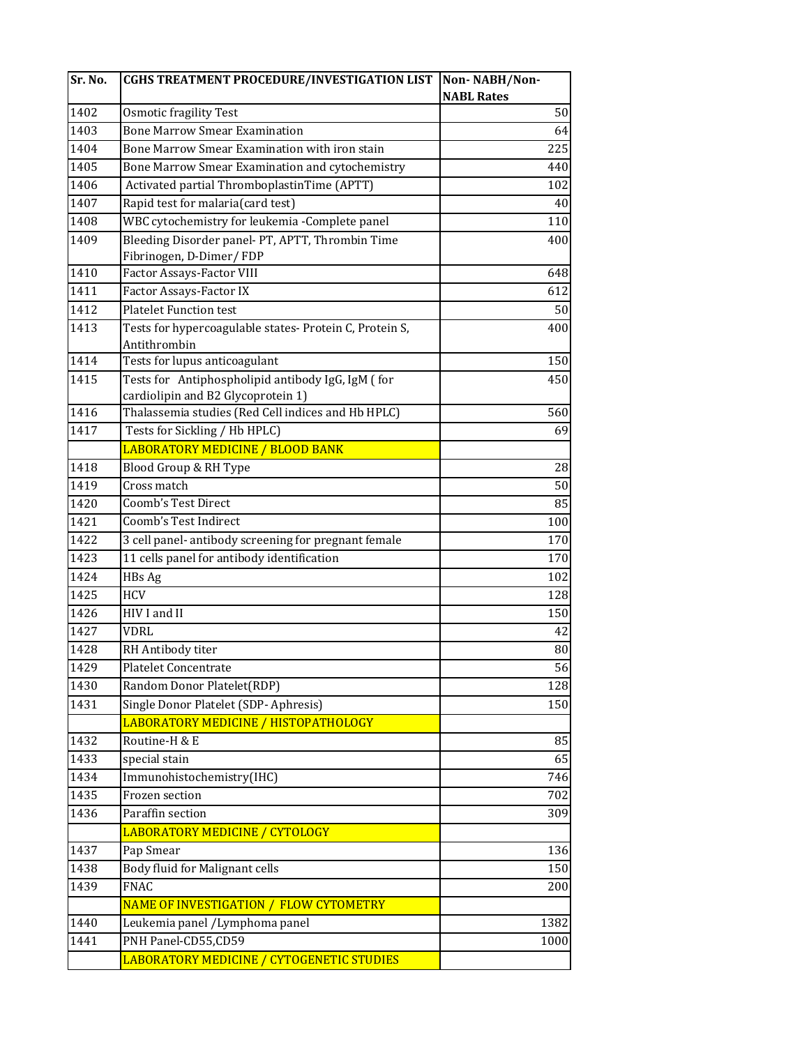| Sr. No. | CGHS TREATMENT PROCEDURE/INVESTIGATION LIST | Non- NABH/Non-NABL Rates |
|---|---|---|
| 1402 | Osmotic fragility Test | 50 |
| 1403 | Bone Marrow Smear Examination | 64 |
| 1404 | Bone Marrow Smear Examination with iron stain | 225 |
| 1405 | Bone Marrow Smear Examination and cytochemistry | 440 |
| 1406 | Activated partial ThromboplastinTime (APTT) | 102 |
| 1407 | Rapid test for malaria(card test) | 40 |
| 1408 | WBC cytochemistry for leukemia -Complete panel | 110 |
| 1409 | Bleeding Disorder panel- PT, APTT, Thrombin Time Fibrinogen, D-Dimer/ FDP | 400 |
| 1410 | Factor Assays-Factor VIII | 648 |
| 1411 | Factor Assays-Factor IX | 612 |
| 1412 | Platelet Function test | 50 |
| 1413 | Tests for hypercoagulable states- Protein C, Protein S, Antithrombin | 400 |
| 1414 | Tests for lupus anticoagulant | 150 |
| 1415 | Tests for Antiphospholipid antibody IgG, IgM ( for cardiolipin and B2 Glycoprotein 1) | 450 |
| 1416 | Thalassemia studies (Red Cell indices and Hb HPLC) | 560 |
| 1417 | Tests for Sickling / Hb HPLC) | 69 |
| | LABORATORY MEDICINE / BLOOD BANK | |
| 1418 | Blood Group & RH Type | 28 |
| 1419 | Cross match | 50 |
| 1420 | Coomb's Test Direct | 85 |
| 1421 | Coomb's Test Indirect | 100 |
| 1422 | 3 cell panel- antibody screening for pregnant female | 170 |
| 1423 | 11 cells panel for antibody identification | 170 |
| 1424 | HBs Ag | 102 |
| 1425 | HCV | 128 |
| 1426 | HIV I and II | 150 |
| 1427 | VDRL | 42 |
| 1428 | RH Antibody titer | 80 |
| 1429 | Platelet Concentrate | 56 |
| 1430 | Random Donor Platelet(RDP) | 128 |
| 1431 | Single Donor Platelet (SDP- Aphresis) | 150 |
| | LABORATORY MEDICINE / HISTOPATHOLOGY | |
| 1432 | Routine-H & E | 85 |
| 1433 | special stain | 65 |
| 1434 | Immunohistochemistry(IHC) | 746 |
| 1435 | Frozen section | 702 |
| 1436 | Paraffin section | 309 |
| | LABORATORY MEDICINE / CYTOLOGY | |
| 1437 | Pap Smear | 136 |
| 1438 | Body fluid for Malignant cells | 150 |
| 1439 | FNAC | 200 |
| | NAME OF INVESTIGATION / FLOW CYTOMETRY | |
| 1440 | Leukemia panel /Lymphoma panel | 1382 |
| 1441 | PNH Panel-CD55,CD59 | 1000 |
| | LABORATORY MEDICINE / CYTOGENETIC STUDIES | |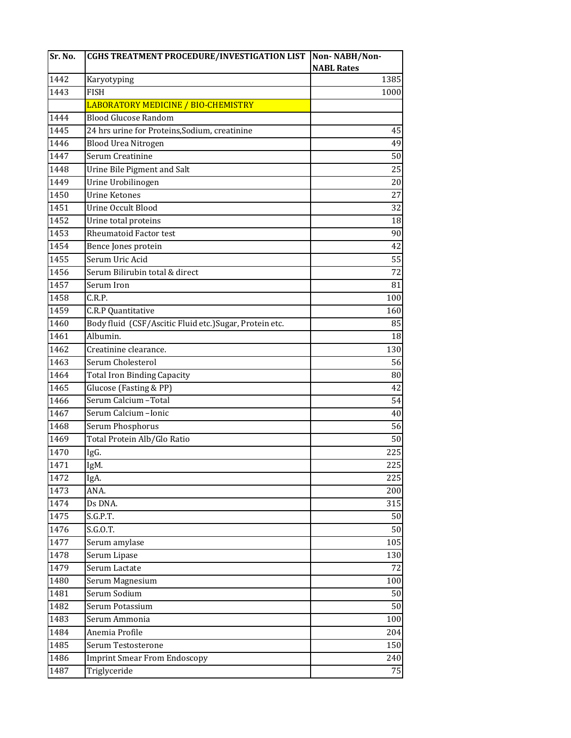| Sr. No. | CGHS TREATMENT PROCEDURE/INVESTIGATION LIST | Non- NABH/Non-NABL Rates |
|---|---|---|
| 1442 | Karyotyping | 1385 |
| 1443 | FISH | 1000 |
| | LABORATORY MEDICINE / BIO-CHEMISTRY | |
| 1444 | Blood Glucose Random | |
| 1445 | 24 hrs urine for Proteins,Sodium, creatinine | 45 |
| 1446 | Blood Urea Nitrogen | 49 |
| 1447 | Serum Creatinine | 50 |
| 1448 | Urine Bile Pigment and Salt | 25 |
| 1449 | Urine Urobilinogen | 20 |
| 1450 | Urine Ketones | 27 |
| 1451 | Urine Occult Blood | 32 |
| 1452 | Urine total proteins | 18 |
| 1453 | Rheumatoid Factor test | 90 |
| 1454 | Bence Jones protein | 42 |
| 1455 | Serum Uric Acid | 55 |
| 1456 | Serum Bilirubin total & direct | 72 |
| 1457 | Serum Iron | 81 |
| 1458 | C.R.P. | 100 |
| 1459 | C.R.P Quantitative | 160 |
| 1460 | Body fluid (CSF/Ascitic Fluid etc.)Sugar, Protein etc. | 85 |
| 1461 | Albumin. | 18 |
| 1462 | Creatinine clearance. | 130 |
| 1463 | Serum Cholesterol | 56 |
| 1464 | Total Iron Binding Capacity | 80 |
| 1465 | Glucose (Fasting & PP) | 42 |
| 1466 | Serum Calcium – Total | 54 |
| 1467 | Serum Calcium – Ionic | 40 |
| 1468 | Serum Phosphorus | 56 |
| 1469 | Total Protein Alb/Glo Ratio | 50 |
| 1470 | IgG. | 225 |
| 1471 | IgM. | 225 |
| 1472 | IgA. | 225 |
| 1473 | ANA. | 200 |
| 1474 | Ds DNA. | 315 |
| 1475 | S.G.P.T. | 50 |
| 1476 | S.G.O.T. | 50 |
| 1477 | Serum amylase | 105 |
| 1478 | Serum Lipase | 130 |
| 1479 | Serum Lactate | 72 |
| 1480 | Serum Magnesium | 100 |
| 1481 | Serum Sodium | 50 |
| 1482 | Serum Potassium | 50 |
| 1483 | Serum Ammonia | 100 |
| 1484 | Anemia Profile | 204 |
| 1485 | Serum Testosterone | 150 |
| 1486 | Imprint Smear From Endoscopy | 240 |
| 1487 | Triglyceride | 75 |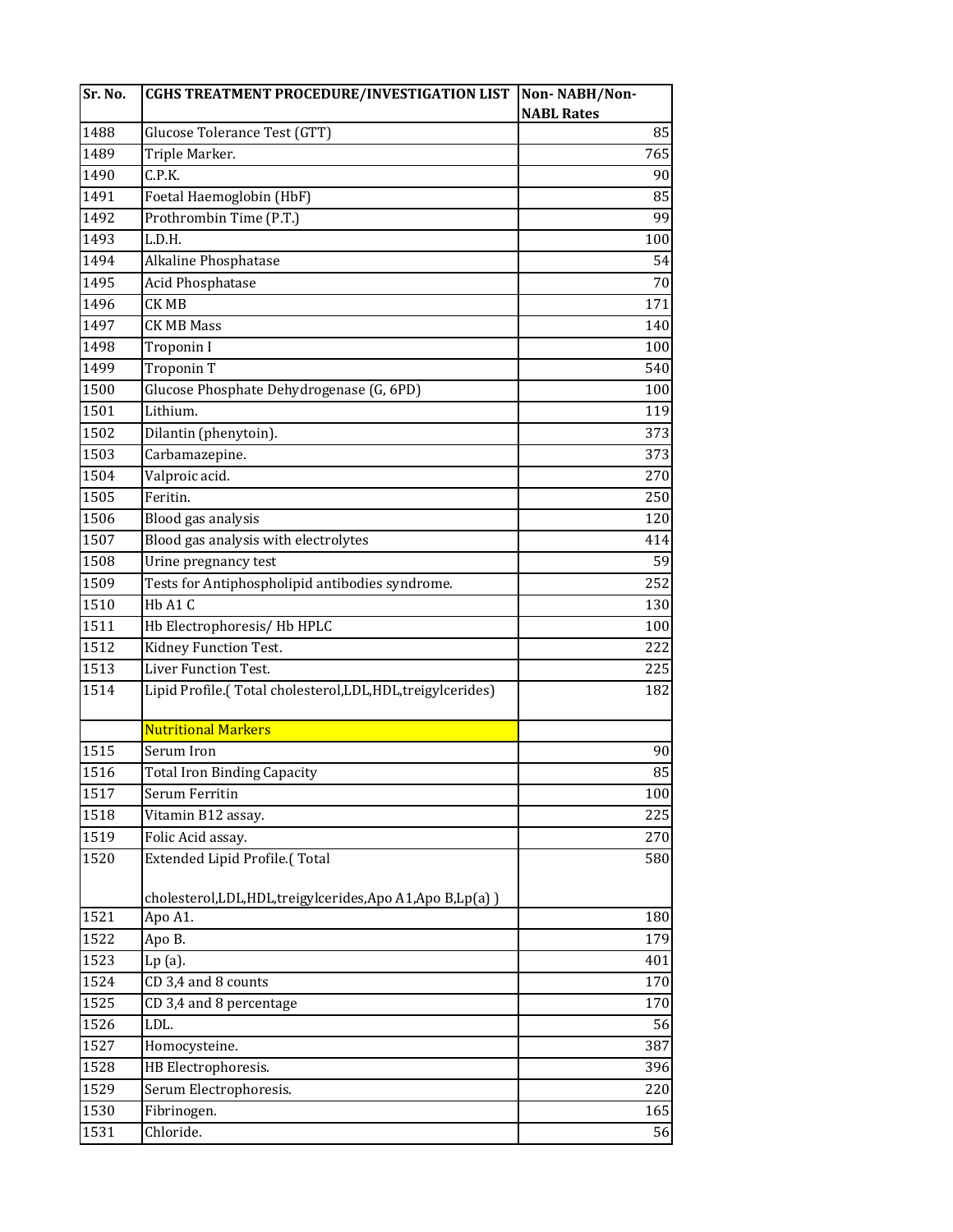| Sr. No. | CGHS TREATMENT PROCEDURE/INVESTIGATION LIST | Non- NABH/Non-NABL Rates |
|---|---|---|
| 1488 | Glucose Tolerance Test (GTT) | 85 |
| 1489 | Triple Marker. | 765 |
| 1490 | C.P.K. | 90 |
| 1491 | Foetal Haemoglobin (HbF) | 85 |
| 1492 | Prothrombin Time (P.T.) | 99 |
| 1493 | L.D.H. | 100 |
| 1494 | Alkaline Phosphatase | 54 |
| 1495 | Acid Phosphatase | 70 |
| 1496 | CK MB | 171 |
| 1497 | CK MB Mass | 140 |
| 1498 | Troponin I | 100 |
| 1499 | Troponin T | 540 |
| 1500 | Glucose Phosphate Dehydrogenase (G, 6PD) | 100 |
| 1501 | Lithium. | 119 |
| 1502 | Dilantin (phenytoin). | 373 |
| 1503 | Carbamazepine. | 373 |
| 1504 | Valproic acid. | 270 |
| 1505 | Feritin. | 250 |
| 1506 | Blood gas analysis | 120 |
| 1507 | Blood gas analysis with electrolytes | 414 |
| 1508 | Urine pregnancy test | 59 |
| 1509 | Tests for Antiphospholipid antibodies syndrome. | 252 |
| 1510 | Hb A1 C | 130 |
| 1511 | Hb Electrophoresis/ Hb HPLC | 100 |
| 1512 | Kidney Function Test. | 222 |
| 1513 | Liver Function Test. | 225 |
| 1514 | Lipid Profile.( Total cholesterol,LDL,HDL,treigylcerides) | 182 |
| | Nutritional Markers | |
| 1515 | Serum Iron | 90 |
| 1516 | Total Iron Binding Capacity | 85 |
| 1517 | Serum Ferritin | 100 |
| 1518 | Vitamin B12 assay. | 225 |
| 1519 | Folic Acid assay. | 270 |
| 1520 | Extended Lipid Profile.( Total cholesterol,LDL,HDL,treigylcerides,Apo A1,Apo B,Lp(a) ) | 580 |
| 1521 | Apo A1. | 180 |
| 1522 | Apo B. | 179 |
| 1523 | Lp (a). | 401 |
| 1524 | CD 3,4 and 8 counts | 170 |
| 1525 | CD 3,4 and 8 percentage | 170 |
| 1526 | LDL. | 56 |
| 1527 | Homocysteine. | 387 |
| 1528 | HB Electrophoresis. | 396 |
| 1529 | Serum Electrophoresis. | 220 |
| 1530 | Fibrinogen. | 165 |
| 1531 | Chloride. | 56 |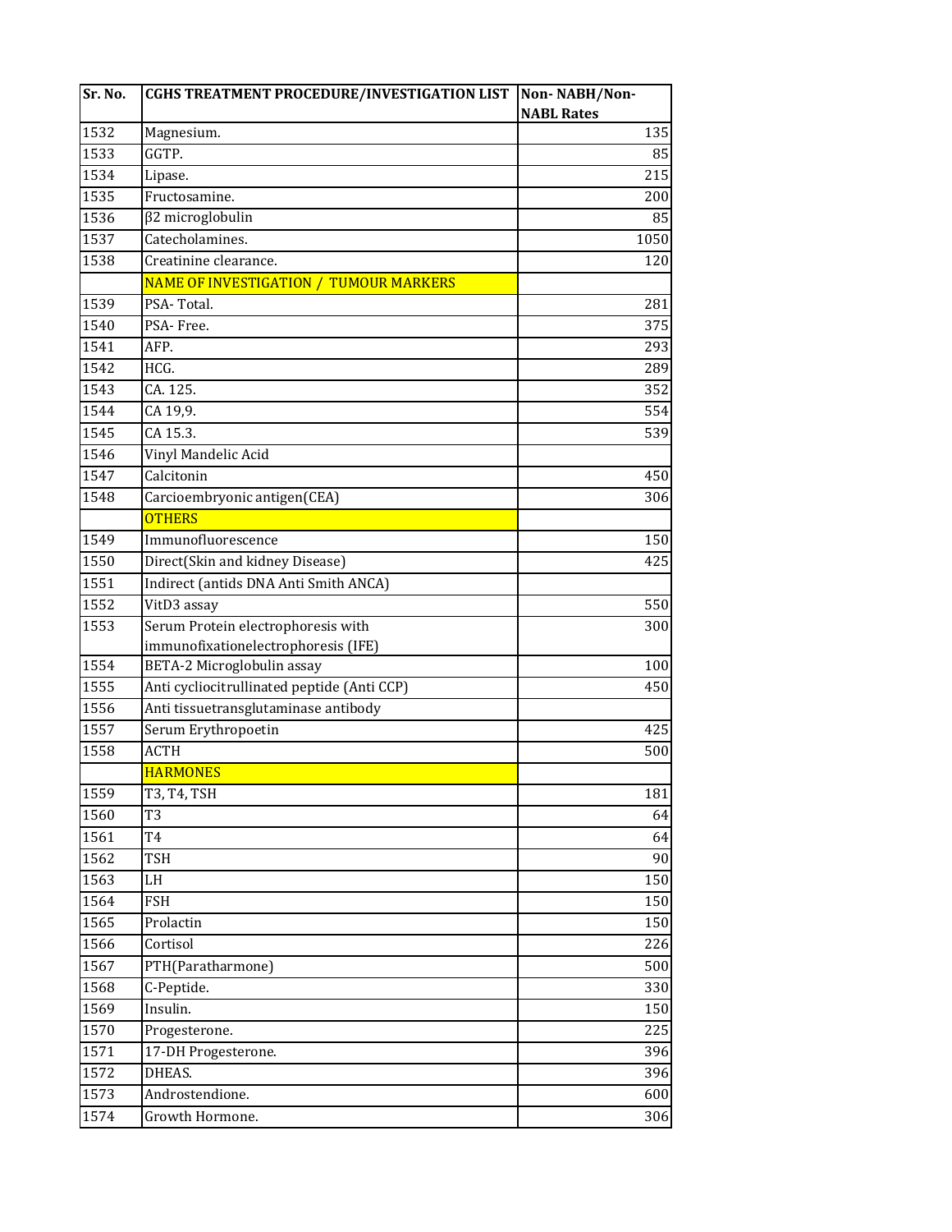| Sr. No. | CGHS TREATMENT PROCEDURE/INVESTIGATION LIST | Non- NABH/Non-NABL Rates |
|---|---|---|
| 1532 | Magnesium. | 135 |
| 1533 | GGTP. | 85 |
| 1534 | Lipase. | 215 |
| 1535 | Fructosamine. | 200 |
| 1536 | β2 microglobulin | 85 |
| 1537 | Catecholamines. | 1050 |
| 1538 | Creatinine clearance. | 120 |
| | NAME OF INVESTIGATION / TUMOUR MARKERS | |
| 1539 | PSA- Total. | 281 |
| 1540 | PSA- Free. | 375 |
| 1541 | AFP. | 293 |
| 1542 | HCG. | 289 |
| 1543 | CA. 125. | 352 |
| 1544 | CA 19,9. | 554 |
| 1545 | CA 15.3. | 539 |
| 1546 | Vinyl Mandelic Acid | |
| 1547 | Calcitonin | 450 |
| 1548 | Carcioembryonic antigen(CEA) | 306 |
| | OTHERS | |
| 1549 | Immunofluorescence | 150 |
| 1550 | Direct(Skin and kidney Disease) | 425 |
| 1551 | Indirect (antids DNA Anti Smith ANCA) | |
| 1552 | VitD3 assay | 550 |
| 1553 | Serum Protein electrophoresis with immunofixationelectrophoresis (IFE) | 300 |
| 1554 | BETA-2 Microglobulin assay | 100 |
| 1555 | Anti cycliocitrullinated peptide (Anti CCP) | 450 |
| 1556 | Anti tissuetransglutaminase antibody | |
| 1557 | Serum Erythropoetin | 425 |
| 1558 | ACTH | 500 |
| | HARMONES | |
| 1559 | T3, T4, TSH | 181 |
| 1560 | T3 | 64 |
| 1561 | T4 | 64 |
| 1562 | TSH | 90 |
| 1563 | LH | 150 |
| 1564 | FSH | 150 |
| 1565 | Prolactin | 150 |
| 1566 | Cortisol | 226 |
| 1567 | PTH(Paratharmone) | 500 |
| 1568 | C-Peptide. | 330 |
| 1569 | Insulin. | 150 |
| 1570 | Progesterone. | 225 |
| 1571 | 17-DH Progesterone. | 396 |
| 1572 | DHEAS. | 396 |
| 1573 | Androstendione. | 600 |
| 1574 | Growth Hormone. | 306 |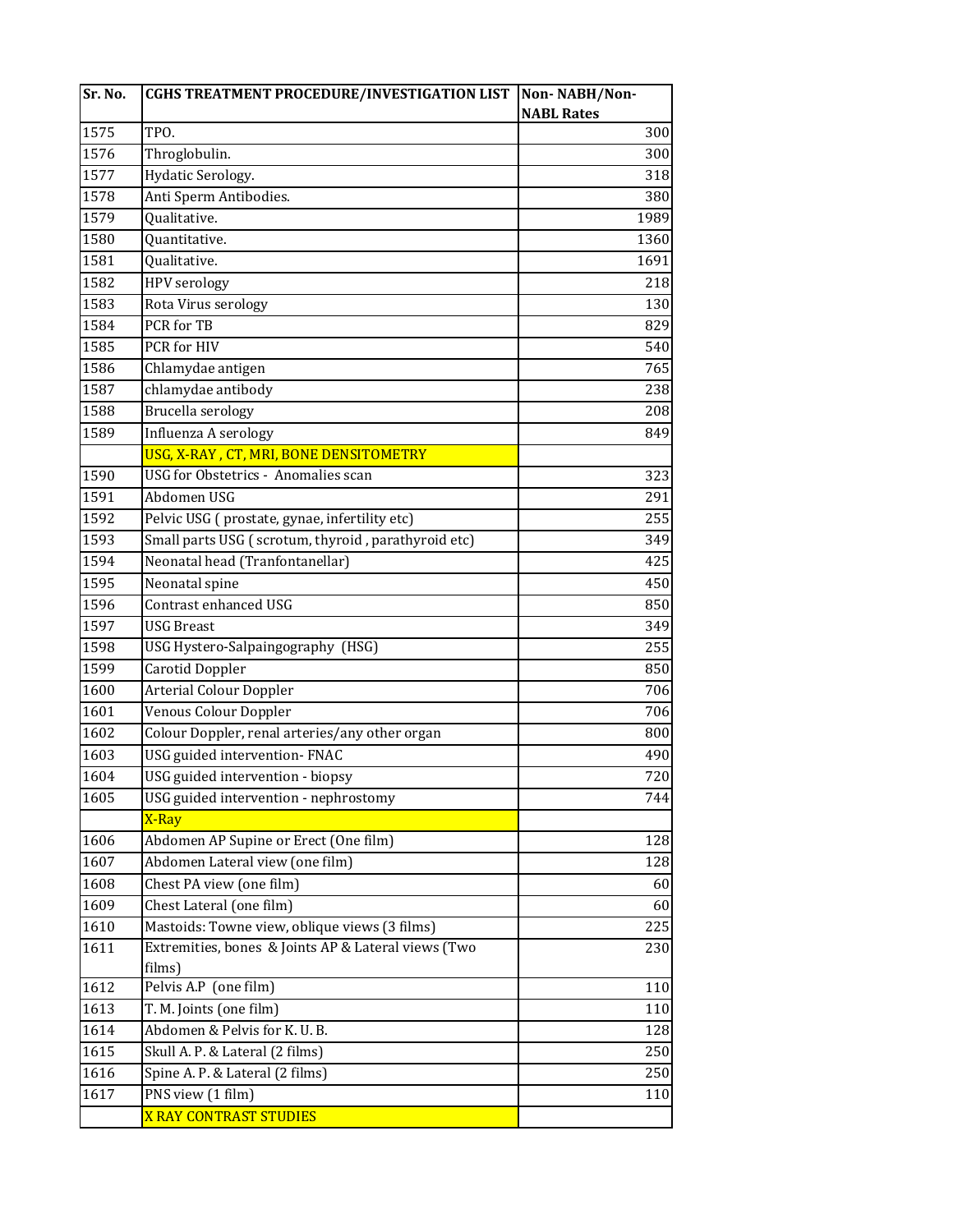| Sr. No. | CGHS TREATMENT PROCEDURE/INVESTIGATION LIST | Non- NABH/Non-NABL Rates |
|---|---|---|
| 1575 | TPO. | 300 |
| 1576 | Throglobulin. | 300 |
| 1577 | Hydatic Serology. | 318 |
| 1578 | Anti Sperm Antibodies. | 380 |
| 1579 | Qualitative. | 1989 |
| 1580 | Quantitative. | 1360 |
| 1581 | Qualitative. | 1691 |
| 1582 | HPV serology | 218 |
| 1583 | Rota Virus serology | 130 |
| 1584 | PCR for TB | 829 |
| 1585 | PCR for HIV | 540 |
| 1586 | Chlamydae antigen | 765 |
| 1587 | chlamydae antibody | 238 |
| 1588 | Brucella serology | 208 |
| 1589 | Influenza A serology | 849 |
| | USG, X-RAY , CT, MRI, BONE DENSITOMETRY | |
| 1590 | USG for Obstetrics - Anomalies scan | 323 |
| 1591 | Abdomen USG | 291 |
| 1592 | Pelvic USG ( prostate, gynae, infertility etc) | 255 |
| 1593 | Small parts USG ( scrotum, thyroid , parathyroid etc) | 349 |
| 1594 | Neonatal head (Tranfontanellar) | 425 |
| 1595 | Neonatal spine | 450 |
| 1596 | Contrast enhanced USG | 850 |
| 1597 | USG Breast | 349 |
| 1598 | USG Hystero-Salpaingography (HSG) | 255 |
| 1599 | Carotid Doppler | 850 |
| 1600 | Arterial Colour Doppler | 706 |
| 1601 | Venous Colour Doppler | 706 |
| 1602 | Colour Doppler, renal arteries/any other organ | 800 |
| 1603 | USG guided intervention- FNAC | 490 |
| 1604 | USG guided intervention - biopsy | 720 |
| 1605 | USG guided intervention - nephrostomy | 744 |
| | X-Ray | |
| 1606 | Abdomen AP Supine or Erect (One film) | 128 |
| 1607 | Abdomen Lateral view (one film) | 128 |
| 1608 | Chest PA view (one film) | 60 |
| 1609 | Chest Lateral (one film) | 60 |
| 1610 | Mastoids: Towne view, oblique views (3 films) | 225 |
| 1611 | Extremities, bones & Joints AP & Lateral views (Two films) | 230 |
| 1612 | Pelvis A.P (one film) | 110 |
| 1613 | T. M. Joints (one film) | 110 |
| 1614 | Abdomen & Pelvis for K. U. B. | 128 |
| 1615 | Skull A. P. & Lateral (2 films) | 250 |
| 1616 | Spine A. P. & Lateral (2 films) | 250 |
| 1617 | PNS view (1 film) | 110 |
| | X RAY CONTRAST STUDIES | |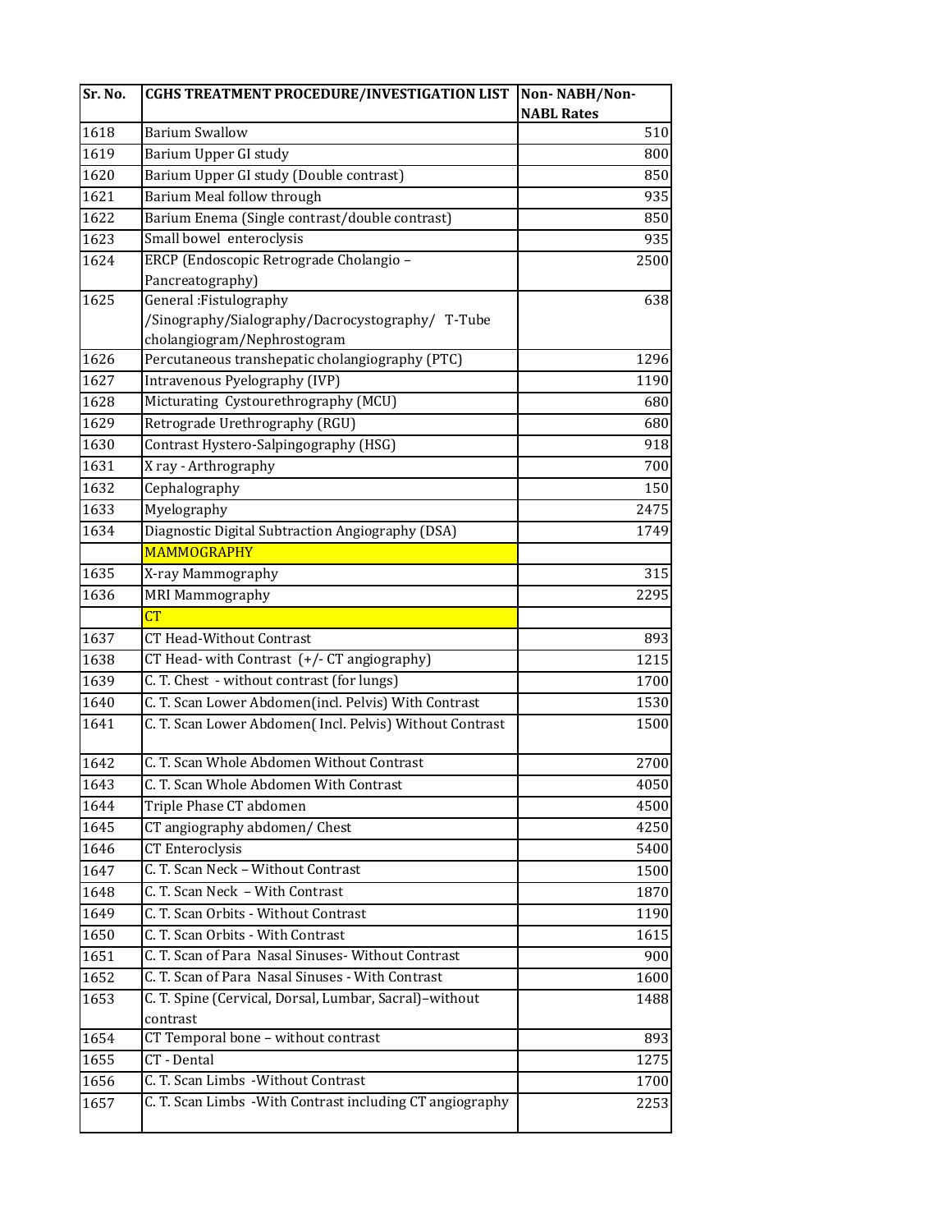| Sr. No. | CGHS TREATMENT PROCEDURE/INVESTIGATION LIST | Non- NABH/Non-NABL Rates |
|---|---|---|
| 1618 | Barium Swallow | 510 |
| 1619 | Barium Upper GI study | 800 |
| 1620 | Barium Upper GI study (Double contrast) | 850 |
| 1621 | Barium Meal follow through | 935 |
| 1622 | Barium Enema (Single contrast/double contrast) | 850 |
| 1623 | Small bowel enteroclysis | 935 |
| 1624 | ERCP (Endoscopic Retrograde Cholangio – Pancreatography) | 2500 |
| 1625 | General :Fistulography /Sinography/Sialography/Dacrocystography/ T-Tube cholangiogram/Nephrostogram | 638 |
| 1626 | Percutaneous transhepatic cholangiography (PTC) | 1296 |
| 1627 | Intravenous Pyelography (IVP) | 1190 |
| 1628 | Micturating Cystourethrography (MCU) | 680 |
| 1629 | Retrograde Urethrography (RGU) | 680 |
| 1630 | Contrast Hystero-Salpingography (HSG) | 918 |
| 1631 | X ray - Arthrography | 700 |
| 1632 | Cephalography | 150 |
| 1633 | Myelography | 2475 |
| 1634 | Diagnostic Digital Subtraction Angiography (DSA) | 1749 |
| | MAMMOGRAPHY | |
| 1635 | X-ray Mammography | 315 |
| 1636 | MRI Mammography | 2295 |
| | CT | |
| 1637 | CT Head-Without Contrast | 893 |
| 1638 | CT Head- with Contrast (+/- CT angiography) | 1215 |
| 1639 | C. T. Chest - without contrast (for lungs) | 1700 |
| 1640 | C. T. Scan Lower Abdomen(incl. Pelvis) With Contrast | 1530 |
| 1641 | C. T. Scan Lower Abdomen( Incl. Pelvis) Without Contrast | 1500 |
| 1642 | C. T. Scan Whole Abdomen Without Contrast | 2700 |
| 1643 | C. T. Scan Whole Abdomen With Contrast | 4050 |
| 1644 | Triple Phase CT abdomen | 4500 |
| 1645 | CT angiography abdomen/ Chest | 4250 |
| 1646 | CT Enteroclysis | 5400 |
| 1647 | C. T. Scan Neck – Without Contrast | 1500 |
| 1648 | C. T. Scan Neck – With Contrast | 1870 |
| 1649 | C. T. Scan Orbits - Without Contrast | 1190 |
| 1650 | C. T. Scan Orbits - With Contrast | 1615 |
| 1651 | C. T. Scan of Para Nasal Sinuses- Without Contrast | 900 |
| 1652 | C. T. Scan of Para Nasal Sinuses - With Contrast | 1600 |
| 1653 | C. T. Spine (Cervical, Dorsal, Lumbar, Sacral)–without contrast | 1488 |
| 1654 | CT Temporal bone – without contrast | 893 |
| 1655 | CT - Dental | 1275 |
| 1656 | C. T. Scan Limbs -Without Contrast | 1700 |
| 1657 | C. T. Scan Limbs -With Contrast including CT angiography | 2253 |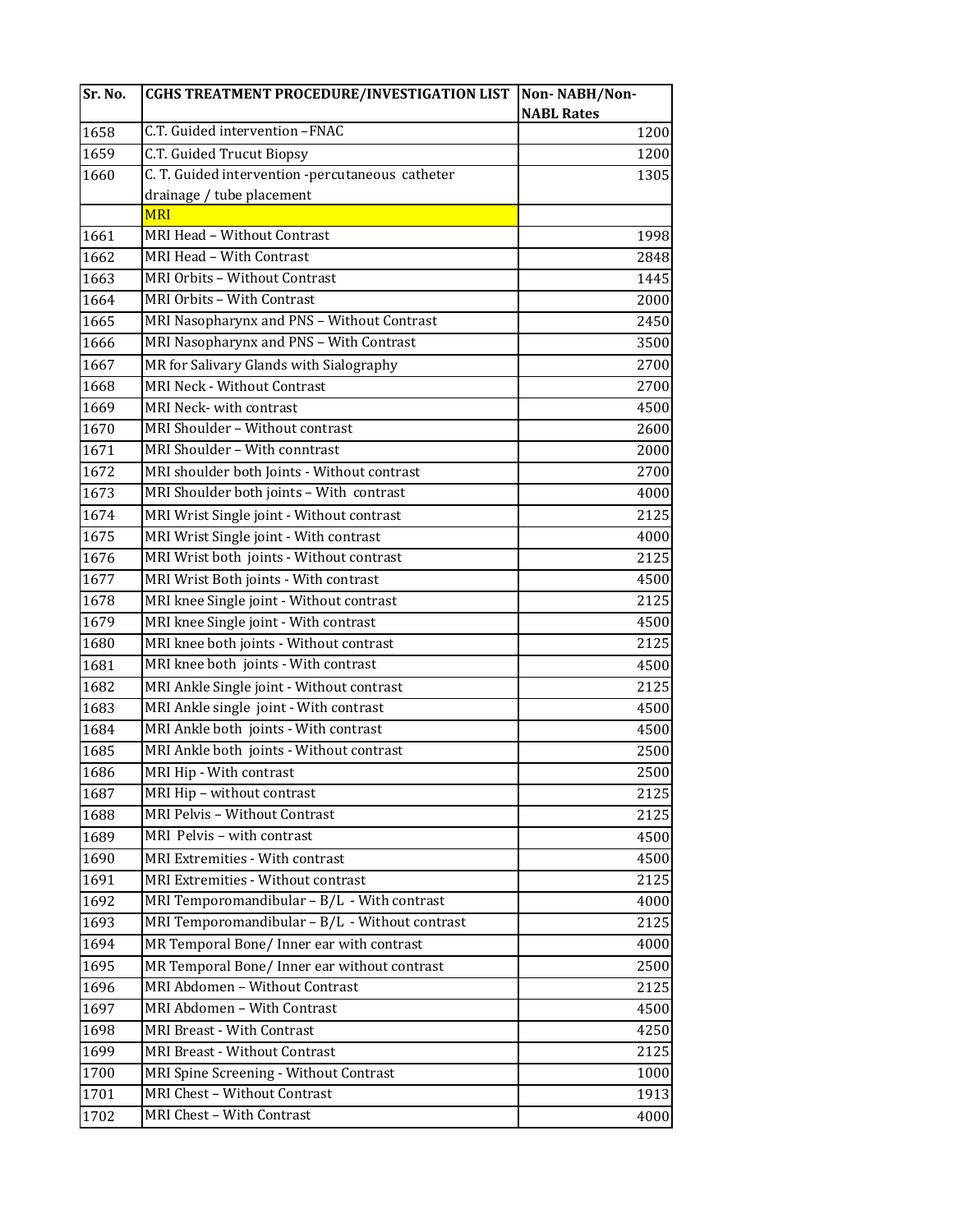| Sr. No. | CGHS TREATMENT PROCEDURE/INVESTIGATION LIST | Non- NABH/Non-NABL Rates |
|---|---|---|
| 1658 | C.T. Guided intervention –FNAC | 1200 |
| 1659 | C.T. Guided Trucut Biopsy | 1200 |
| 1660 | C. T. Guided intervention -percutaneous catheter drainage / tube placement | 1305 |
| | MRI | |
| 1661 | MRI Head – Without Contrast | 1998 |
| 1662 | MRI Head – With Contrast | 2848 |
| 1663 | MRI Orbits – Without Contrast | 1445 |
| 1664 | MRI Orbits – With Contrast | 2000 |
| 1665 | MRI Nasopharynx and PNS – Without Contrast | 2450 |
| 1666 | MRI Nasopharynx and PNS – With Contrast | 3500 |
| 1667 | MR for Salivary Glands with Sialography | 2700 |
| 1668 | MRI Neck - Without Contrast | 2700 |
| 1669 | MRI Neck- with contrast | 4500 |
| 1670 | MRI Shoulder – Without contrast | 2600 |
| 1671 | MRI Shoulder – With conntrast | 2000 |
| 1672 | MRI shoulder both Joints - Without contrast | 2700 |
| 1673 | MRI Shoulder both joints – With contrast | 4000 |
| 1674 | MRI Wrist Single joint - Without contrast | 2125 |
| 1675 | MRI Wrist Single joint - With contrast | 4000 |
| 1676 | MRI Wrist both joints - Without contrast | 2125 |
| 1677 | MRI Wrist Both joints - With contrast | 4500 |
| 1678 | MRI knee Single joint - Without contrast | 2125 |
| 1679 | MRI knee Single joint - With contrast | 4500 |
| 1680 | MRI knee both joints - Without contrast | 2125 |
| 1681 | MRI knee both joints - With contrast | 4500 |
| 1682 | MRI Ankle Single joint - Without contrast | 2125 |
| 1683 | MRI Ankle single joint - With contrast | 4500 |
| 1684 | MRI Ankle both joints - With contrast | 4500 |
| 1685 | MRI Ankle both joints - Without contrast | 2500 |
| 1686 | MRI Hip - With contrast | 2500 |
| 1687 | MRI Hip – without contrast | 2125 |
| 1688 | MRI Pelvis – Without Contrast | 2125 |
| 1689 | MRI Pelvis – with contrast | 4500 |
| 1690 | MRI Extremities - With contrast | 4500 |
| 1691 | MRI Extremities - Without contrast | 2125 |
| 1692 | MRI Temporomandibular – B/L - With contrast | 4000 |
| 1693 | MRI Temporomandibular – B/L - Without contrast | 2125 |
| 1694 | MR Temporal Bone/ Inner ear with contrast | 4000 |
| 1695 | MR Temporal Bone/ Inner ear without contrast | 2500 |
| 1696 | MRI Abdomen – Without Contrast | 2125 |
| 1697 | MRI Abdomen – With Contrast | 4500 |
| 1698 | MRI Breast - With Contrast | 4250 |
| 1699 | MRI Breast - Without Contrast | 2125 |
| 1700 | MRI Spine Screening - Without Contrast | 1000 |
| 1701 | MRI Chest – Without Contrast | 1913 |
| 1702 | MRI Chest – With Contrast | 4000 |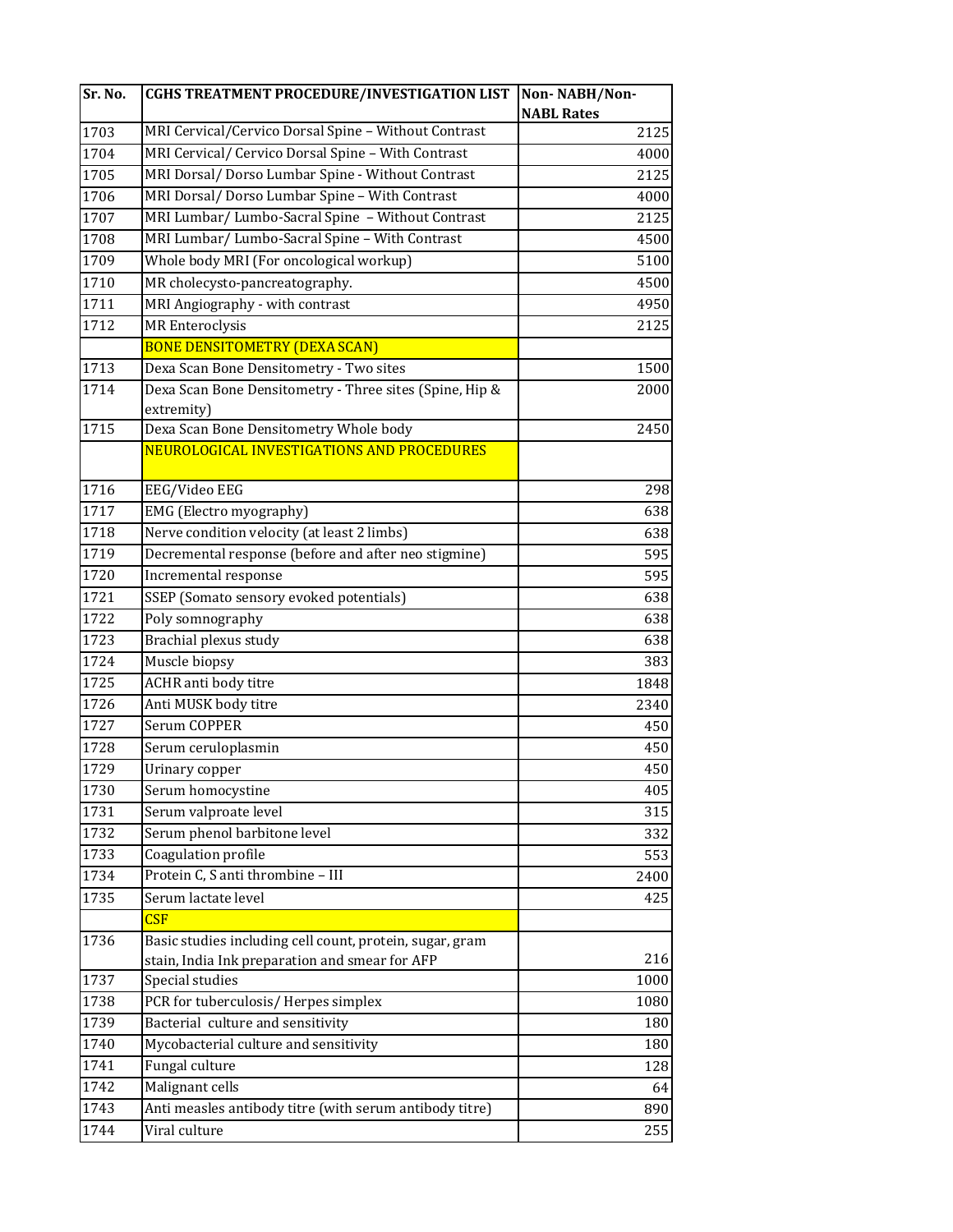| Sr. No. | CGHS TREATMENT PROCEDURE/INVESTIGATION LIST | Non- NABH/Non-NABL Rates |
|---|---|---|
| 1703 | MRI Cervical/Cervico Dorsal Spine – Without Contrast | 2125 |
| 1704 | MRI Cervical/ Cervico Dorsal Spine – With Contrast | 4000 |
| 1705 | MRI Dorsal/ Dorso Lumbar Spine - Without Contrast | 2125 |
| 1706 | MRI Dorsal/ Dorso Lumbar Spine – With Contrast | 4000 |
| 1707 | MRI Lumbar/ Lumbo-Sacral Spine – Without Contrast | 2125 |
| 1708 | MRI Lumbar/ Lumbo-Sacral Spine – With Contrast | 4500 |
| 1709 | Whole body MRI (For oncological workup) | 5100 |
| 1710 | MR cholecysto-pancreatography. | 4500 |
| 1711 | MRI Angiography - with contrast | 4950 |
| 1712 | MR Enteroclysis | 2125 |
| | BONE DENSITOMETRY (DEXA SCAN) | |
| 1713 | Dexa Scan Bone Densitometry - Two sites | 1500 |
| 1714 | Dexa Scan Bone Densitometry - Three sites (Spine, Hip & extremity) | 2000 |
| 1715 | Dexa Scan Bone Densitometry Whole body | 2450 |
| | NEUROLOGICAL INVESTIGATIONS AND PROCEDURES | |
| 1716 | EEG/Video EEG | 298 |
| 1717 | EMG (Electro myography) | 638 |
| 1718 | Nerve condition velocity (at least 2 limbs) | 638 |
| 1719 | Decremental response (before and after neo stigmine) | 595 |
| 1720 | Incremental response | 595 |
| 1721 | SSEP (Somato sensory evoked potentials) | 638 |
| 1722 | Poly somnography | 638 |
| 1723 | Brachial plexus study | 638 |
| 1724 | Muscle biopsy | 383 |
| 1725 | ACHR anti body titre | 1848 |
| 1726 | Anti MUSK body titre | 2340 |
| 1727 | Serum COPPER | 450 |
| 1728 | Serum ceruloplasmin | 450 |
| 1729 | Urinary copper | 450 |
| 1730 | Serum homocystine | 405 |
| 1731 | Serum valproate level | 315 |
| 1732 | Serum phenol barbitone level | 332 |
| 1733 | Coagulation profile | 553 |
| 1734 | Protein C, S anti thrombine – III | 2400 |
| 1735 | Serum lactate level | 425 |
| | CSF | |
| 1736 | Basic studies including cell count, protein, sugar, gram stain, India Ink preparation and smear for AFP | 216 |
| 1737 | Special studies | 1000 |
| 1738 | PCR for tuberculosis/ Herpes simplex | 1080 |
| 1739 | Bacterial culture and sensitivity | 180 |
| 1740 | Mycobacterial culture and sensitivity | 180 |
| 1741 | Fungal culture | 128 |
| 1742 | Malignant cells | 64 |
| 1743 | Anti measles antibody titre (with serum antibody titre) | 890 |
| 1744 | Viral culture | 255 |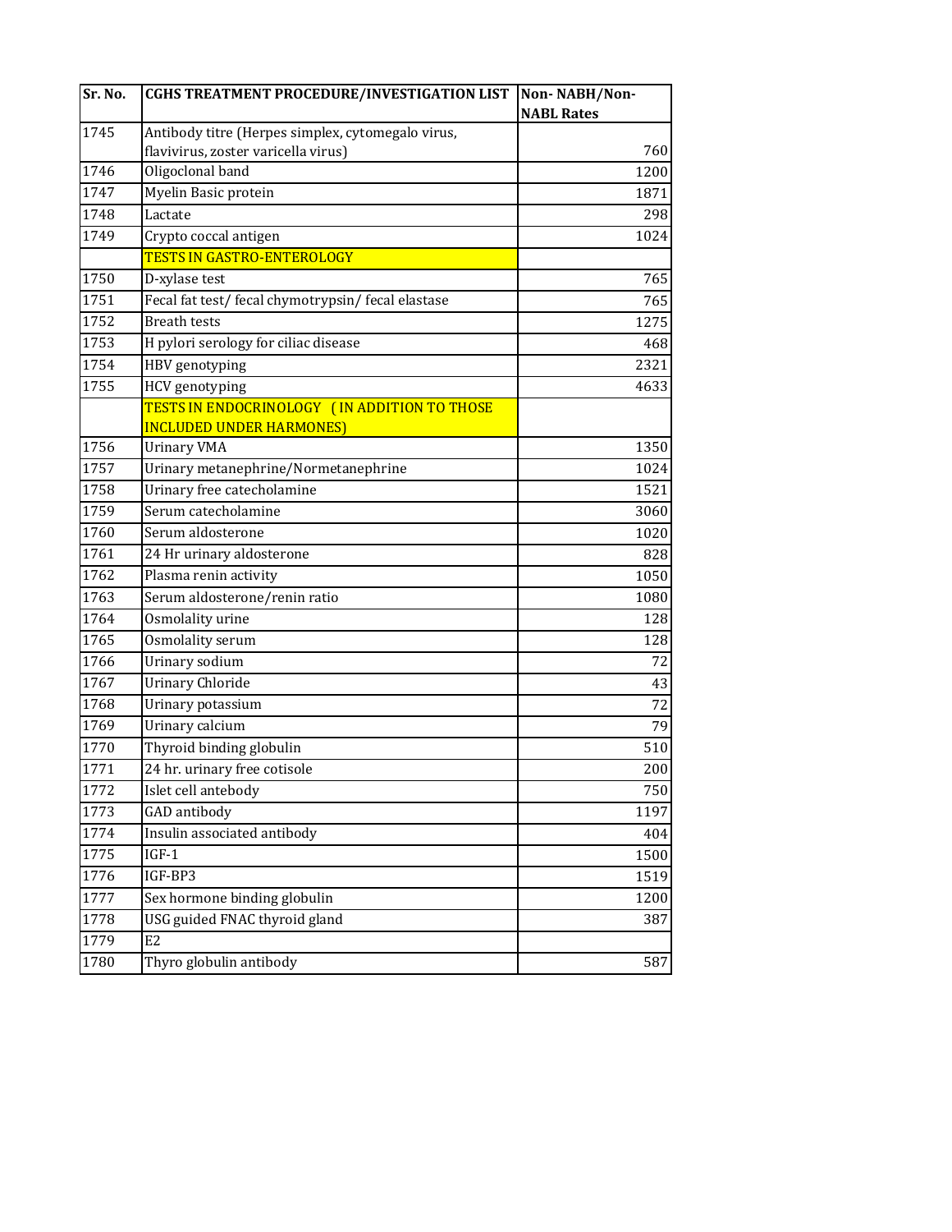| Sr. No. | CGHS TREATMENT PROCEDURE/INVESTIGATION LIST | Non- NABH/Non-NABL Rates |
|---|---|---|
| 1745 | Antibody titre (Herpes simplex, cytomegalo virus, flavivirus, zoster varicella virus) | 760 |
| 1746 | Oligoclonal band | 1200 |
| 1747 | Myelin Basic protein | 1871 |
| 1748 | Lactate | 298 |
| 1749 | Crypto coccal antigen | 1024 |
| | TESTS IN GASTRO-ENTEROLOGY | |
| 1750 | D-xylase test | 765 |
| 1751 | Fecal fat test/ fecal chymotrypsin/ fecal elastase | 765 |
| 1752 | Breath tests | 1275 |
| 1753 | H pylori serology for ciliac disease | 468 |
| 1754 | HBV genotyping | 2321 |
| 1755 | HCV genotyping | 4633 |
| | TESTS IN ENDOCRINOLOGY (IN ADDITION TO THOSE INCLUDED UNDER HARMONES) | |
| 1756 | Urinary VMA | 1350 |
| 1757 | Urinary metanephrine/Normetanephrine | 1024 |
| 1758 | Urinary free catecholamine | 1521 |
| 1759 | Serum catecholamine | 3060 |
| 1760 | Serum aldosterone | 1020 |
| 1761 | 24 Hr urinary aldosterone | 828 |
| 1762 | Plasma renin activity | 1050 |
| 1763 | Serum aldosterone/renin ratio | 1080 |
| 1764 | Osmolality urine | 128 |
| 1765 | Osmolality serum | 128 |
| 1766 | Urinary sodium | 72 |
| 1767 | Urinary Chloride | 43 |
| 1768 | Urinary potassium | 72 |
| 1769 | Urinary calcium | 79 |
| 1770 | Thyroid binding globulin | 510 |
| 1771 | 24 hr. urinary free cotisole | 200 |
| 1772 | Islet cell antebody | 750 |
| 1773 | GAD antibody | 1197 |
| 1774 | Insulin associated antibody | 404 |
| 1775 | IGF-1 | 1500 |
| 1776 | IGF-BP3 | 1519 |
| 1777 | Sex hormone binding globulin | 1200 |
| 1778 | USG guided FNAC thyroid gland | 387 |
| 1779 | E2 | |
| 1780 | Thyro globulin antibody | 587 |